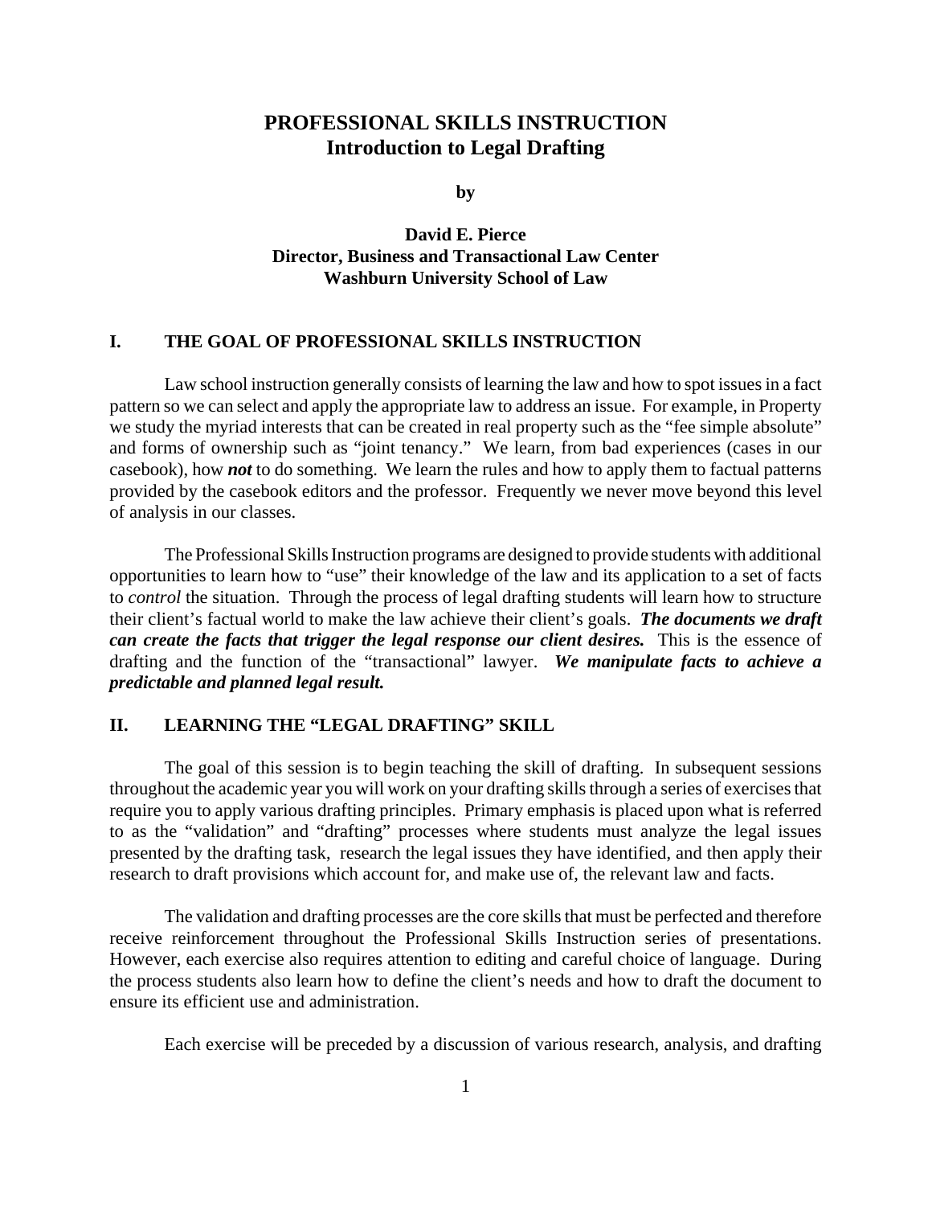# PROFESSIONAL SKILLS INSTRUCTION
## Introduction to Legal Drafting

**by**

**David E. Pierce**
**Director, Business and Transactional Law Center**
**Washburn University School of Law**

## I. THE GOAL OF PROFESSIONAL SKILLS INSTRUCTION

Law school instruction generally consists of learning the law and how to spot issues in a fact pattern so we can select and apply the appropriate law to address an issue. For example, in Property we study the myriad interests that can be created in real property such as the "fee simple absolute" and forms of ownership such as "joint tenancy." We learn, from bad experiences (cases in our casebook), how ***not*** to do something. We learn the rules and how to apply them to factual patterns provided by the casebook editors and the professor. Frequently we never move beyond this level of analysis in our classes.

The Professional Skills Instruction programs are designed to provide students with additional opportunities to learn how to "use" their knowledge of the law and its application to a set of facts to *control* the situation. Through the process of legal drafting students will learn how to structure their client's factual world to make the law achieve their client's goals. ***The documents we draft can create the facts that trigger the legal response our client desires.*** This is the essence of drafting and the function of the "transactional" lawyer. ***We manipulate facts to achieve a predictable and planned legal result.***

## II. LEARNING THE "LEGAL DRAFTING" SKILL

The goal of this session is to begin teaching the skill of drafting. In subsequent sessions throughout the academic year you will work on your drafting skills through a series of exercises that require you to apply various drafting principles. Primary emphasis is placed upon what is referred to as the "validation" and "drafting" processes where students must analyze the legal issues presented by the drafting task, research the legal issues they have identified, and then apply their research to draft provisions which account for, and make use of, the relevant law and facts.

The validation and drafting processes are the core skills that must be perfected and therefore receive reinforcement throughout the Professional Skills Instruction series of presentations. However, each exercise also requires attention to editing and careful choice of language. During the process students also learn how to define the client's needs and how to draft the document to ensure its efficient use and administration.

Each exercise will be preceded by a discussion of various research, analysis, and drafting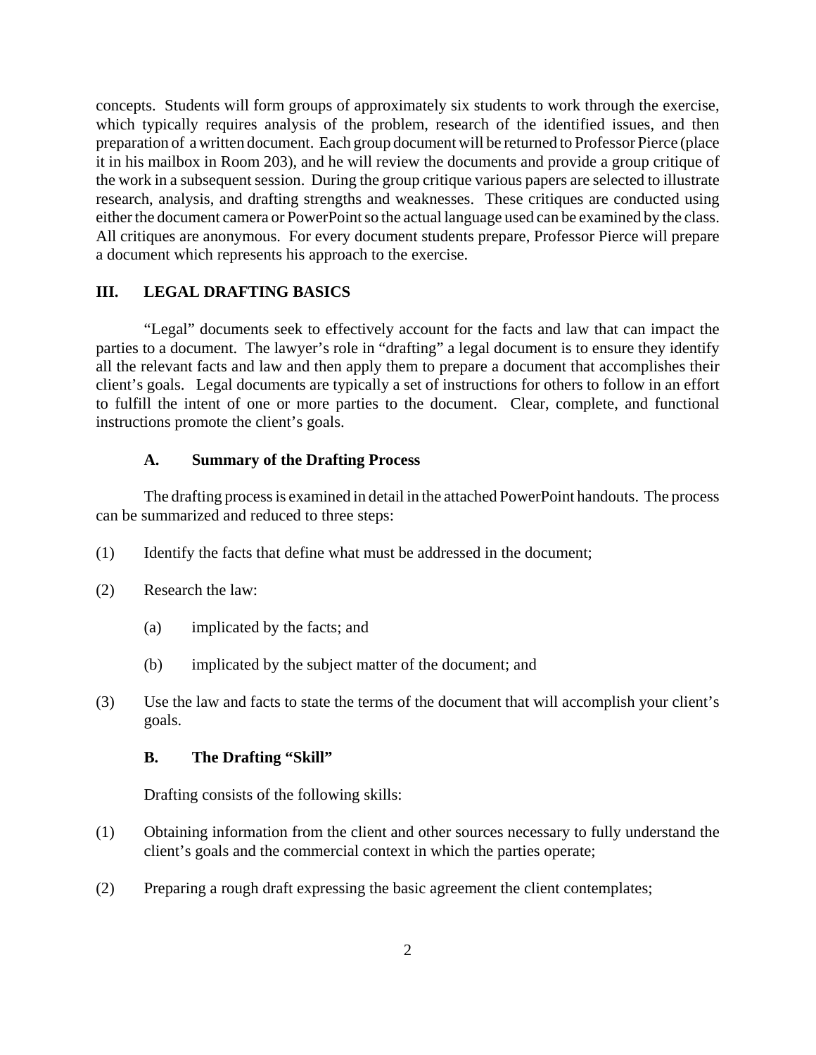concepts. Students will form groups of approximately six students to work through the exercise, which typically requires analysis of the problem, research of the identified issues, and then preparation of a written document. Each group document will be returned to Professor Pierce (place it in his mailbox in Room 203), and he will review the documents and provide a group critique of the work in a subsequent session. During the group critique various papers are selected to illustrate research, analysis, and drafting strengths and weaknesses. These critiques are conducted using either the document camera or PowerPoint so the actual language used can be examined by the class. All critiques are anonymous. For every document students prepare, Professor Pierce will prepare a document which represents his approach to the exercise.

## III. LEGAL DRAFTING BASICS

"Legal" documents seek to effectively account for the facts and law that can impact the parties to a document. The lawyer's role in "drafting" a legal document is to ensure they identify all the relevant facts and law and then apply them to prepare a document that accomplishes their client's goals. Legal documents are typically a set of instructions for others to follow in an effort to fulfill the intent of one or more parties to the document. Clear, complete, and functional instructions promote the client's goals.

### A. Summary of the Drafting Process

The drafting process is examined in detail in the attached PowerPoint handouts. The process can be summarized and reduced to three steps:

(1) Identify the facts that define what must be addressed in the document;

(2) Research the law:

  (a) implicated by the facts; and

  (b) implicated by the subject matter of the document; and

(3) Use the law and facts to state the terms of the document that will accomplish your client's goals.

### B. The Drafting "Skill"

Drafting consists of the following skills:

(1) Obtaining information from the client and other sources necessary to fully understand the client's goals and the commercial context in which the parties operate;

(2) Preparing a rough draft expressing the basic agreement the client contemplates;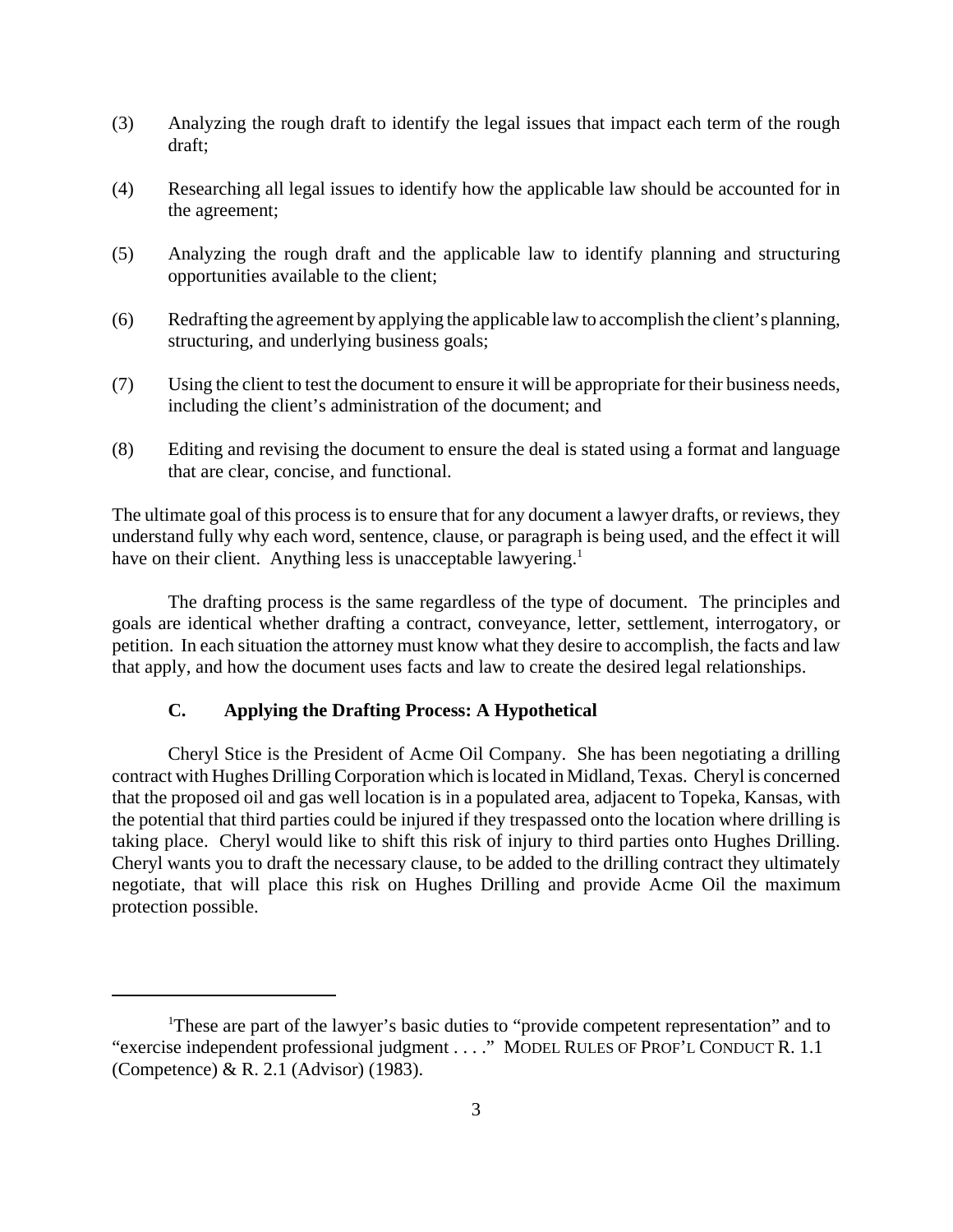(3) Analyzing the rough draft to identify the legal issues that impact each term of the rough draft;

(4) Researching all legal issues to identify how the applicable law should be accounted for in the agreement;

(5) Analyzing the rough draft and the applicable law to identify planning and structuring opportunities available to the client;

(6) Redrafting the agreement by applying the applicable law to accomplish the client's planning, structuring, and underlying business goals;

(7) Using the client to test the document to ensure it will be appropriate for their business needs, including the client's administration of the document; and

(8) Editing and revising the document to ensure the deal is stated using a format and language that are clear, concise, and functional.

The ultimate goal of this process is to ensure that for any document a lawyer drafts, or reviews, they understand fully why each word, sentence, clause, or paragraph is being used, and the effect it will have on their client. Anything less is unacceptable lawyering.[1]

The drafting process is the same regardless of the type of document. The principles and goals are identical whether drafting a contract, conveyance, letter, settlement, interrogatory, or petition. In each situation the attorney must know what they desire to accomplish, the facts and law that apply, and how the document uses facts and law to create the desired legal relationships.

### C. Applying the Drafting Process: A Hypothetical

Cheryl Stice is the President of Acme Oil Company. She has been negotiating a drilling contract with Hughes Drilling Corporation which is located in Midland, Texas. Cheryl is concerned that the proposed oil and gas well location is in a populated area, adjacent to Topeka, Kansas, with the potential that third parties could be injured if they trespassed onto the location where drilling is taking place. Cheryl would like to shift this risk of injury to third parties onto Hughes Drilling. Cheryl wants you to draft the necessary clause, to be added to the drilling contract they ultimately negotiate, that will place this risk on Hughes Drilling and provide Acme Oil the maximum protection possible.

---

[1] These are part of the lawyer's basic duties to "provide competent representation" and to "exercise independent professional judgment . . . ." MODEL RULES OF PROF'L CONDUCT R. 1.1 (Competence) & R. 2.1 (Advisor) (1983).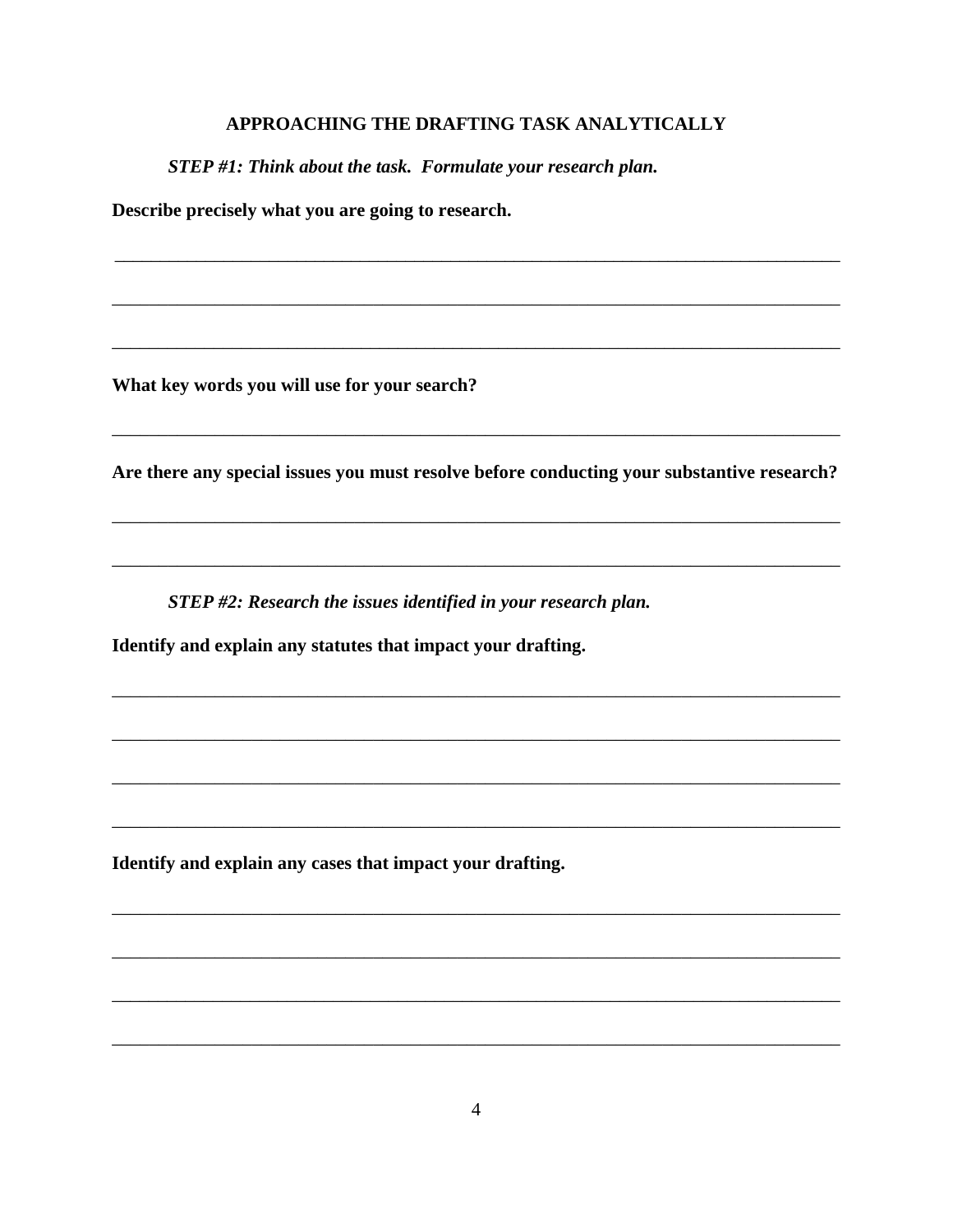## APPROACHING THE DRAFTING TASK ANALYTICALLY

***STEP #1: Think about the task. Formulate your research plan.***

**Describe precisely what you are going to research.**

______________________________________________________________________________

______________________________________________________________________________

______________________________________________________________________________

**What key words you will use for your search?**

______________________________________________________________________________

**Are there any special issues you must resolve before conducting your substantive research?**

______________________________________________________________________________

______________________________________________________________________________

***STEP #2: Research the issues identified in your research plan.***

**Identify and explain any statutes that impact your drafting.**

______________________________________________________________________________

______________________________________________________________________________

______________________________________________________________________________

______________________________________________________________________________

**Identify and explain any cases that impact your drafting.**

______________________________________________________________________________

______________________________________________________________________________

______________________________________________________________________________

______________________________________________________________________________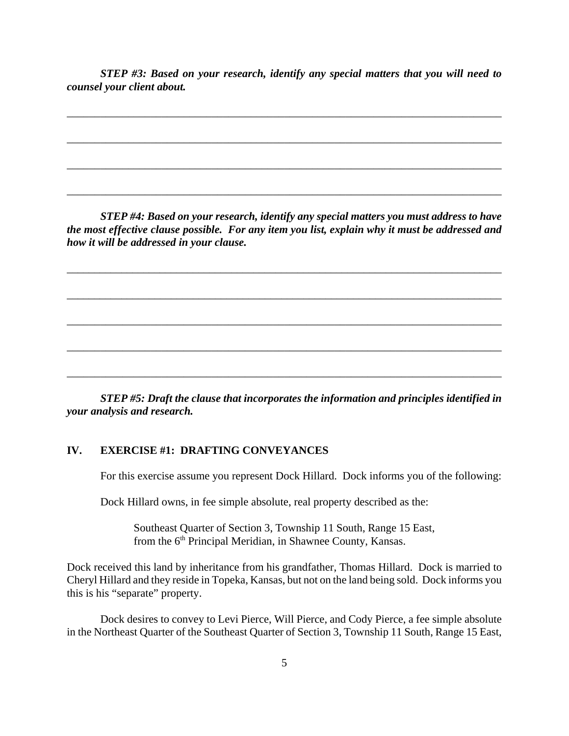***STEP #3: Based on your research, identify any special matters that you will need to counsel your client about.***

\_\_\_\_\_\_\_\_\_\_\_\_\_\_\_\_\_\_\_\_\_\_\_\_\_\_\_\_\_\_\_\_\_\_\_\_\_\_\_\_\_\_\_\_\_\_\_\_\_\_\_\_\_\_\_\_\_\_\_\_\_\_\_\_\_\_\_\_\_\_\_\_\_\_\_\_

\_\_\_\_\_\_\_\_\_\_\_\_\_\_\_\_\_\_\_\_\_\_\_\_\_\_\_\_\_\_\_\_\_\_\_\_\_\_\_\_\_\_\_\_\_\_\_\_\_\_\_\_\_\_\_\_\_\_\_\_\_\_\_\_\_\_\_\_\_\_\_\_\_\_\_\_

\_\_\_\_\_\_\_\_\_\_\_\_\_\_\_\_\_\_\_\_\_\_\_\_\_\_\_\_\_\_\_\_\_\_\_\_\_\_\_\_\_\_\_\_\_\_\_\_\_\_\_\_\_\_\_\_\_\_\_\_\_\_\_\_\_\_\_\_\_\_\_\_\_\_\_\_

\_\_\_\_\_\_\_\_\_\_\_\_\_\_\_\_\_\_\_\_\_\_\_\_\_\_\_\_\_\_\_\_\_\_\_\_\_\_\_\_\_\_\_\_\_\_\_\_\_\_\_\_\_\_\_\_\_\_\_\_\_\_\_\_\_\_\_\_\_\_\_\_\_\_\_\_

***STEP #4: Based on your research, identify any special matters you must address to have the most effective clause possible. For any item you list, explain why it must be addressed and how it will be addressed in your clause.***

\_\_\_\_\_\_\_\_\_\_\_\_\_\_\_\_\_\_\_\_\_\_\_\_\_\_\_\_\_\_\_\_\_\_\_\_\_\_\_\_\_\_\_\_\_\_\_\_\_\_\_\_\_\_\_\_\_\_\_\_\_\_\_\_\_\_\_\_\_\_\_\_\_\_\_\_

\_\_\_\_\_\_\_\_\_\_\_\_\_\_\_\_\_\_\_\_\_\_\_\_\_\_\_\_\_\_\_\_\_\_\_\_\_\_\_\_\_\_\_\_\_\_\_\_\_\_\_\_\_\_\_\_\_\_\_\_\_\_\_\_\_\_\_\_\_\_\_\_\_\_\_\_

\_\_\_\_\_\_\_\_\_\_\_\_\_\_\_\_\_\_\_\_\_\_\_\_\_\_\_\_\_\_\_\_\_\_\_\_\_\_\_\_\_\_\_\_\_\_\_\_\_\_\_\_\_\_\_\_\_\_\_\_\_\_\_\_\_\_\_\_\_\_\_\_\_\_\_\_

\_\_\_\_\_\_\_\_\_\_\_\_\_\_\_\_\_\_\_\_\_\_\_\_\_\_\_\_\_\_\_\_\_\_\_\_\_\_\_\_\_\_\_\_\_\_\_\_\_\_\_\_\_\_\_\_\_\_\_\_\_\_\_\_\_\_\_\_\_\_\_\_\_\_\_\_

\_\_\_\_\_\_\_\_\_\_\_\_\_\_\_\_\_\_\_\_\_\_\_\_\_\_\_\_\_\_\_\_\_\_\_\_\_\_\_\_\_\_\_\_\_\_\_\_\_\_\_\_\_\_\_\_\_\_\_\_\_\_\_\_\_\_\_\_\_\_\_\_\_\_\_\_

***STEP #5: Draft the clause that incorporates the information and principles identified in your analysis and research.***

## IV. EXERCISE #1: DRAFTING CONVEYANCES

For this exercise assume you represent Dock Hillard. Dock informs you of the following:

Dock Hillard owns, in fee simple absolute, real property described as the:

> Southeast Quarter of Section 3, Township 11 South, Range 15 East, from the 6th Principal Meridian, in Shawnee County, Kansas.

Dock received this land by inheritance from his grandfather, Thomas Hillard. Dock is married to Cheryl Hillard and they reside in Topeka, Kansas, but not on the land being sold. Dock informs you this is his "separate" property.

Dock desires to convey to Levi Pierce, Will Pierce, and Cody Pierce, a fee simple absolute in the Northeast Quarter of the Southeast Quarter of Section 3, Township 11 South, Range 15 East,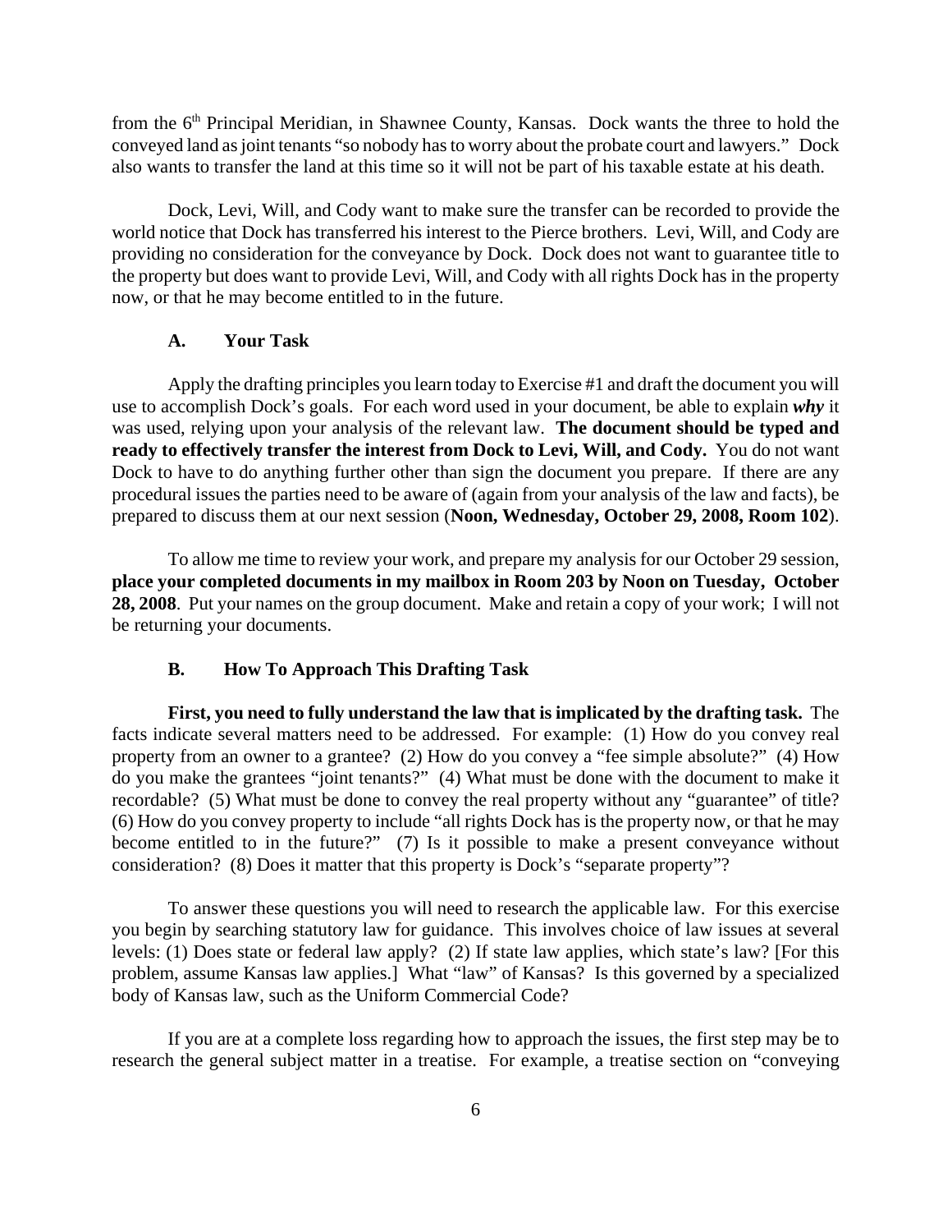from the 6th Principal Meridian, in Shawnee County, Kansas. Dock wants the three to hold the conveyed land as joint tenants "so nobody has to worry about the probate court and lawyers." Dock also wants to transfer the land at this time so it will not be part of his taxable estate at his death.

Dock, Levi, Will, and Cody want to make sure the transfer can be recorded to provide the world notice that Dock has transferred his interest to the Pierce brothers. Levi, Will, and Cody are providing no consideration for the conveyance by Dock. Dock does not want to guarantee title to the property but does want to provide Levi, Will, and Cody with all rights Dock has in the property now, or that he may become entitled to in the future.

### A. Your Task

Apply the drafting principles you learn today to Exercise #1 and draft the document you will use to accomplish Dock's goals. For each word used in your document, be able to explain ***why*** it was used, relying upon your analysis of the relevant law. **The document should be typed and ready to effectively transfer the interest from Dock to Levi, Will, and Cody.** You do not want Dock to have to do anything further other than sign the document you prepare. If there are any procedural issues the parties need to be aware of (again from your analysis of the law and facts), be prepared to discuss them at our next session (**Noon, Wednesday, October 29, 2008, Room 102**).

To allow me time to review your work, and prepare my analysis for our October 29 session, **place your completed documents in my mailbox in Room 203 by Noon on Tuesday, October 28, 2008**. Put your names on the group document. Make and retain a copy of your work; I will not be returning your documents.

### B. How To Approach This Drafting Task

**First, you need to fully understand the law that is implicated by the drafting task.** The facts indicate several matters need to be addressed. For example: (1) How do you convey real property from an owner to a grantee? (2) How do you convey a "fee simple absolute?" (4) How do you make the grantees "joint tenants?" (4) What must be done with the document to make it recordable? (5) What must be done to convey the real property without any "guarantee" of title? (6) How do you convey property to include "all rights Dock has is the property now, or that he may become entitled to in the future?" (7) Is it possible to make a present conveyance without consideration? (8) Does it matter that this property is Dock's "separate property"?

To answer these questions you will need to research the applicable law. For this exercise you begin by searching statutory law for guidance. This involves choice of law issues at several levels: (1) Does state or federal law apply? (2) If state law applies, which state's law? [For this problem, assume Kansas law applies.] What "law" of Kansas? Is this governed by a specialized body of Kansas law, such as the Uniform Commercial Code?

If you are at a complete loss regarding how to approach the issues, the first step may be to research the general subject matter in a treatise. For example, a treatise section on "conveying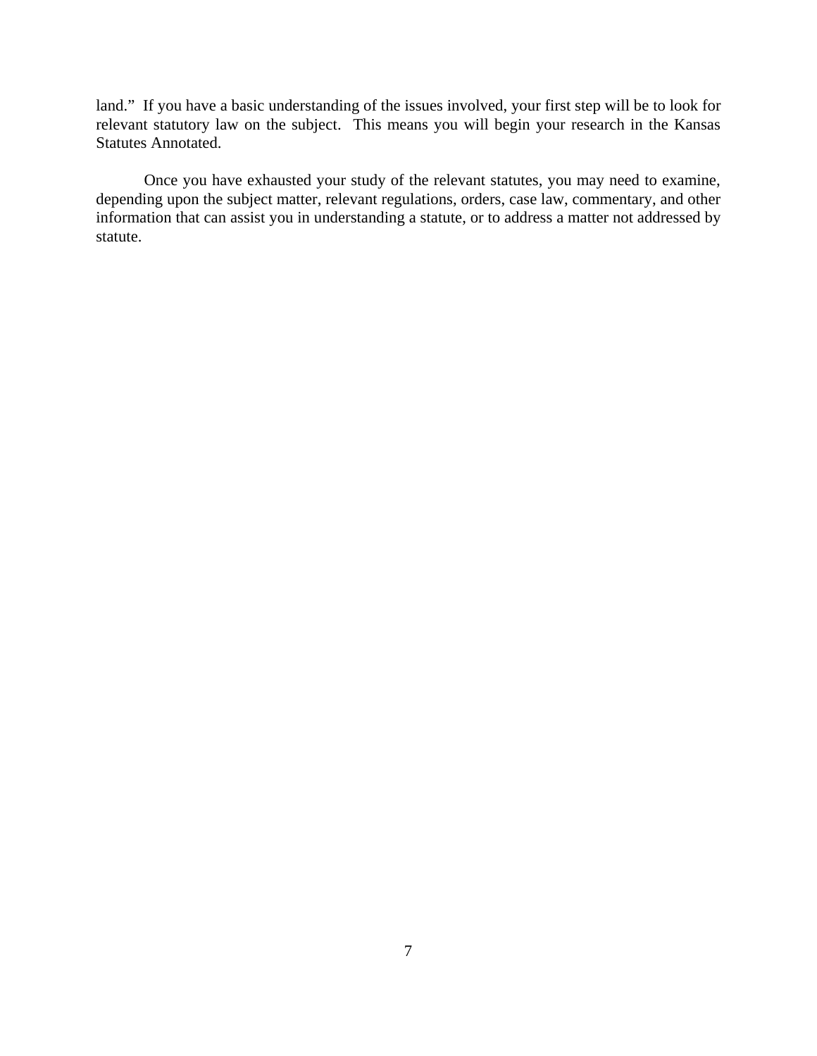land." If you have a basic understanding of the issues involved, your first step will be to look for relevant statutory law on the subject. This means you will begin your research in the Kansas Statutes Annotated.

Once you have exhausted your study of the relevant statutes, you may need to examine, depending upon the subject matter, relevant regulations, orders, case law, commentary, and other information that can assist you in understanding a statute, or to address a matter not addressed by statute.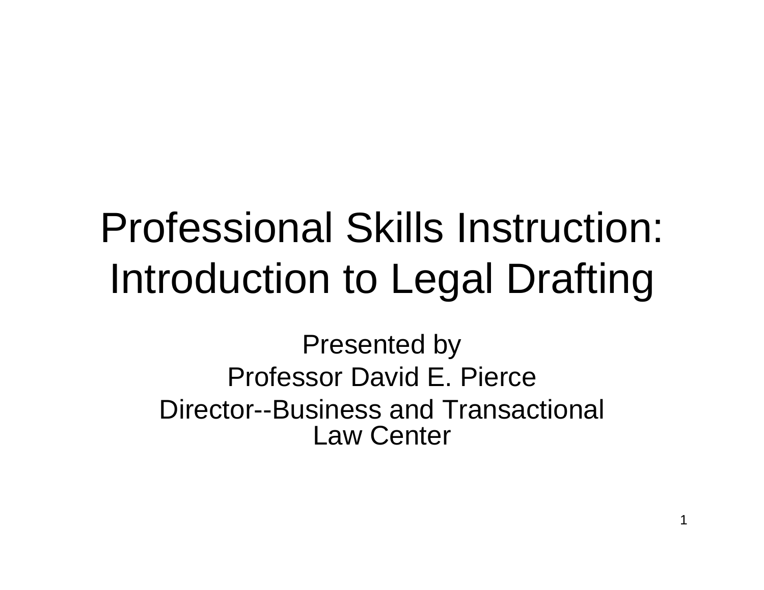# Professional Skills Instruction: Introduction to Legal Drafting

Presented by

Professor David E. Pierce

Director--Business and Transactional Law Center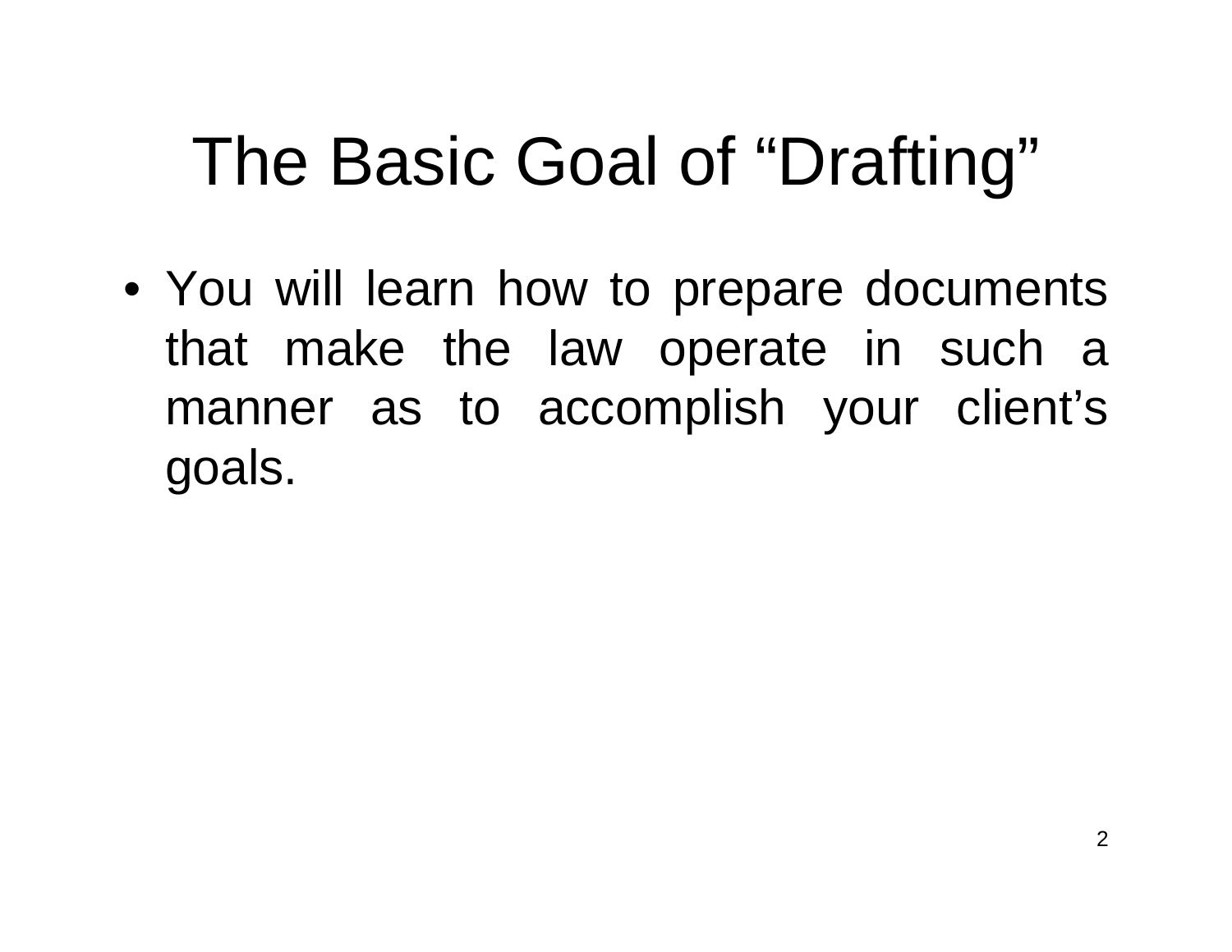# The Basic Goal of “Drafting”

- You will learn how to prepare documents that make the law operate in such a manner as to accomplish your client’s goals.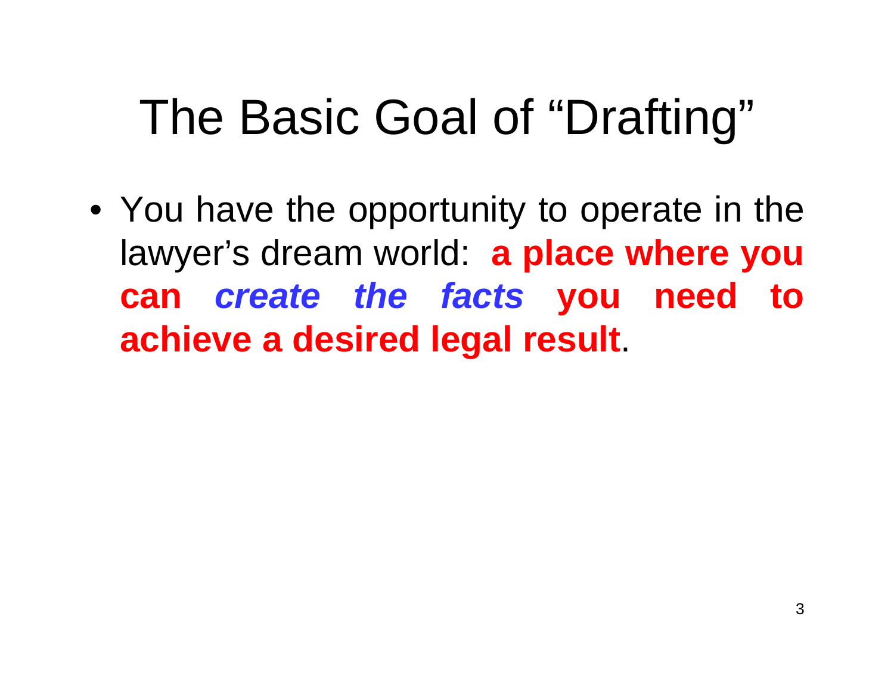# The Basic Goal of "Drafting"

- You have the opportunity to operate in the lawyer's dream world: **a place where you can *create the facts* you need to achieve a desired legal result**.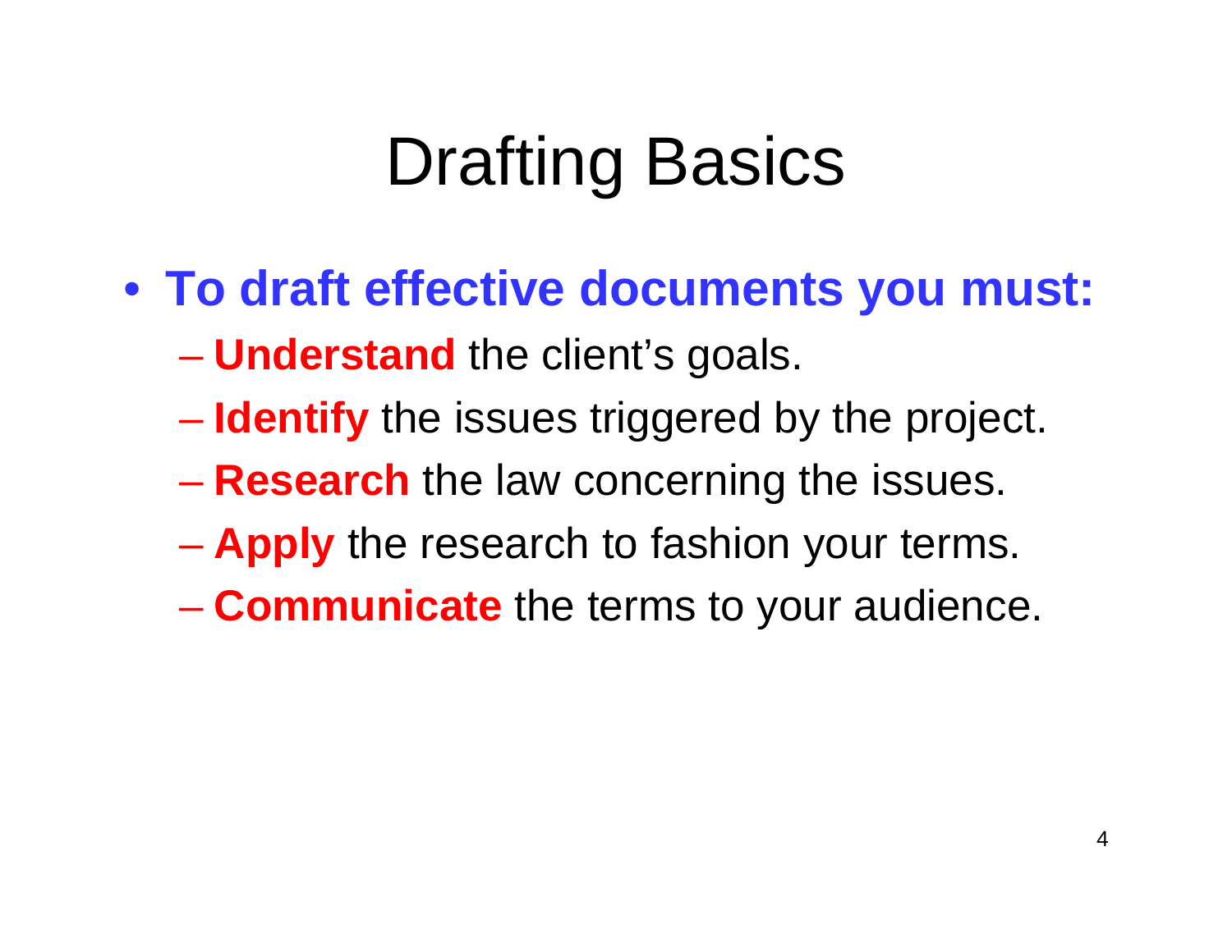# Drafting Basics

- **To draft effective documents you must:**
  - **Understand** the client's goals.
  - **Identify** the issues triggered by the project.
  - **Research** the law concerning the issues.
  - **Apply** the research to fashion your terms.
  - **Communicate** the terms to your audience.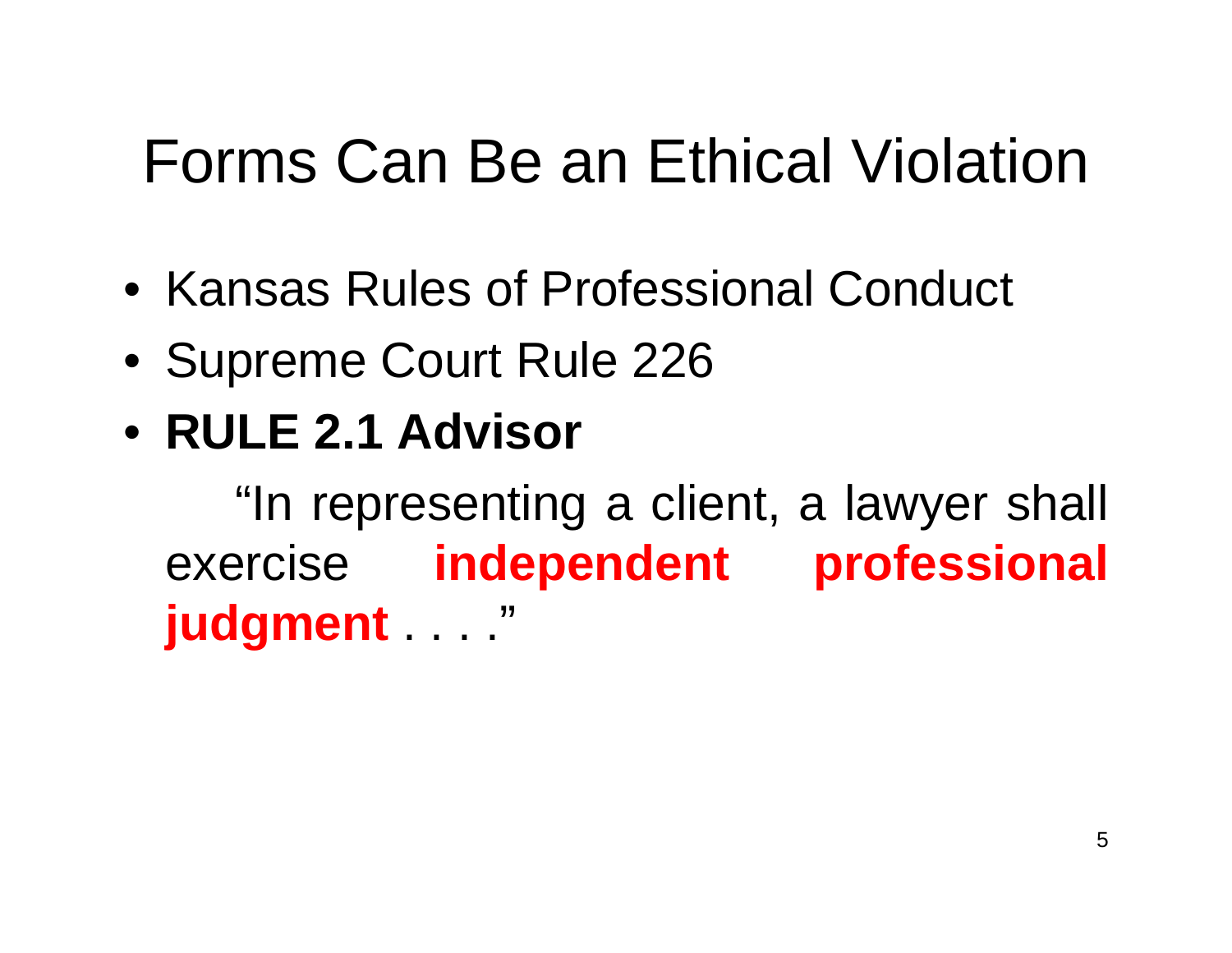# Forms Can Be an Ethical Violation

- Kansas Rules of Professional Conduct
- Supreme Court Rule 226
- **RULE 2.1 Advisor**

  "In representing a client, a lawyer shall exercise **independent professional judgment** . . . ."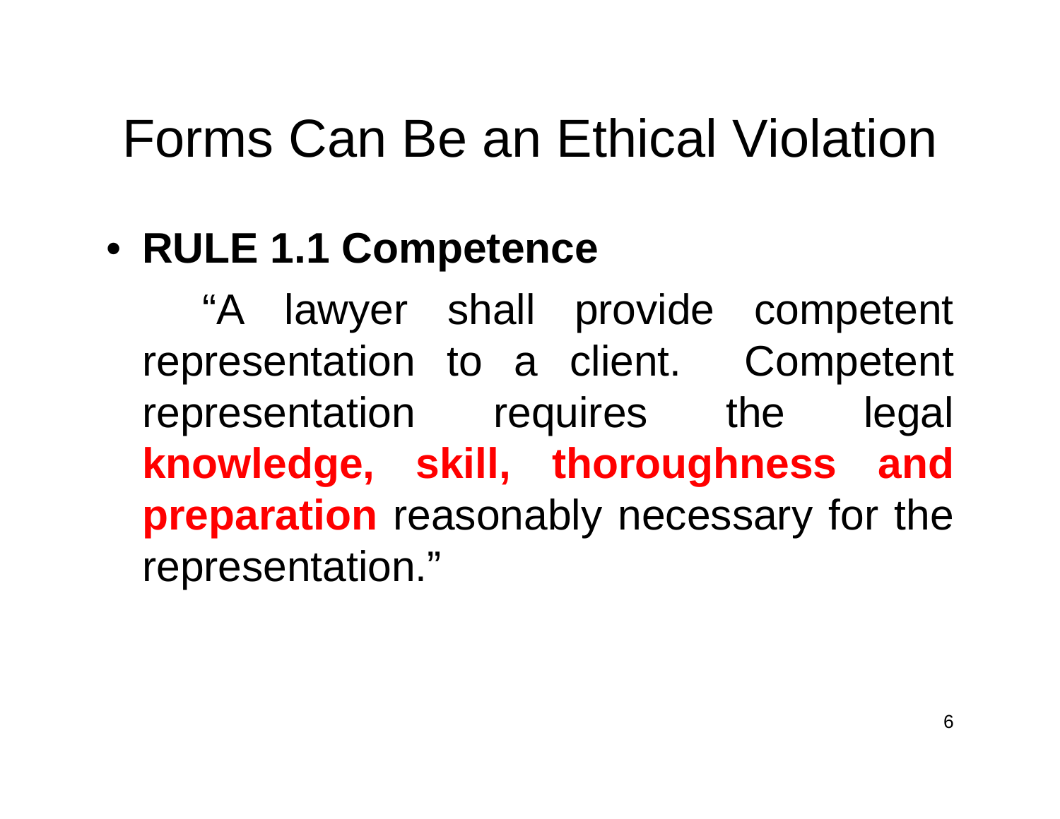# Forms Can Be an Ethical Violation

- **RULE 1.1 Competence**

  "A lawyer shall provide competent representation to a client. Competent representation requires the legal **knowledge, skill, thoroughness and preparation** reasonably necessary for the representation."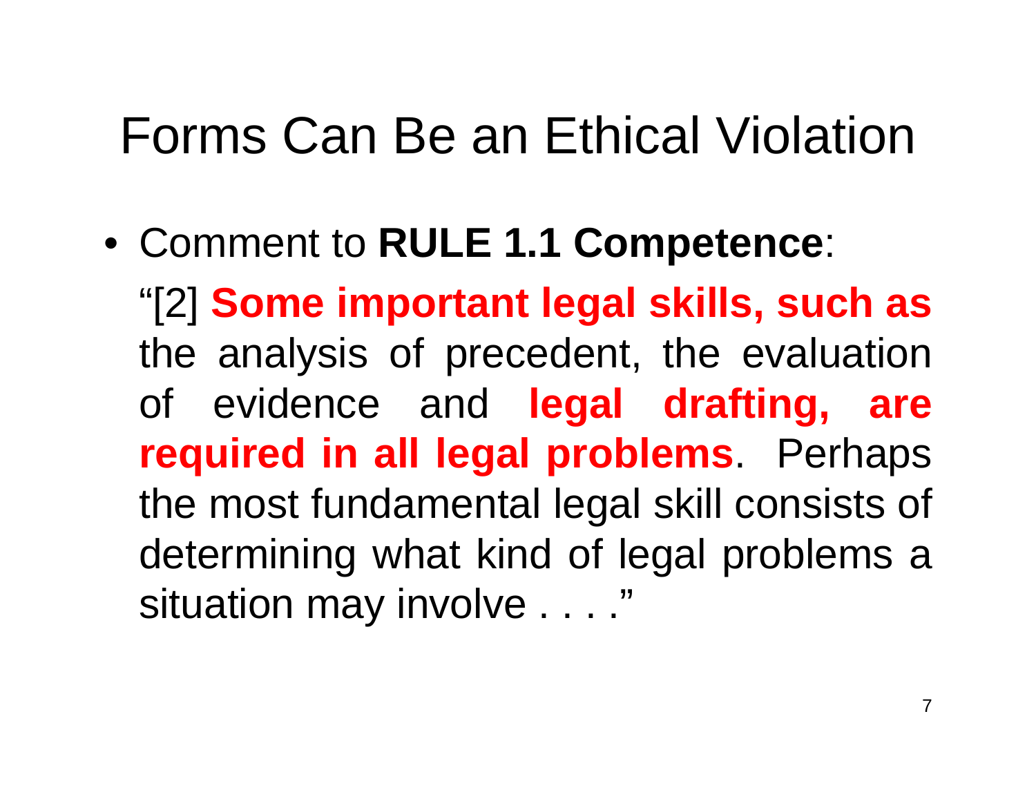# Forms Can Be an Ethical Violation

- Comment to **RULE 1.1 Competence**:

  "[2] **Some important legal skills, such as** the analysis of precedent, the evaluation of evidence and **legal drafting, are required in all legal problems**. Perhaps the most fundamental legal skill consists of determining what kind of legal problems a situation may involve . . . ."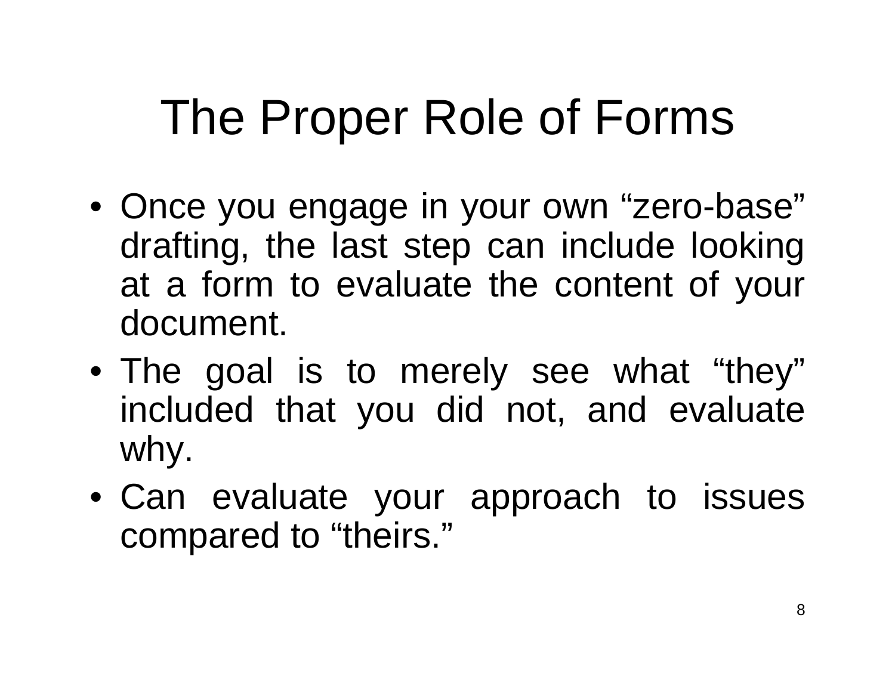# The Proper Role of Forms

- Once you engage in your own "zero-base" drafting, the last step can include looking at a form to evaluate the content of your document.
- The goal is to merely see what "they" included that you did not, and evaluate why.
- Can evaluate your approach to issues compared to "theirs."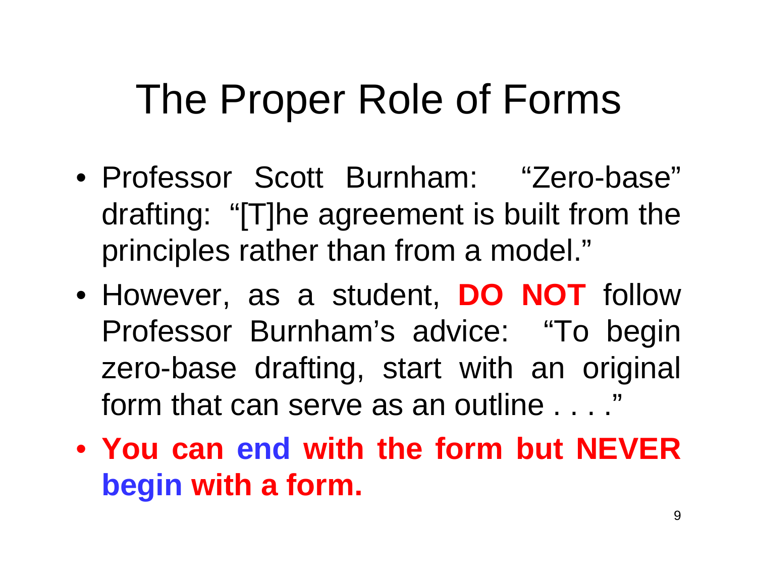# The Proper Role of Forms

- Professor Scott Burnham: "Zero-base" drafting: "[T]he agreement is built from the principles rather than from a model."
- However, as a student, **DO NOT** follow Professor Burnham's advice: "To begin zero-base drafting, start with an original form that can serve as an outline . . . ."
- **You can end with the form but NEVER begin with a form.**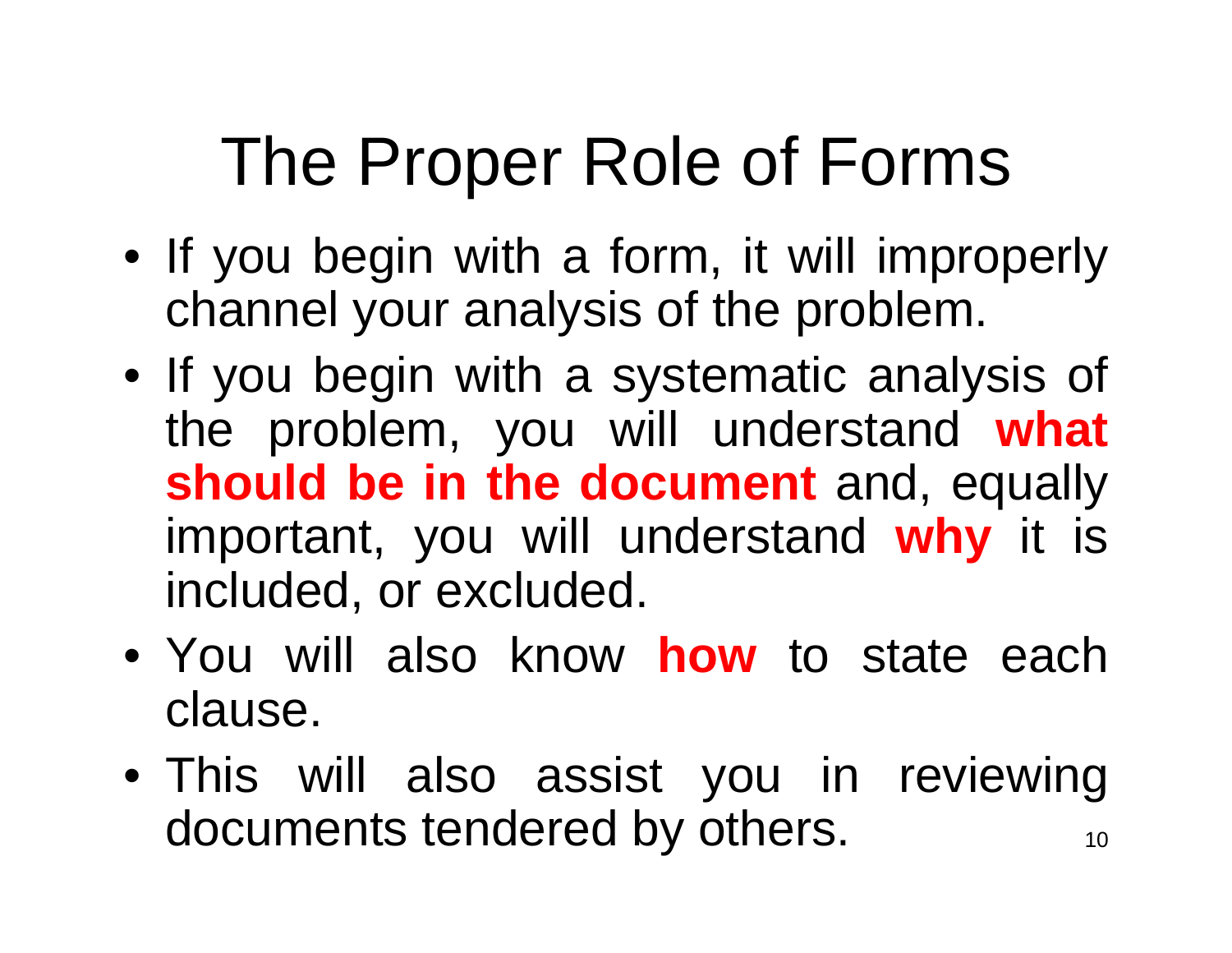# The Proper Role of Forms

- If you begin with a form, it will improperly channel your analysis of the problem.
- If you begin with a systematic analysis of the problem, you will understand **what should be in the document** and, equally important, you will understand **why** it is included, or excluded.
- You will also know **how** to state each clause.
- This will also assist you in reviewing documents tendered by others.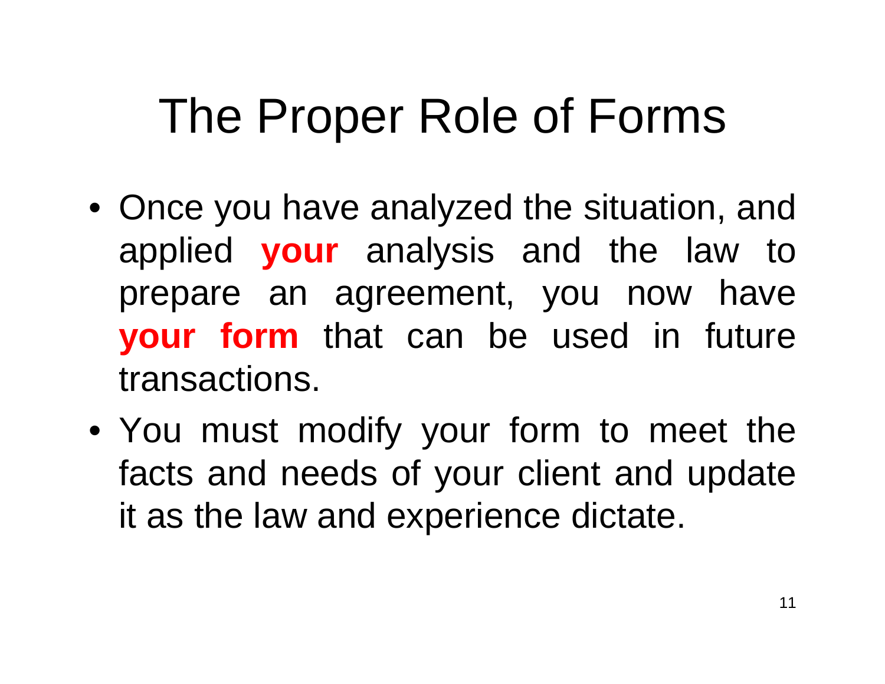# The Proper Role of Forms

- Once you have analyzed the situation, and applied **your** analysis and the law to prepare an agreement, you now have **your form** that can be used in future transactions.
- You must modify your form to meet the facts and needs of your client and update it as the law and experience dictate.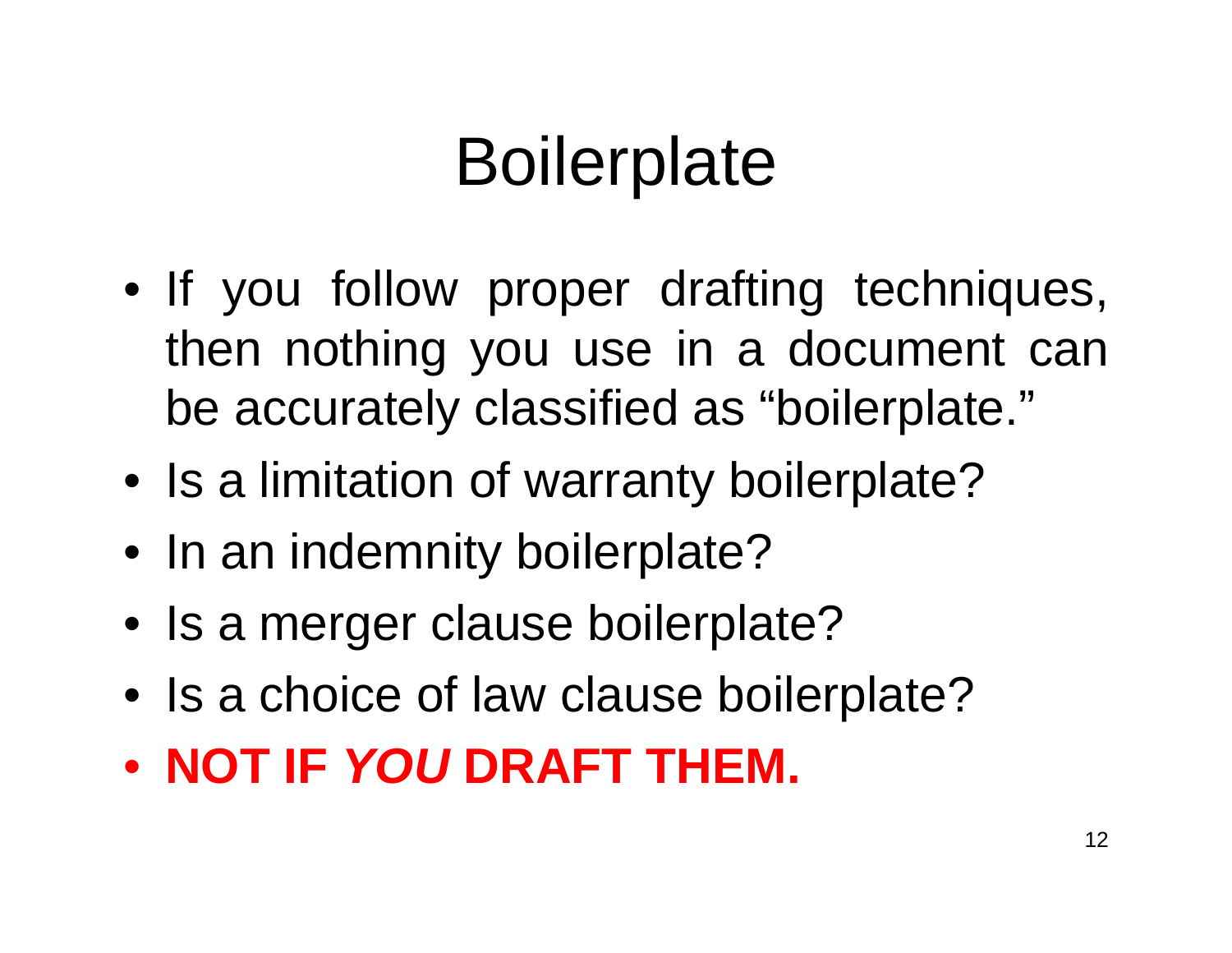# Boilerplate

- If you follow proper drafting techniques, then nothing you use in a document can be accurately classified as "boilerplate."
- Is a limitation of warranty boilerplate?
- In an indemnity boilerplate?
- Is a merger clause boilerplate?
- Is a choice of law clause boilerplate?
- **NOT IF *YOU* DRAFT THEM.**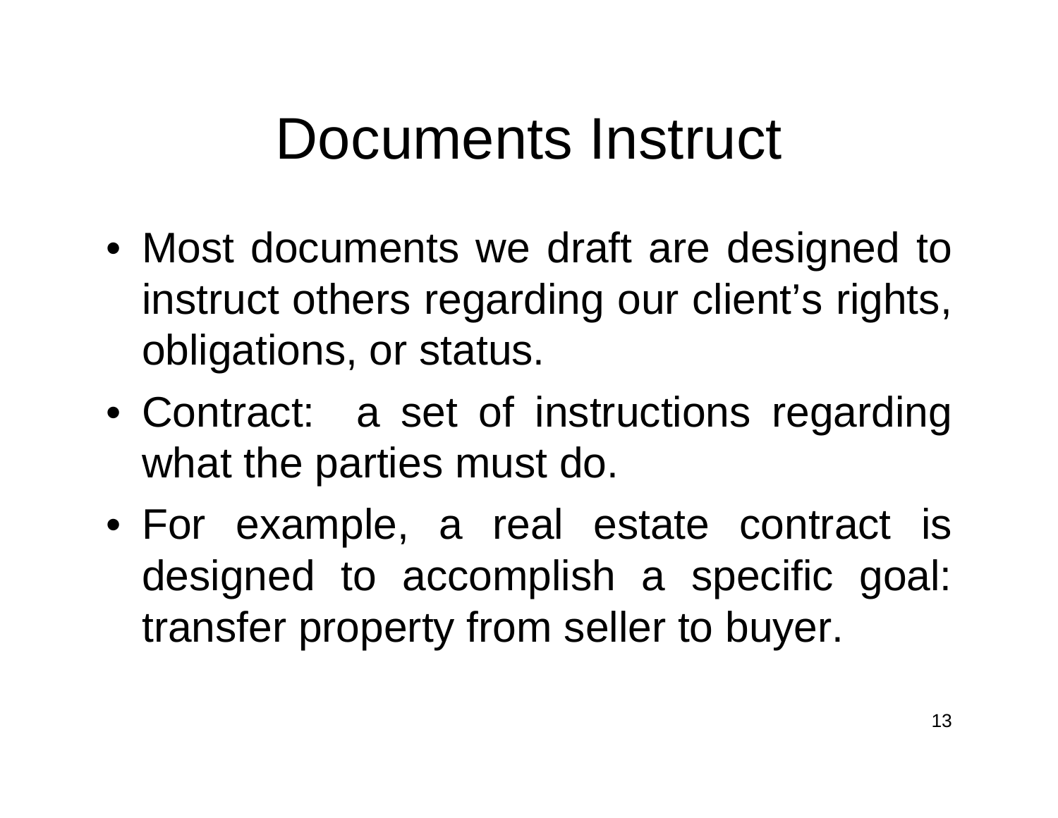# Documents Instruct

- Most documents we draft are designed to instruct others regarding our client's rights, obligations, or status.
- Contract: a set of instructions regarding what the parties must do.
- For example, a real estate contract is designed to accomplish a specific goal: transfer property from seller to buyer.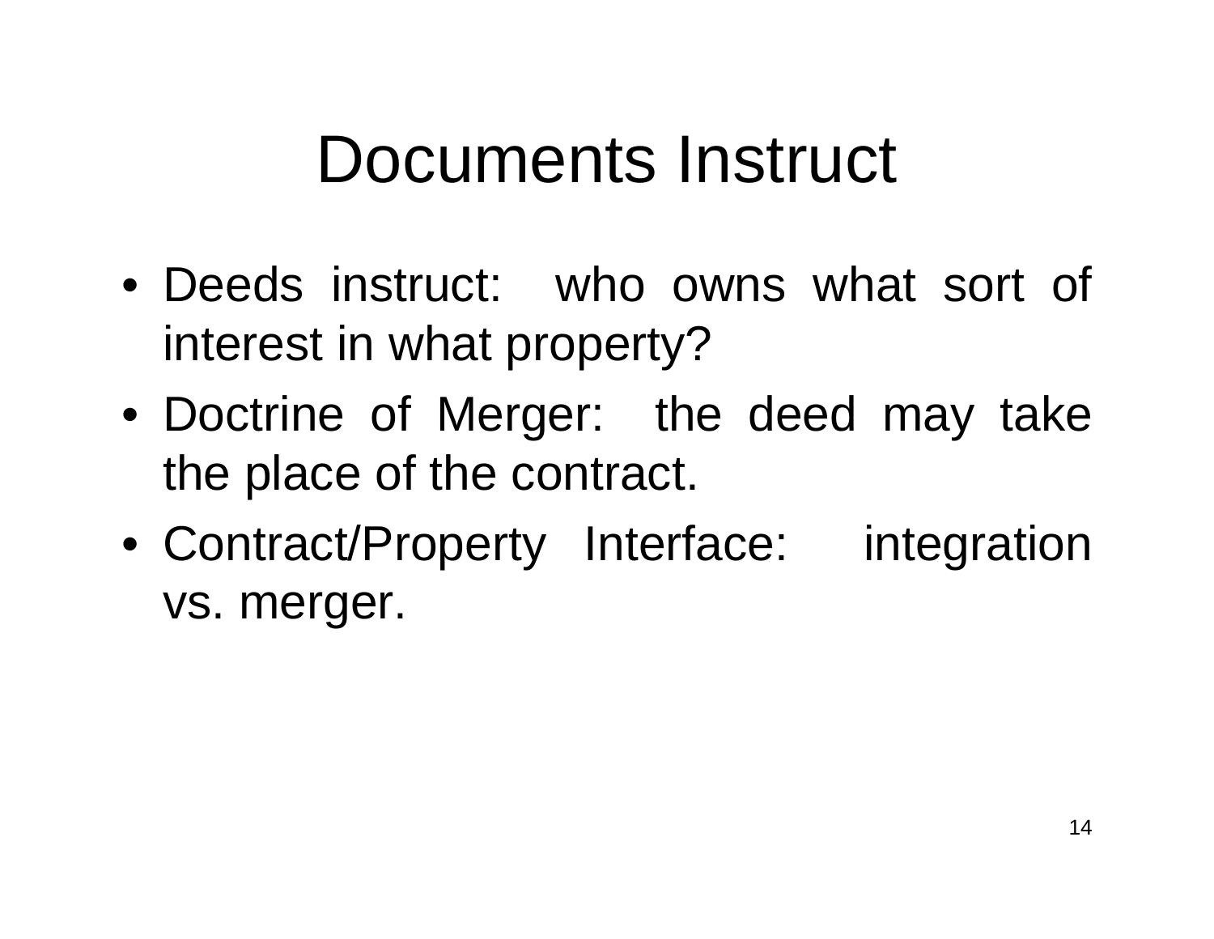# Documents Instruct

- Deeds instruct: who owns what sort of interest in what property?
- Doctrine of Merger: the deed may take the place of the contract.
- Contract/Property Interface: integration vs. merger.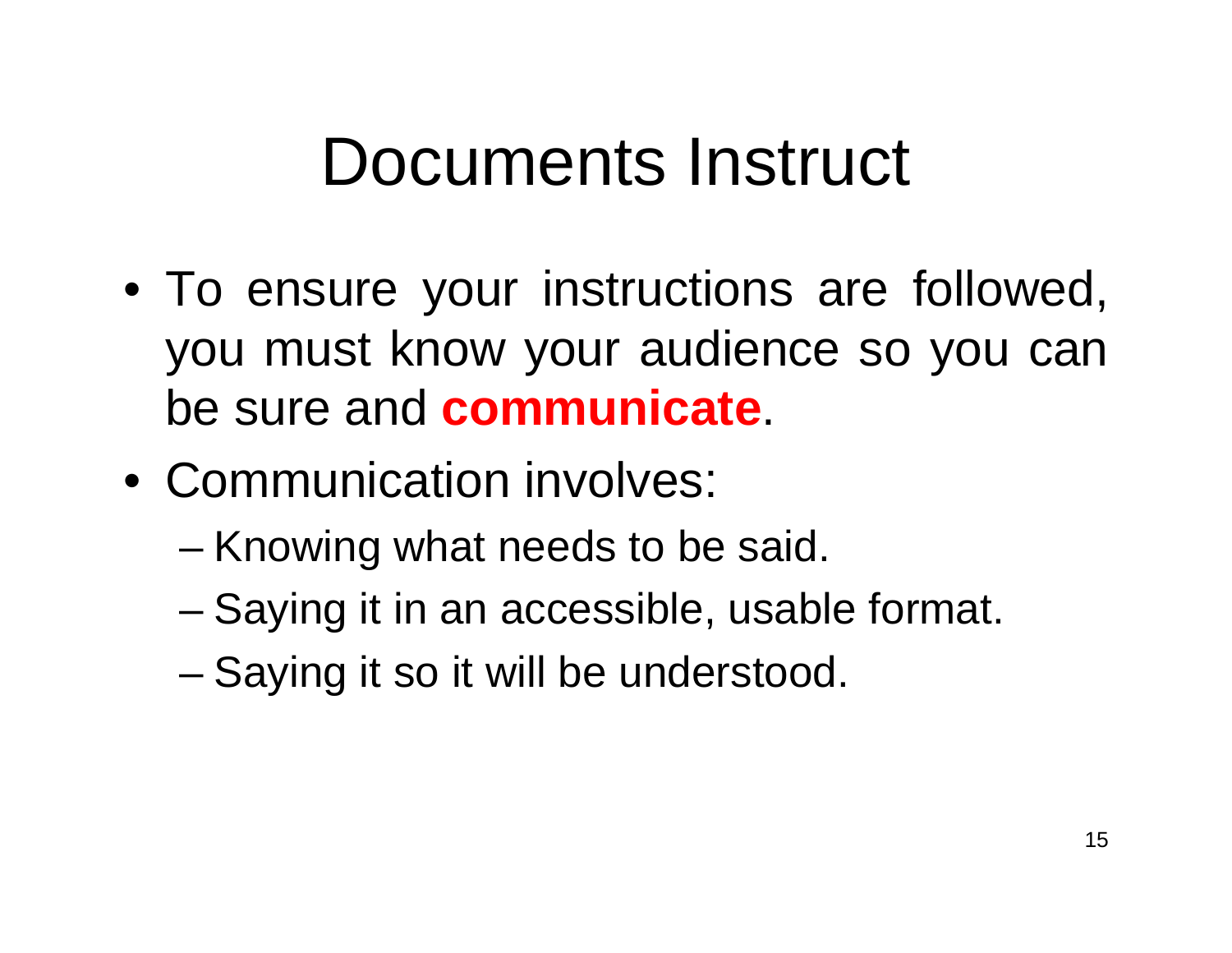# Documents Instruct

- To ensure your instructions are followed, you must know your audience so you can be sure and **communicate**.
- Communication involves:
  - Knowing what needs to be said.
  - Saying it in an accessible, usable format.
  - Saying it so it will be understood.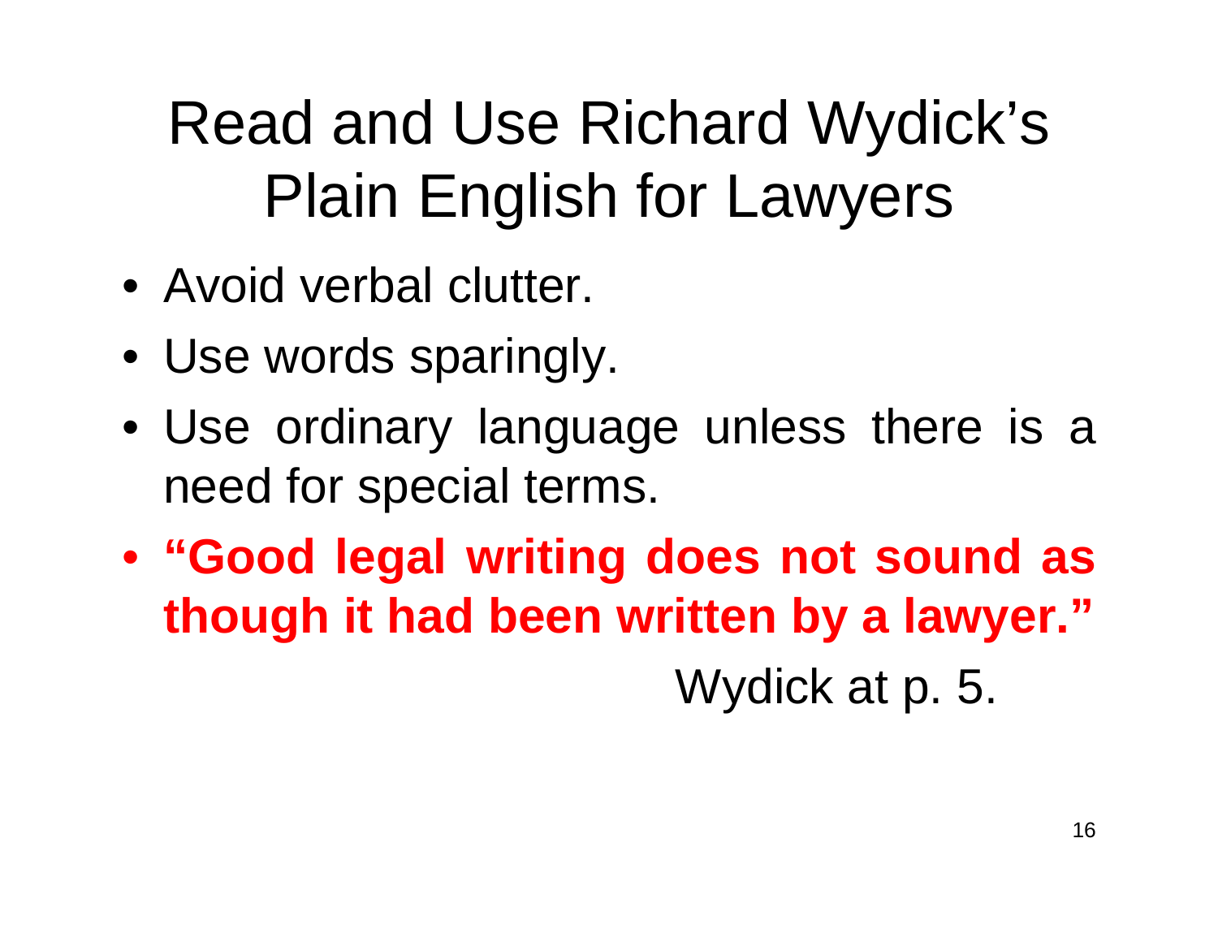# Read and Use Richard Wydick's Plain English for Lawyers

- Avoid verbal clutter.
- Use words sparingly.
- Use ordinary language unless there is a need for special terms.
- **"Good legal writing does not sound as though it had been written by a lawyer."**

Wydick at p. 5.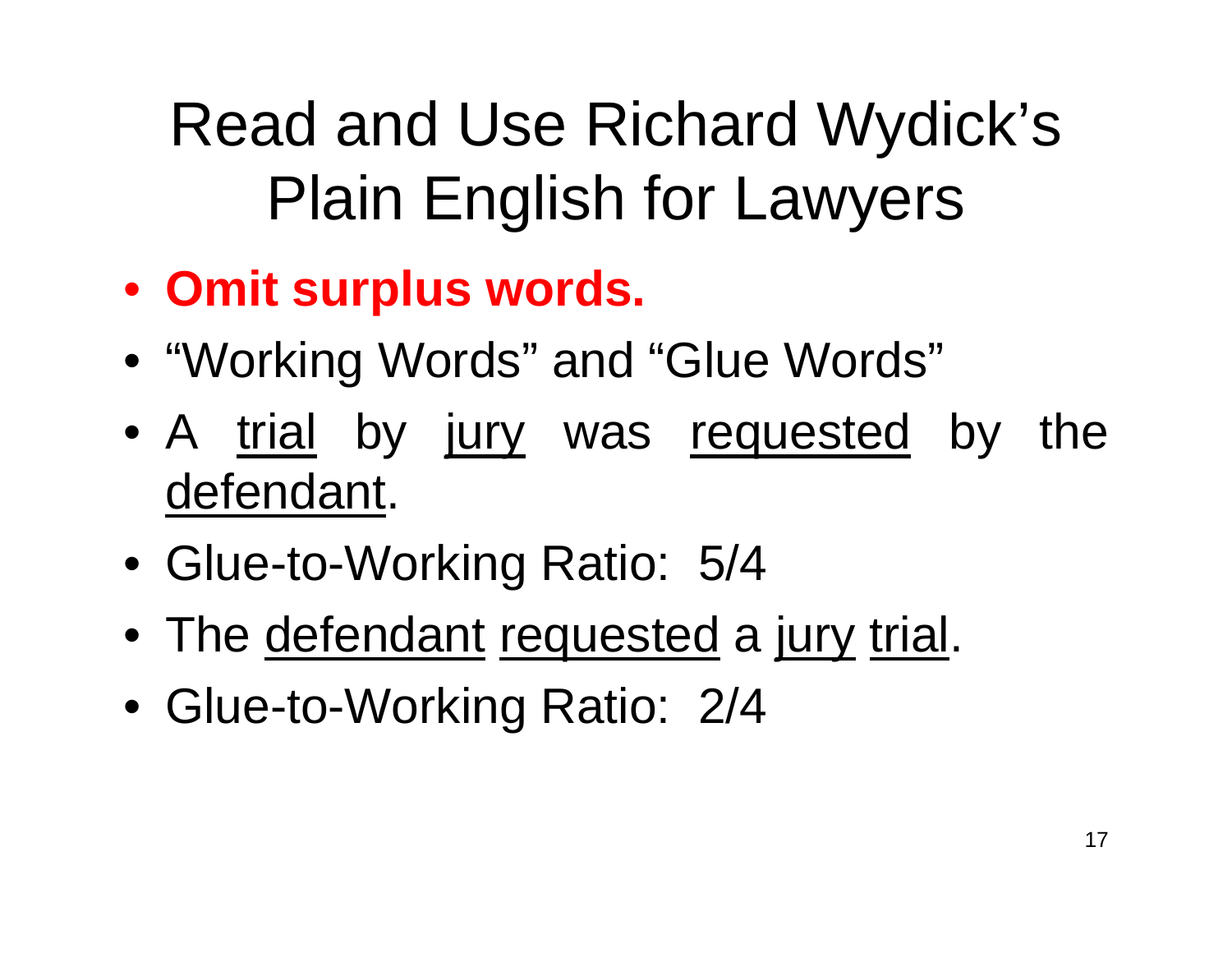# Read and Use Richard Wydick's Plain English for Lawyers

- **Omit surplus words.**
- "Working Words" and "Glue Words"
- A <u>trial</u> by <u>jury</u> was <u>requested</u> by the <u>defendant</u>.
- Glue-to-Working Ratio: 5/4
- The <u>defendant</u> <u>requested</u> a <u>jury</u> <u>trial</u>.
- Glue-to-Working Ratio: 2/4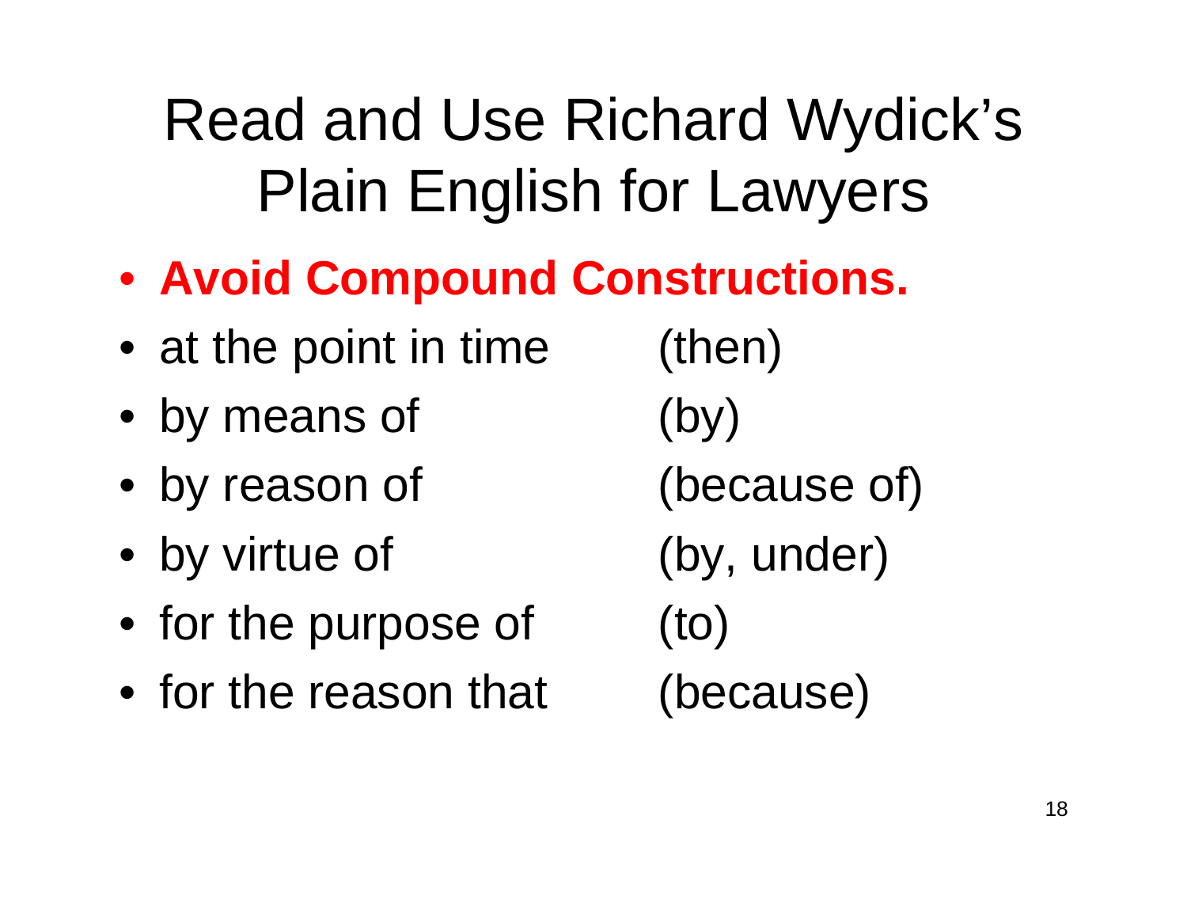# Read and Use Richard Wydick's Plain English for Lawyers

- **Avoid Compound Constructions.**
- at the point in time (then)
- by means of (by)
- by reason of (because of)
- by virtue of (by, under)
- for the purpose of (to)
- for the reason that (because)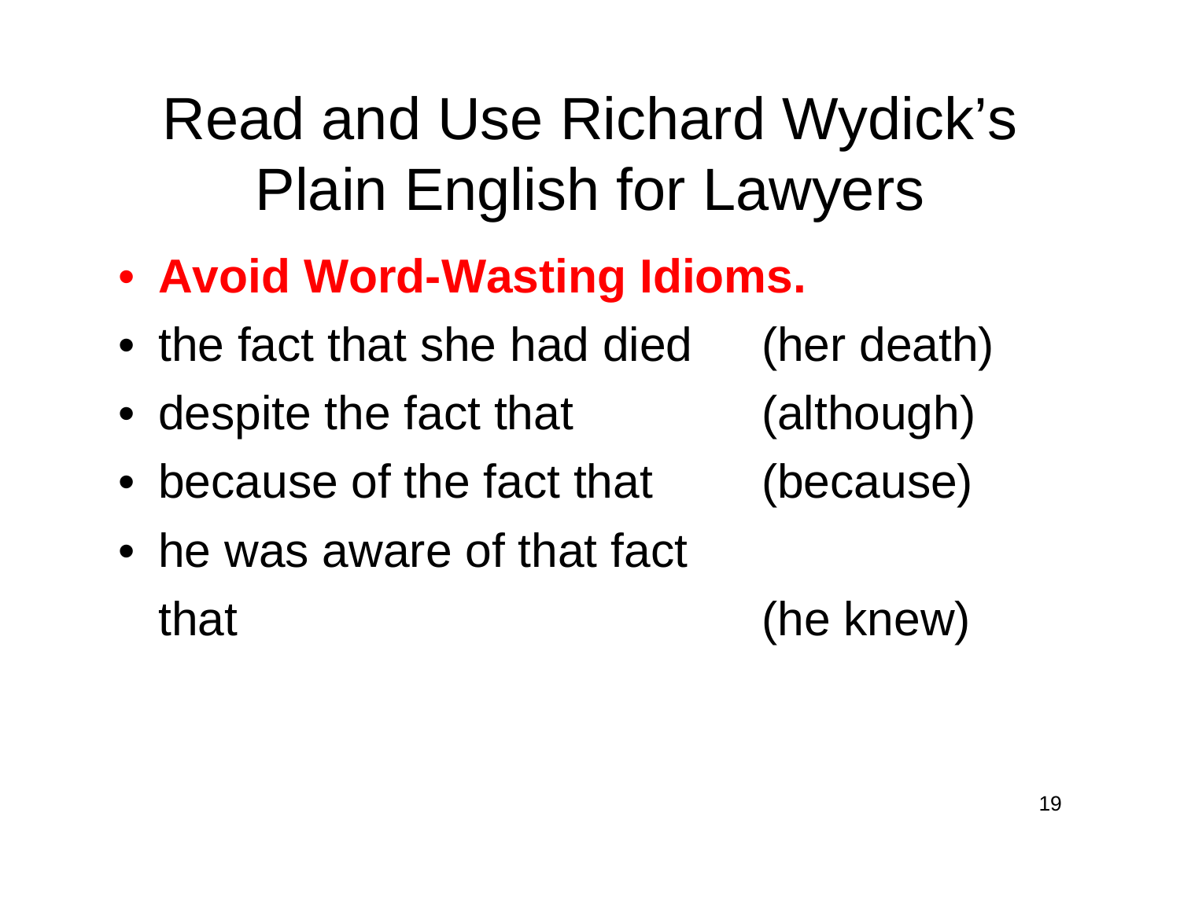# Read and Use Richard Wydick's Plain English for Lawyers

- **Avoid Word-Wasting Idioms.**
- the fact that she had died (her death)
- despite the fact that (although)
- because of the fact that (because)
- he was aware of that fact that (he knew)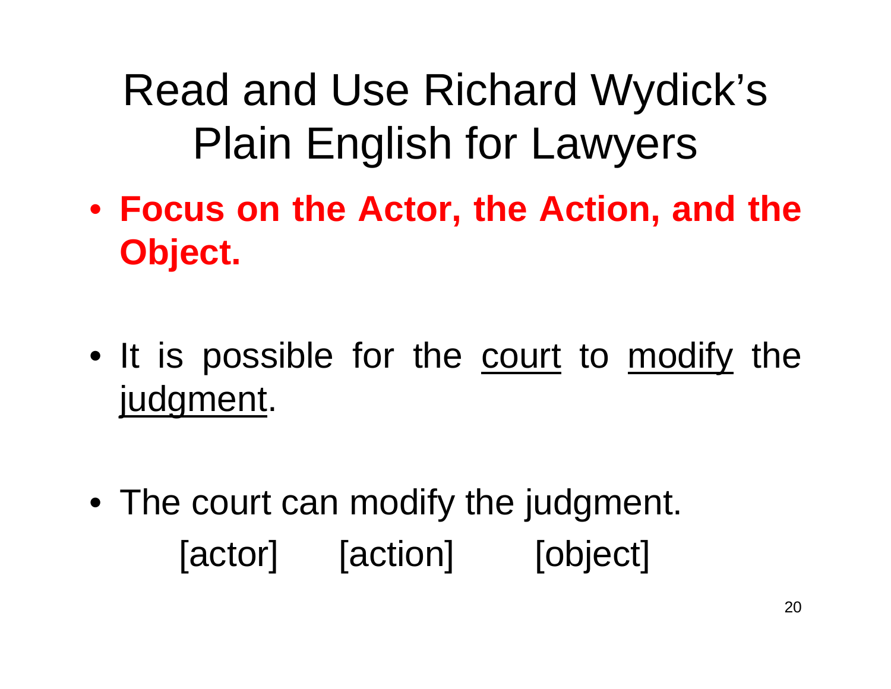# Read and Use Richard Wydick's Plain English for Lawyers

- **Focus on the Actor, the Action, and the Object.**

- It is possible for the <u>court</u> to <u>modify</u> the <u>judgment</u>.

- The court can modify the judgment.
  [actor] [action] [object]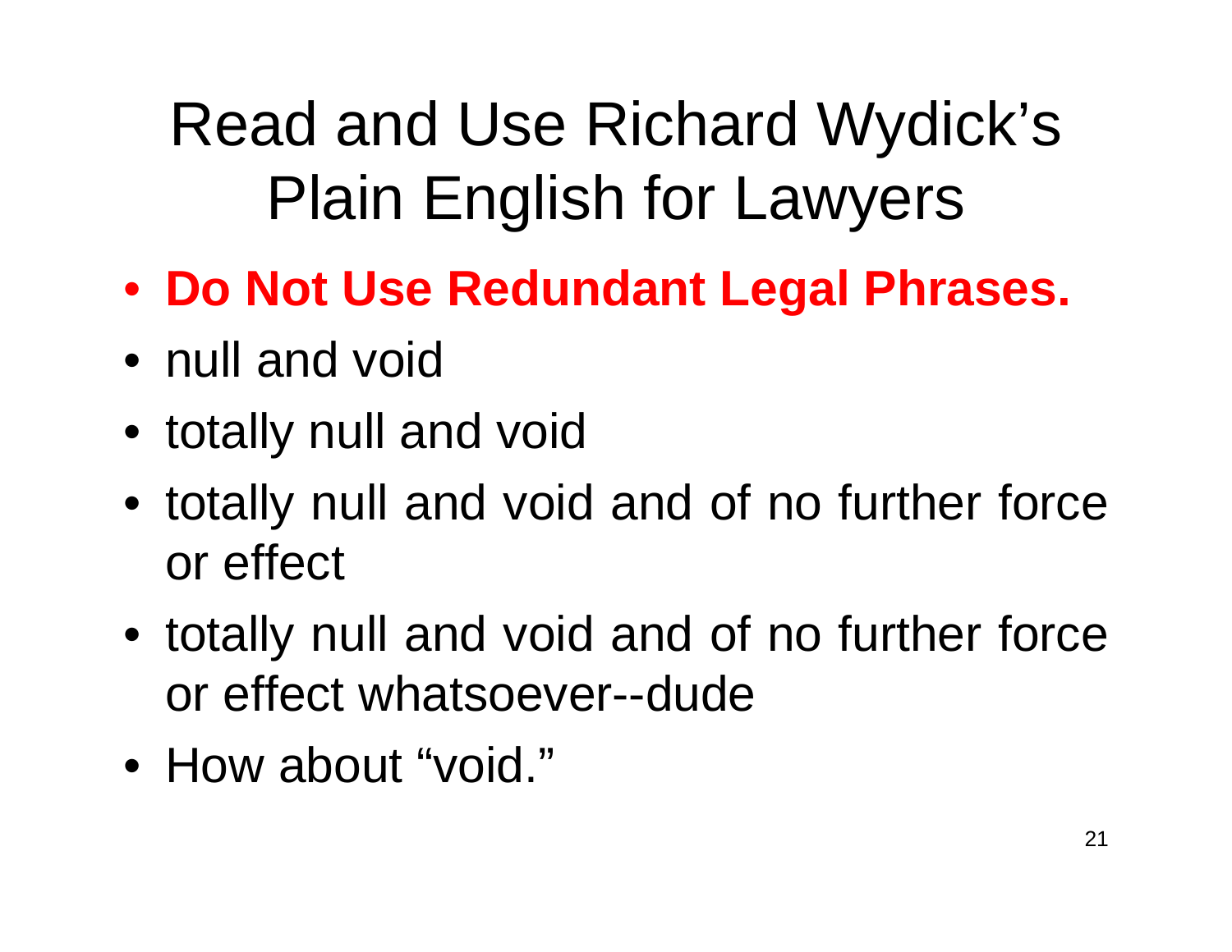# Read and Use Richard Wydick's Plain English for Lawyers

- **Do Not Use Redundant Legal Phrases.**
- null and void
- totally null and void
- totally null and void and of no further force or effect
- totally null and void and of no further force or effect whatsoever--dude
- How about "void."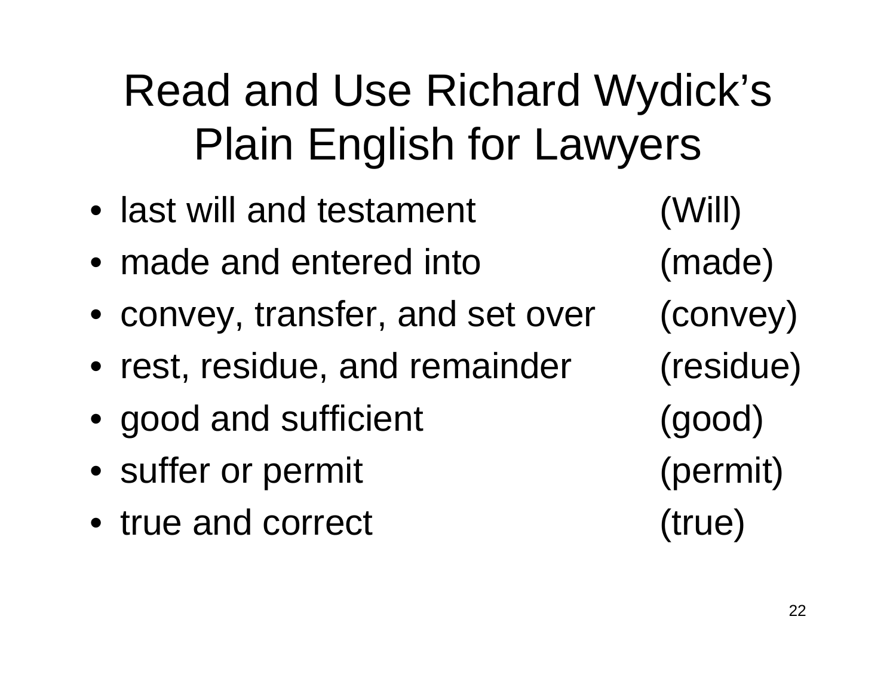# Read and Use Richard Wydick's Plain English for Lawyers

- last will and testament (Will)
- made and entered into (made)
- convey, transfer, and set over (convey)
- rest, residue, and remainder (residue)
- good and sufficient (good)
- suffer or permit (permit)
- true and correct (true)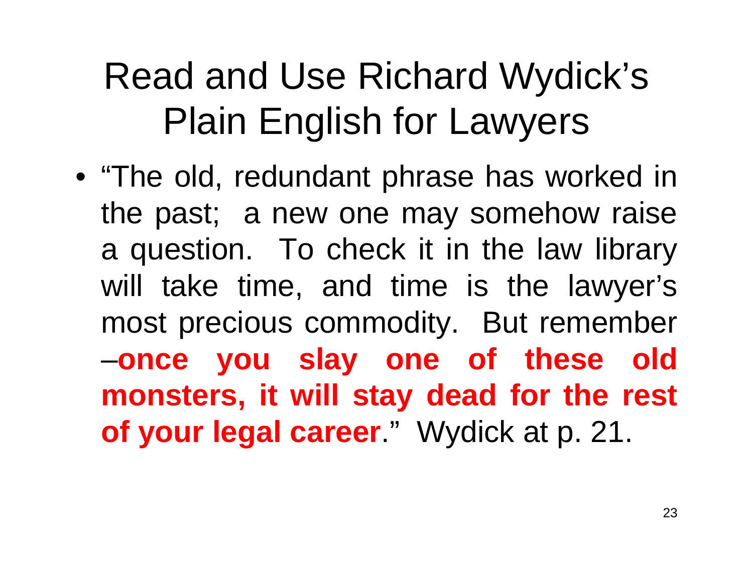# Read and Use Richard Wydick's Plain English for Lawyers

- "The old, redundant phrase has worked in the past;  a new one may somehow raise a question.  To check it in the law library will take time, and time is the lawyer's most precious commodity.  But remember –**once you slay one of these old monsters, it will stay dead for the rest of your legal career**."  Wydick at p. 21.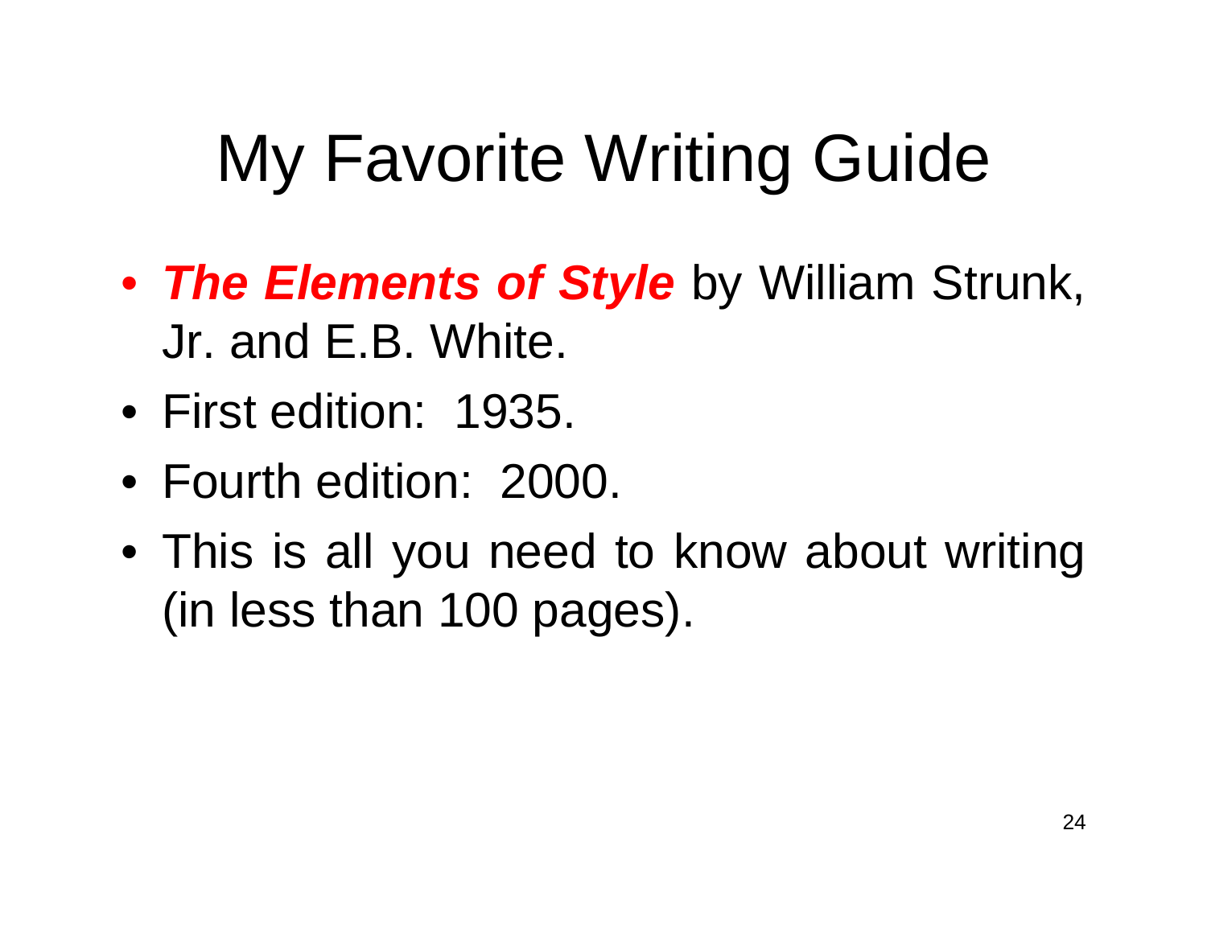# My Favorite Writing Guide

- ***The Elements of Style*** by William Strunk, Jr. and E.B. White.
- First edition: 1935.
- Fourth edition: 2000.
- This is all you need to know about writing (in less than 100 pages).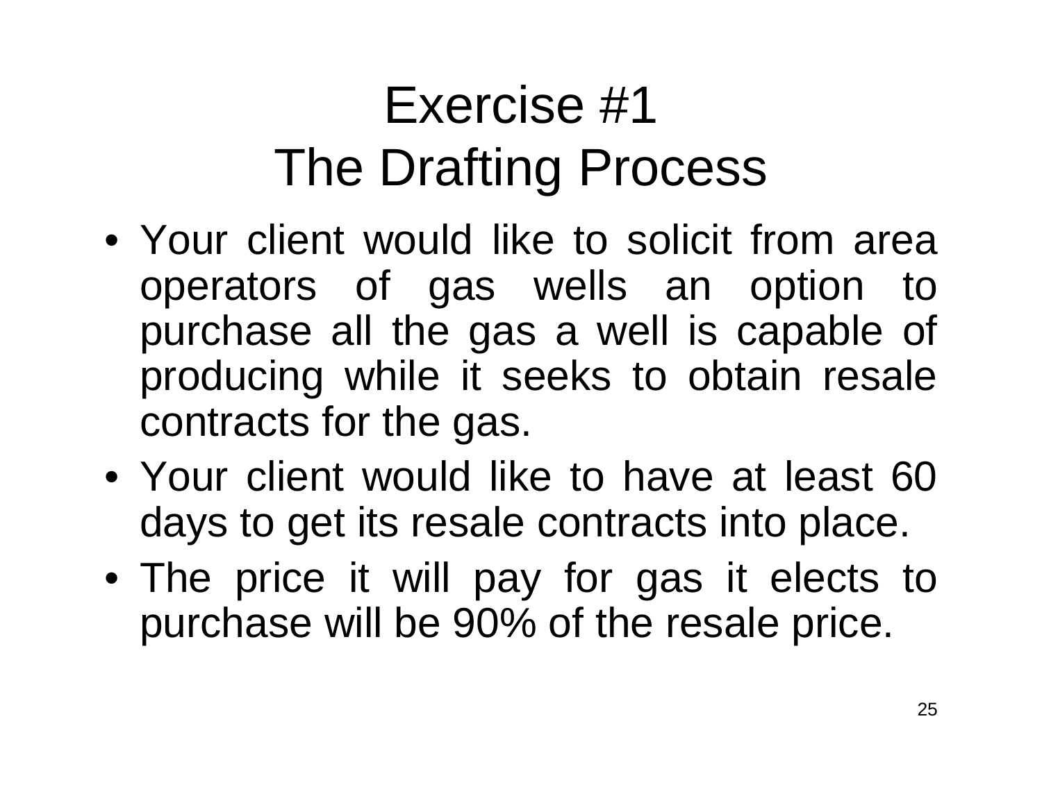# Exercise #1
# The Drafting Process

- Your client would like to solicit from area operators of gas wells an option to purchase all the gas a well is capable of producing while it seeks to obtain resale contracts for the gas.
- Your client would like to have at least 60 days to get its resale contracts into place.
- The price it will pay for gas it elects to purchase will be 90% of the resale price.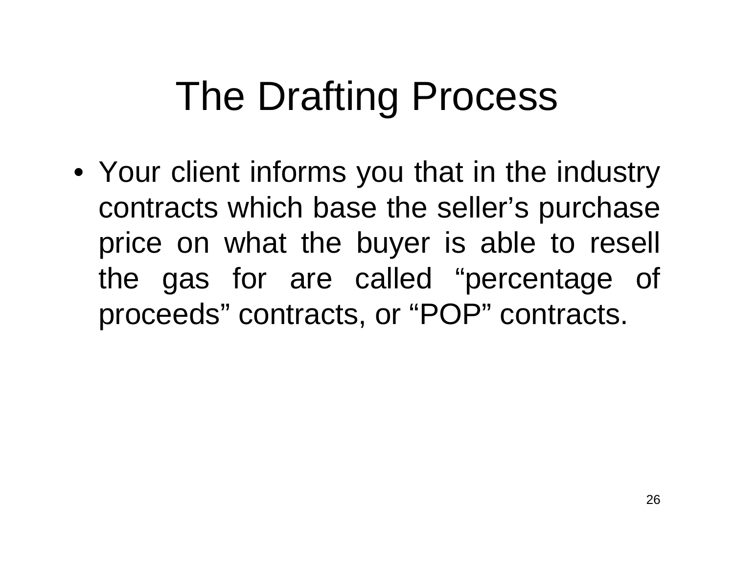# The Drafting Process

- Your client informs you that in the industry contracts which base the seller's purchase price on what the buyer is able to resell the gas for are called "percentage of proceeds" contracts, or "POP" contracts.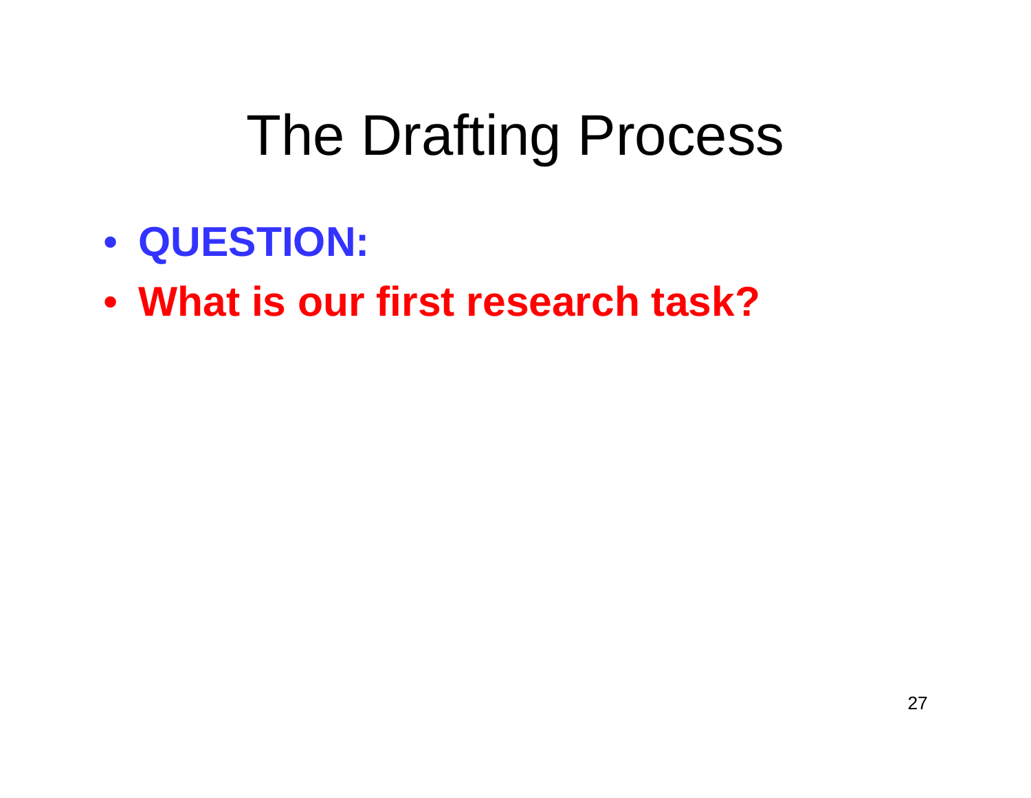# The Drafting Process

- **QUESTION:**
- **What is our first research task?**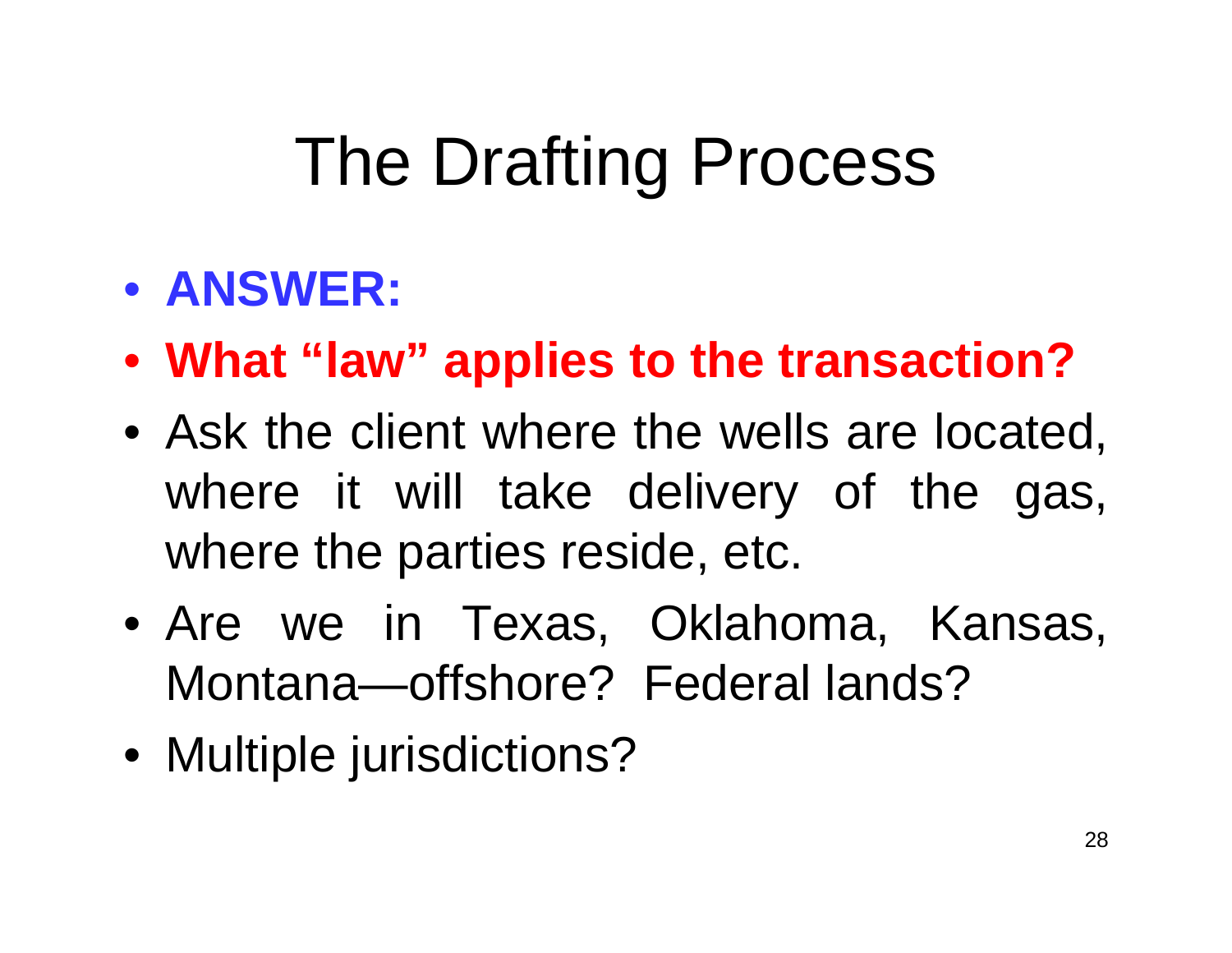# The Drafting Process

- **ANSWER:**
- **What "law" applies to the transaction?**
- Ask the client where the wells are located, where it will take delivery of the gas, where the parties reside, etc.
- Are we in Texas, Oklahoma, Kansas, Montana—offshore? Federal lands?
- Multiple jurisdictions?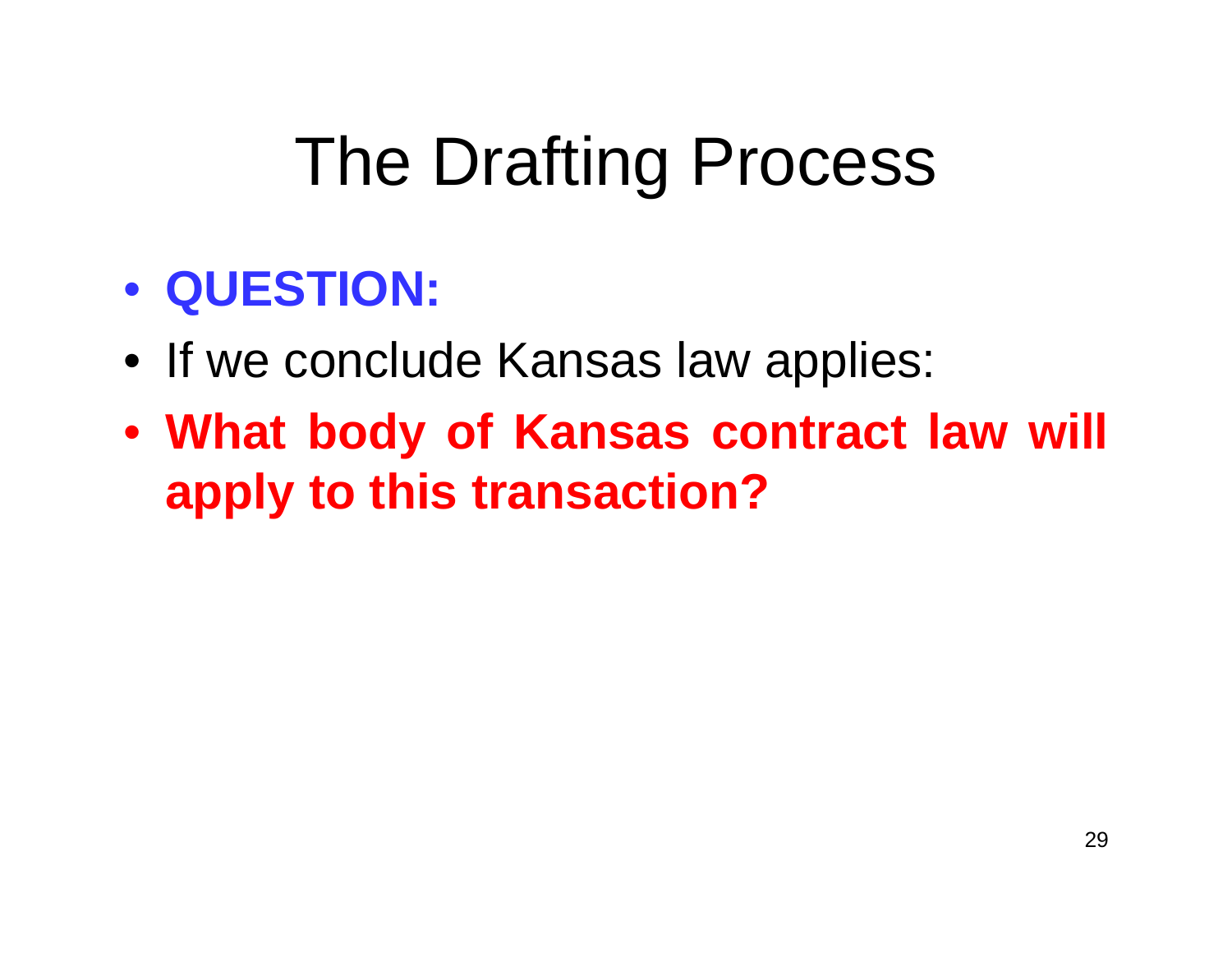# The Drafting Process

- **QUESTION:**
- If we conclude Kansas law applies:
- **What body of Kansas contract law will apply to this transaction?**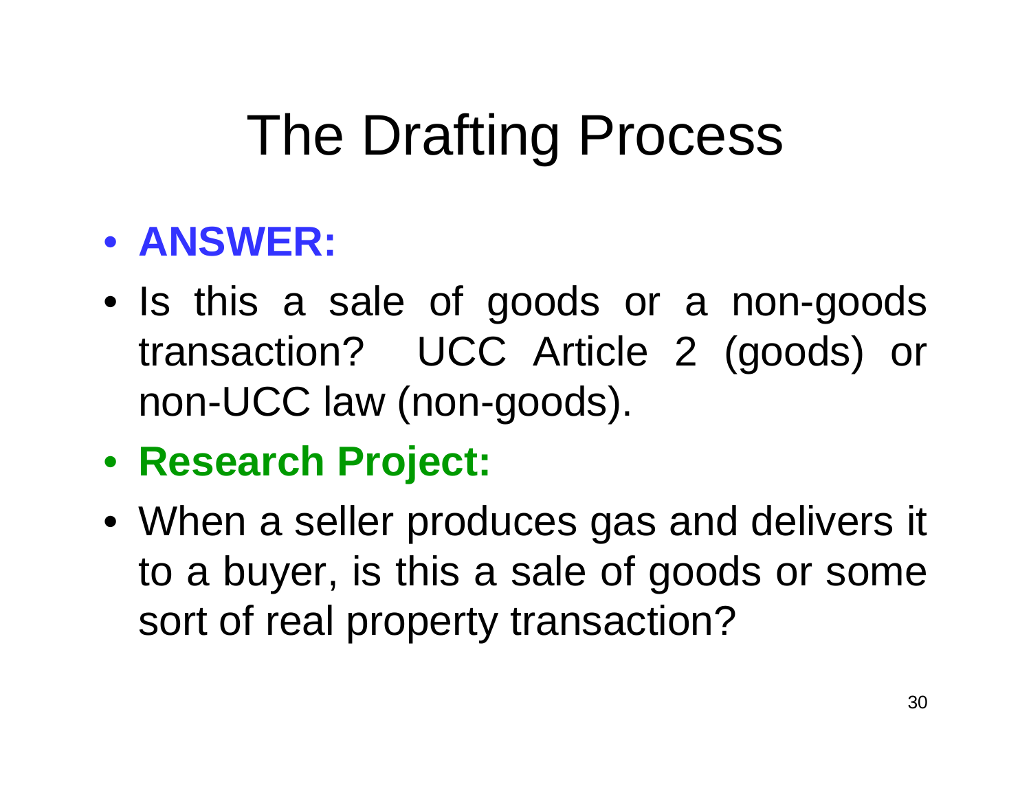# The Drafting Process

- **ANSWER:**
- Is this a sale of goods or a non-goods transaction? UCC Article 2 (goods) or non-UCC law (non-goods).
- **Research Project:**
- When a seller produces gas and delivers it to a buyer, is this a sale of goods or some sort of real property transaction?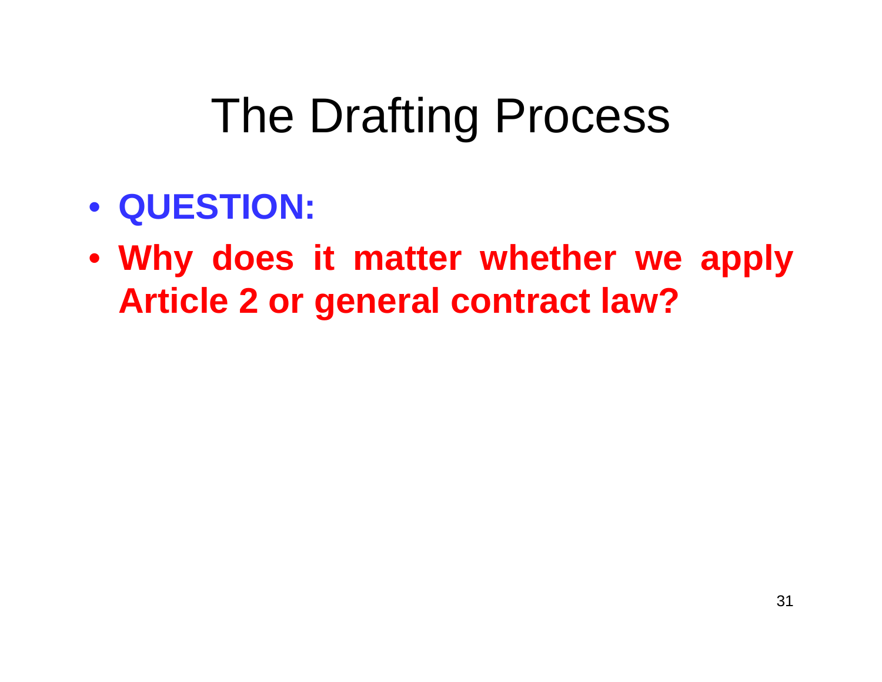# The Drafting Process

- **QUESTION:**
- **Why does it matter whether we apply Article 2 or general contract law?**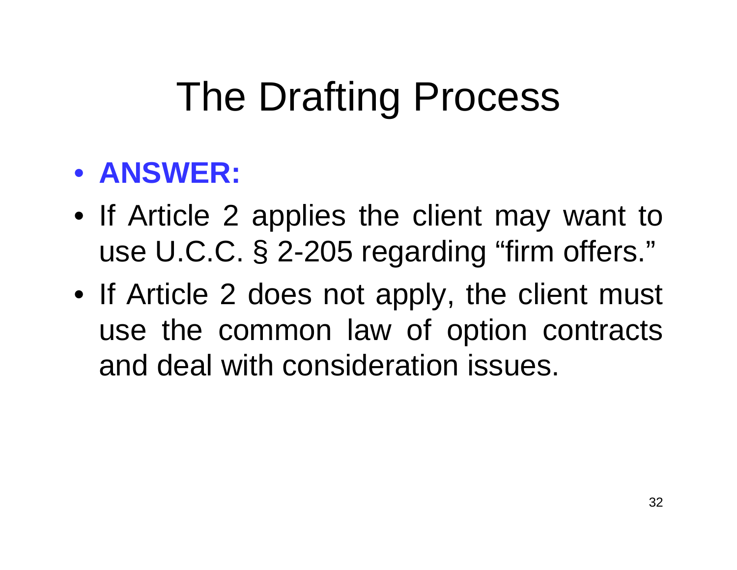# The Drafting Process

- **ANSWER:**
- If Article 2 applies the client may want to use U.C.C. § 2-205 regarding "firm offers."
- If Article 2 does not apply, the client must use the common law of option contracts and deal with consideration issues.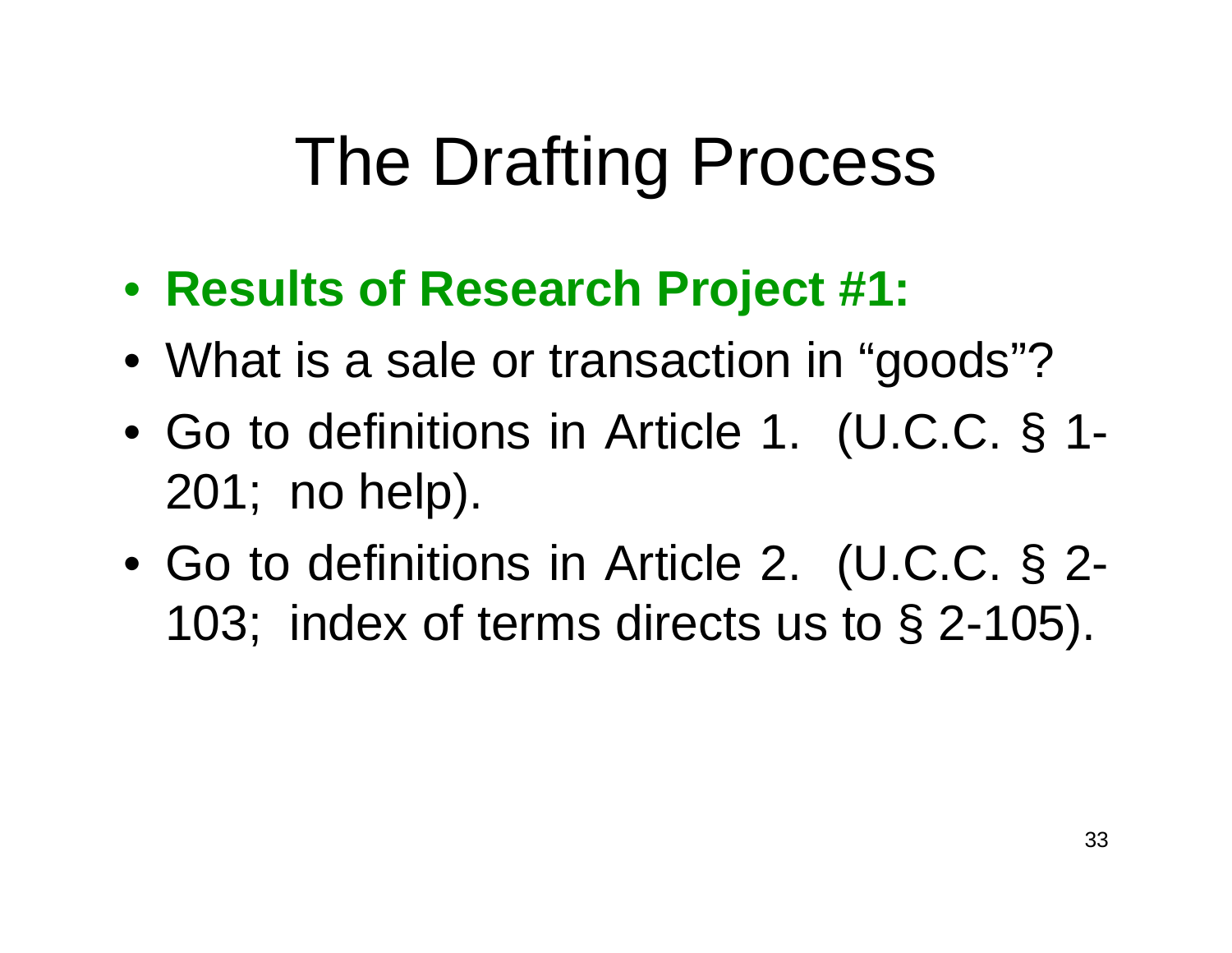# The Drafting Process

- **Results of Research Project #1:**
- What is a sale or transaction in "goods"?
- Go to definitions in Article 1. (U.C.C. § 1-201; no help).
- Go to definitions in Article 2. (U.C.C. § 2-103; index of terms directs us to § 2-105).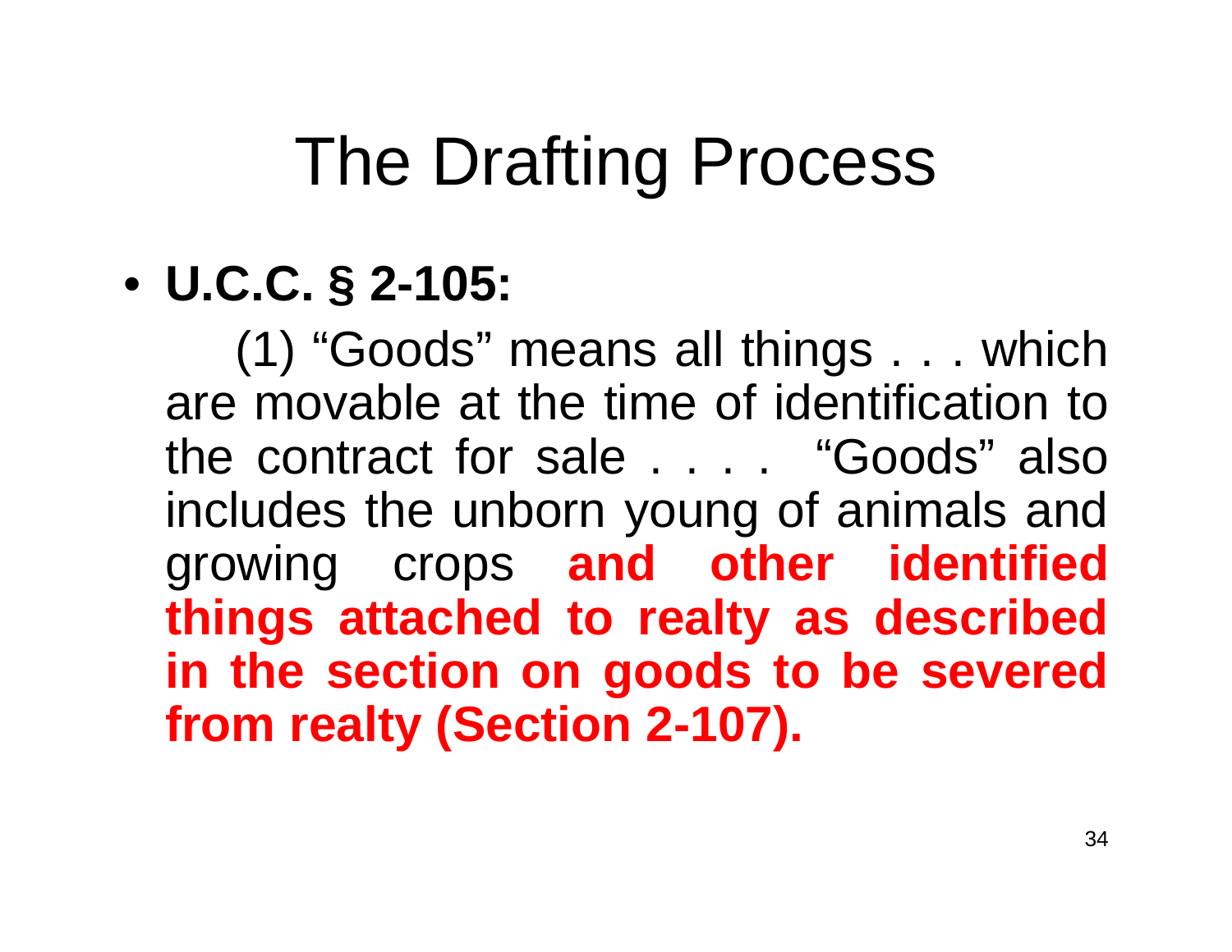# The Drafting Process

- **U.C.C. § 2-105:**

  (1) "Goods" means all things . . . which are movable at the time of identification to the contract for sale . . . . "Goods" also includes the unborn young of animals and growing crops **and other identified things attached to realty as described in the section on goods to be severed from realty (Section 2-107).**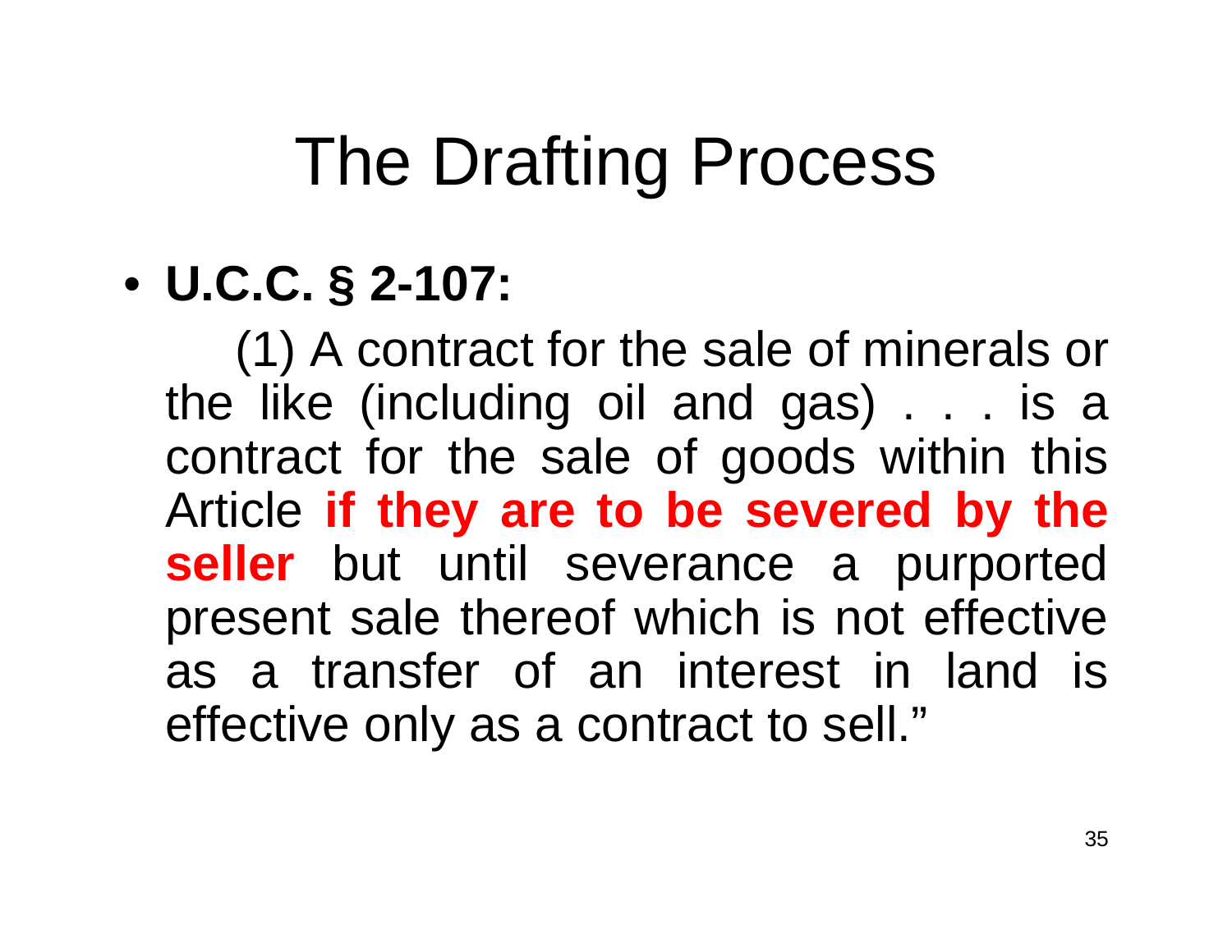# The Drafting Process

- **U.C.C. § 2-107:**

  (1) A contract for the sale of minerals or the like (including oil and gas) . . . is a contract for the sale of goods within this Article **if they are to be severed by the seller** but until severance a purported present sale thereof which is not effective as a transfer of an interest in land is effective only as a contract to sell."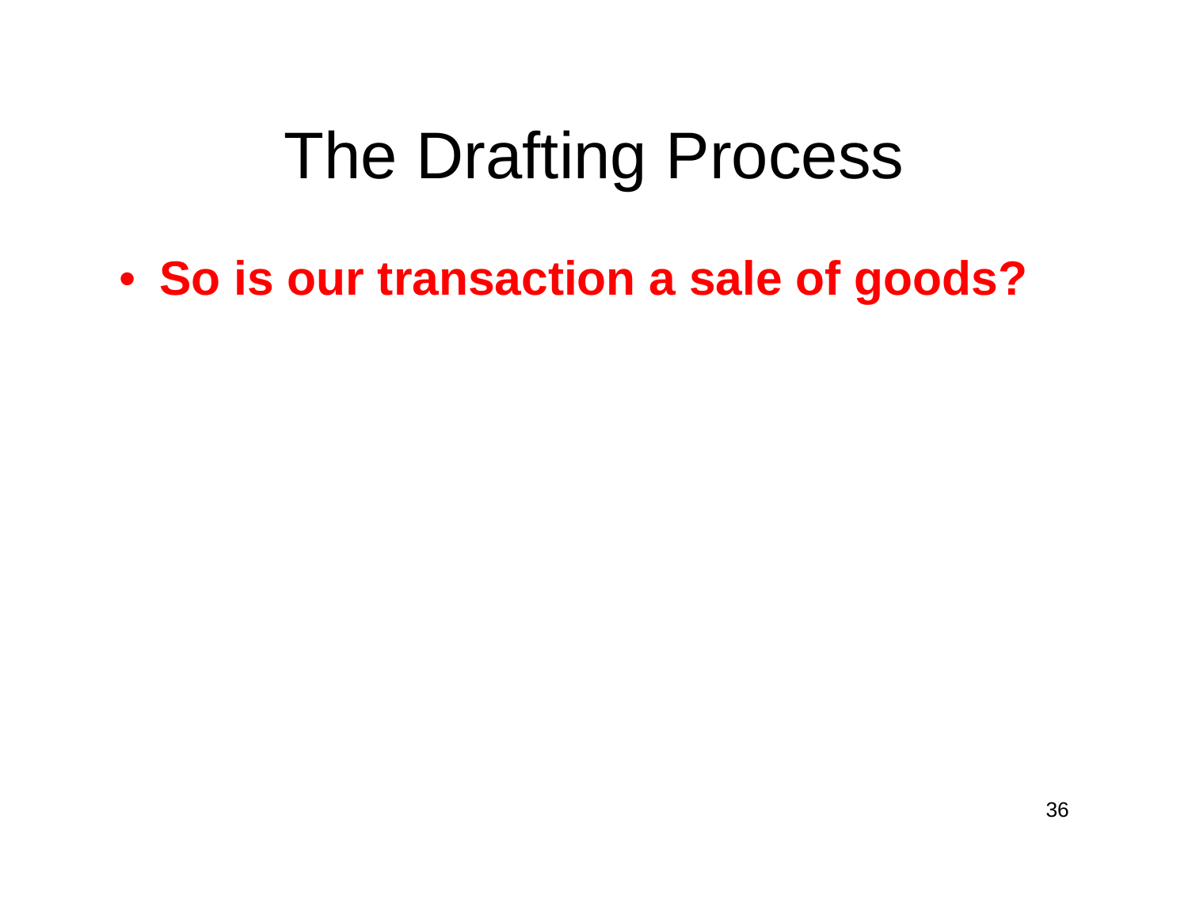# The Drafting Process

- **So is our transaction a sale of goods?**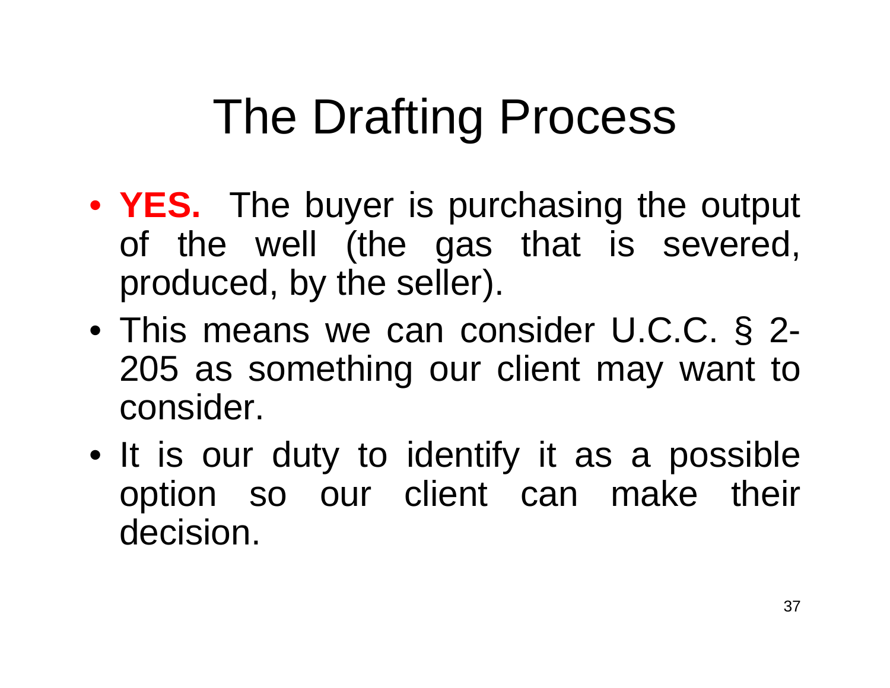# The Drafting Process

- **YES.** The buyer is purchasing the output of the well (the gas that is severed, produced, by the seller).
- This means we can consider U.C.C. § 2-205 as something our client may want to consider.
- It is our duty to identify it as a possible option so our client can make their decision.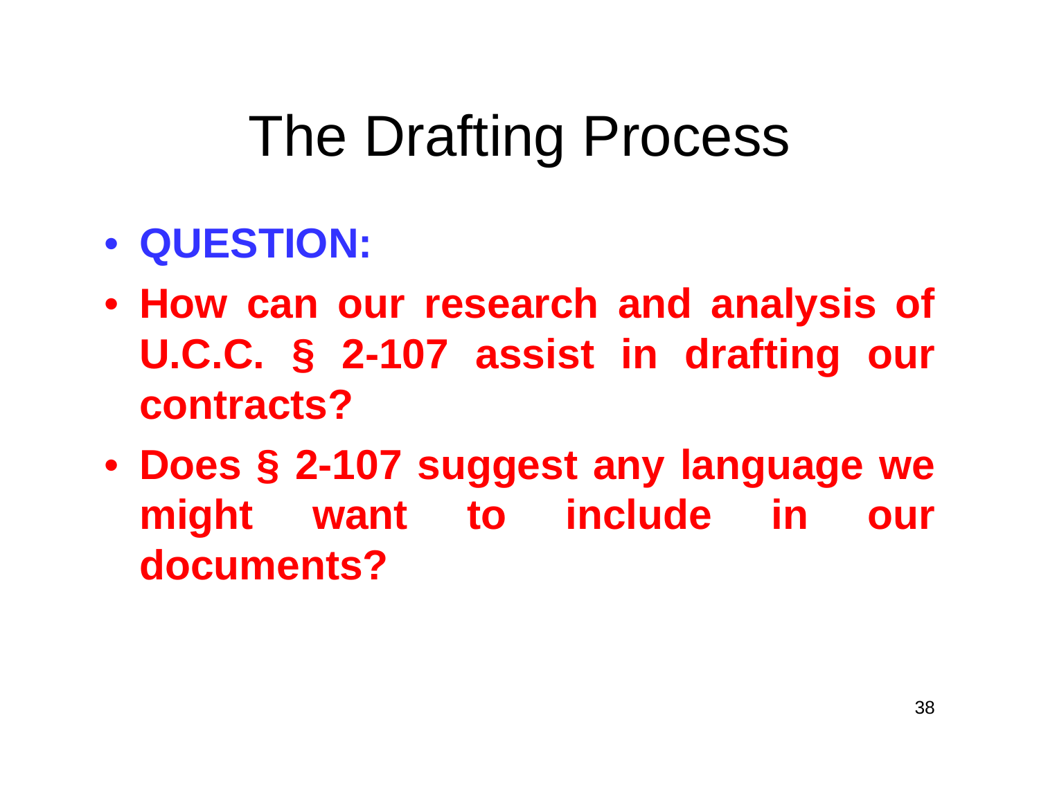# The Drafting Process

- **QUESTION:**
- **How can our research and analysis of U.C.C. § 2-107 assist in drafting our contracts?**
- **Does § 2-107 suggest any language we might want to include in our documents?**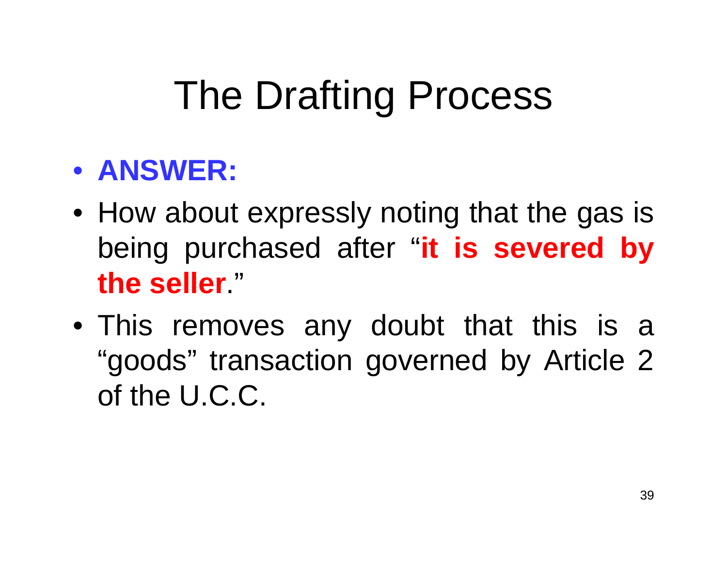# The Drafting Process

- **ANSWER:**
- How about expressly noting that the gas is being purchased after "**it is severed by the seller**."
- This removes any doubt that this is a "goods" transaction governed by Article 2 of the U.C.C.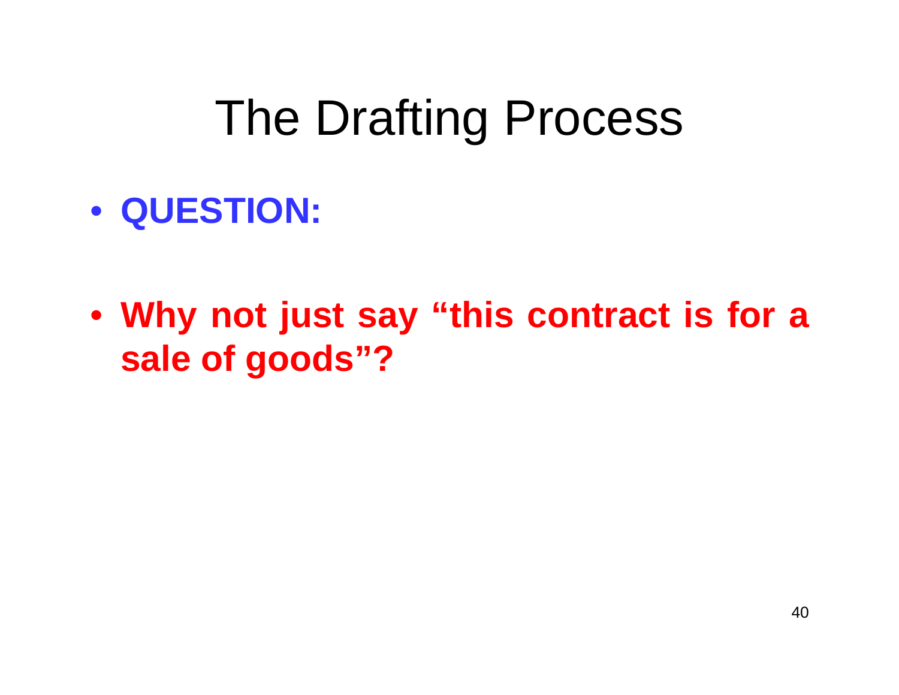# The Drafting Process

- **QUESTION:**

- **Why not just say “this contract is for a sale of goods”?**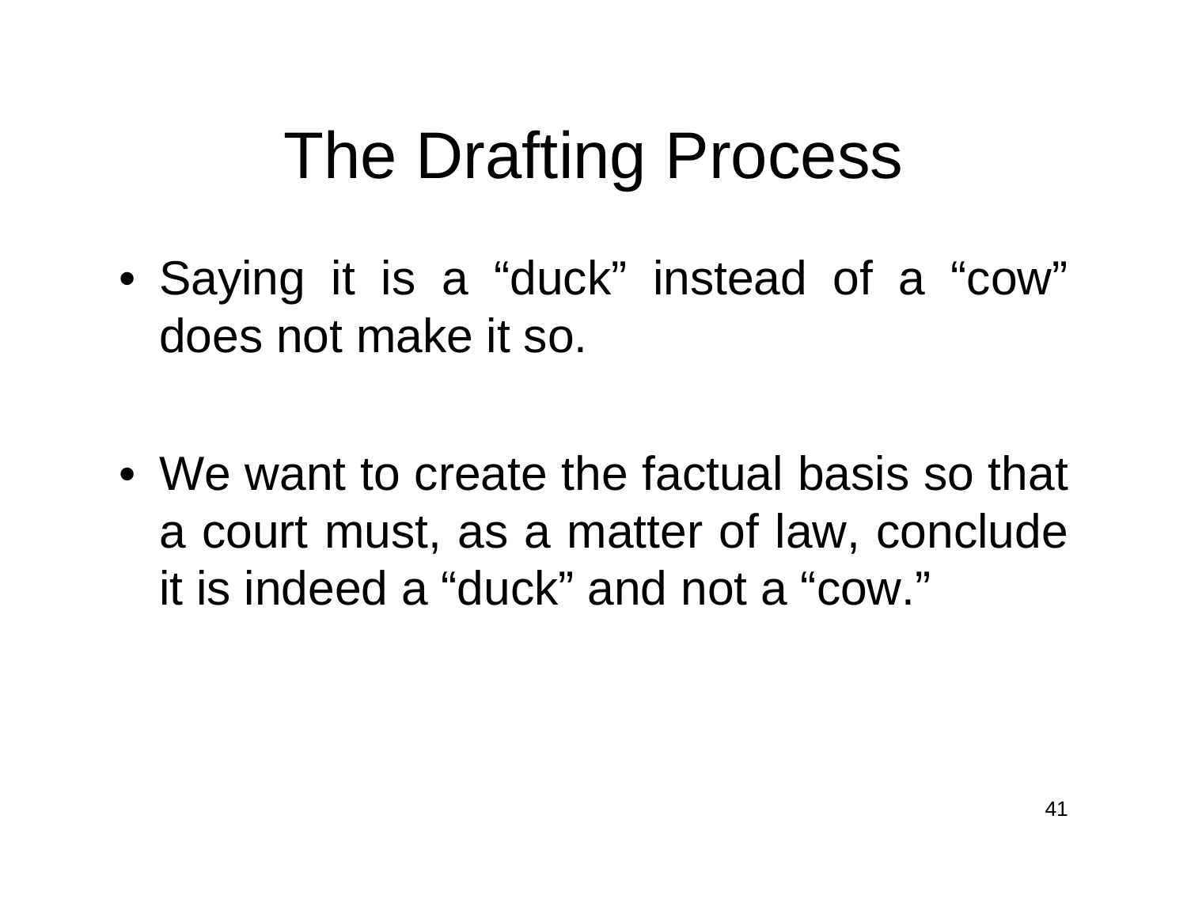# The Drafting Process

- Saying it is a "duck" instead of a "cow" does not make it so.

- We want to create the factual basis so that a court must, as a matter of law, conclude it is indeed a "duck" and not a "cow."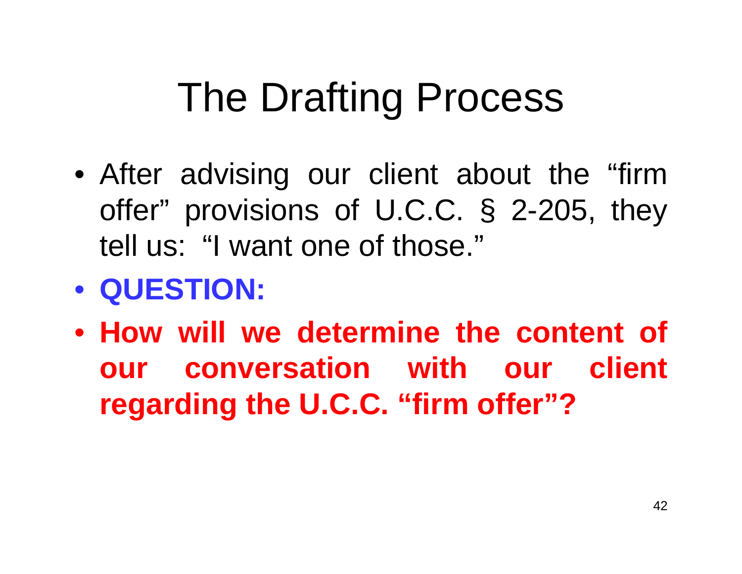# The Drafting Process

- After advising our client about the "firm offer" provisions of U.C.C. § 2-205, they tell us: "I want one of those."
- **QUESTION:**
- **How will we determine the content of our conversation with our client regarding the U.C.C. "firm offer"?**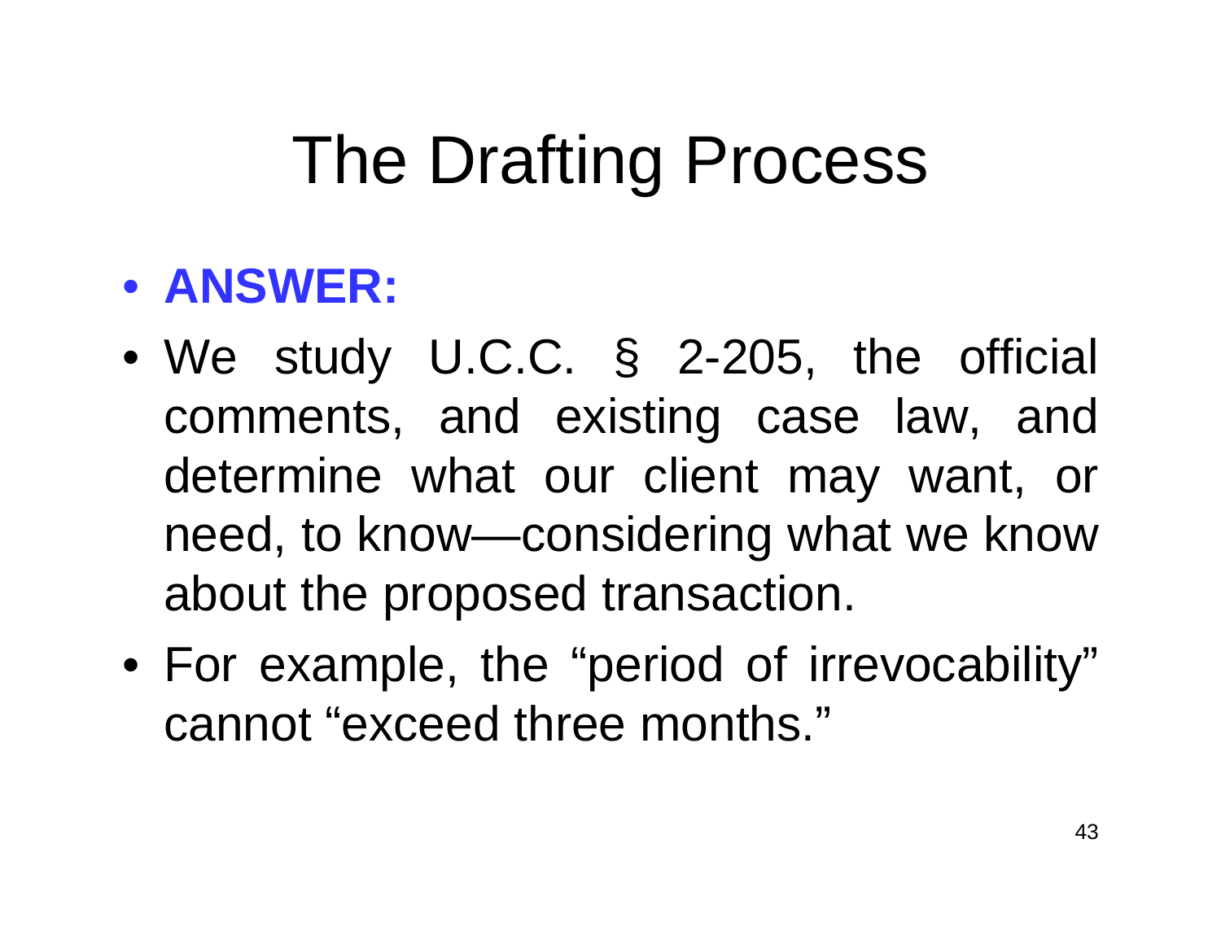# The Drafting Process

- **ANSWER:**
- We study U.C.C. § 2-205, the official comments, and existing case law, and determine what our client may want, or need, to know—considering what we know about the proposed transaction.
- For example, the "period of irrevocability" cannot "exceed three months."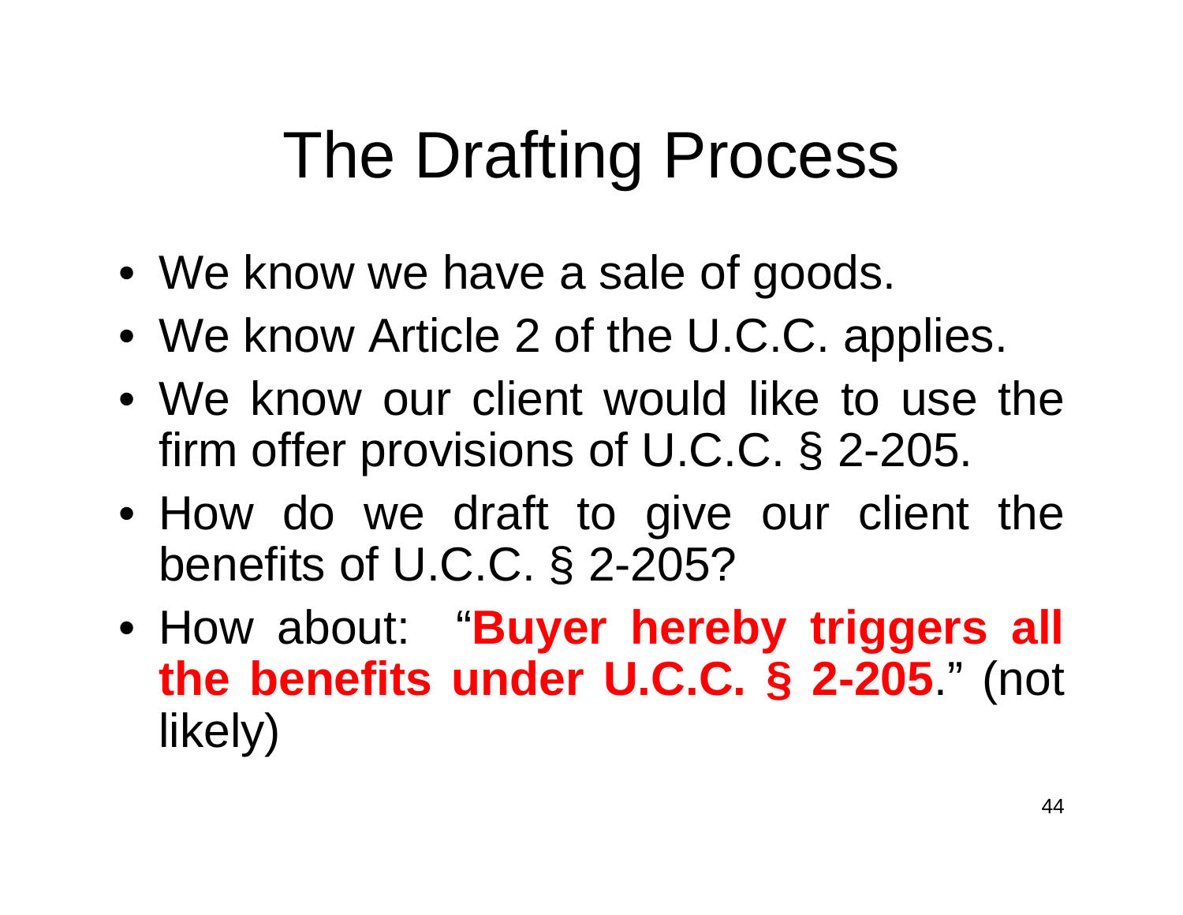# The Drafting Process

- We know we have a sale of goods.
- We know Article 2 of the U.C.C. applies.
- We know our client would like to use the firm offer provisions of U.C.C. § 2-205.
- How do we draft to give our client the benefits of U.C.C. § 2-205?
- How about: "**Buyer hereby triggers all the benefits under U.C.C. § 2-205**." (not likely)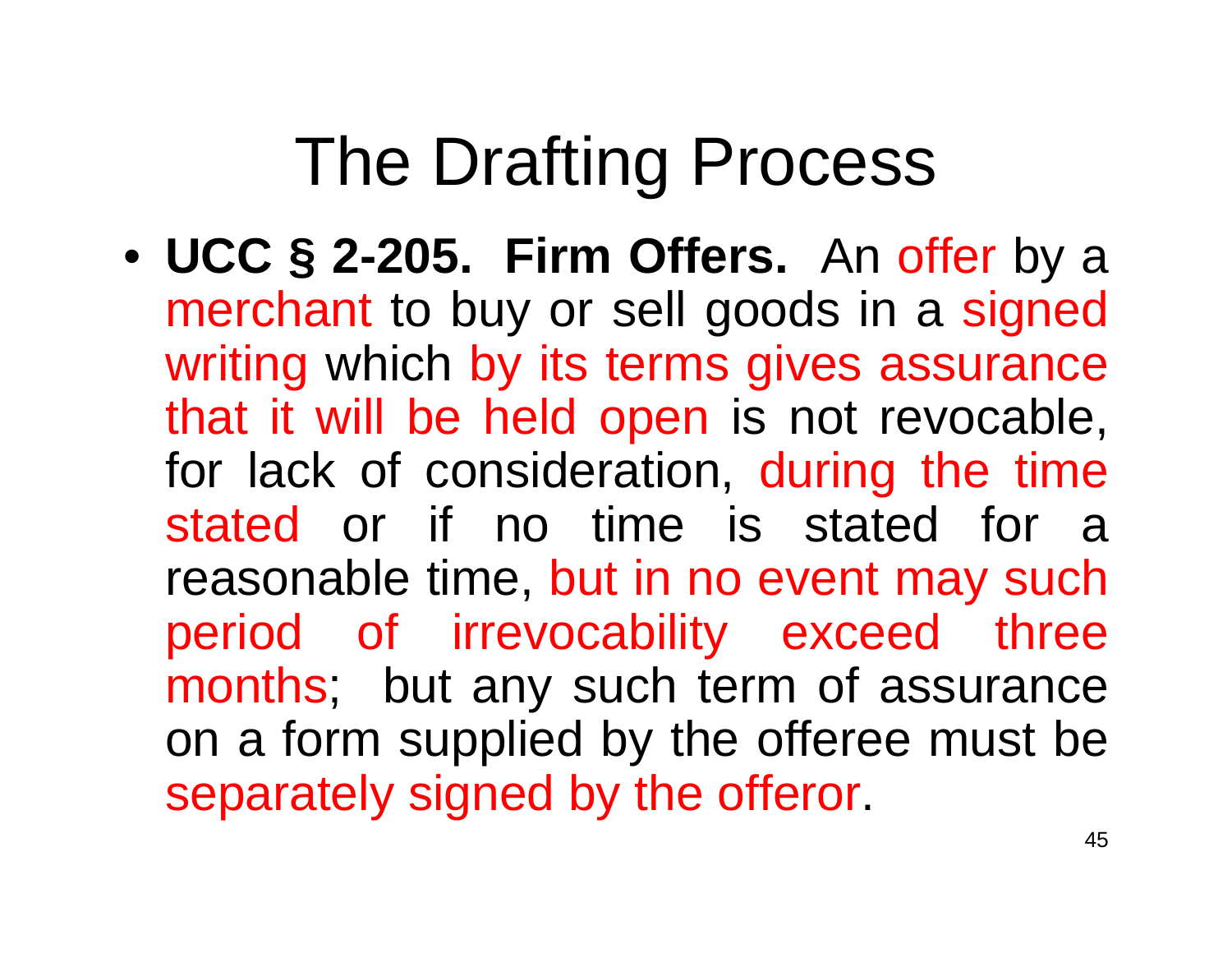# The Drafting Process

- **UCC § 2-205. Firm Offers.** An offer by a merchant to buy or sell goods in a signed writing which by its terms gives assurance that it will be held open is not revocable, for lack of consideration, during the time stated or if no time is stated for a reasonable time, but in no event may such period of irrevocability exceed three months; but any such term of assurance on a form supplied by the offeree must be separately signed by the offeror.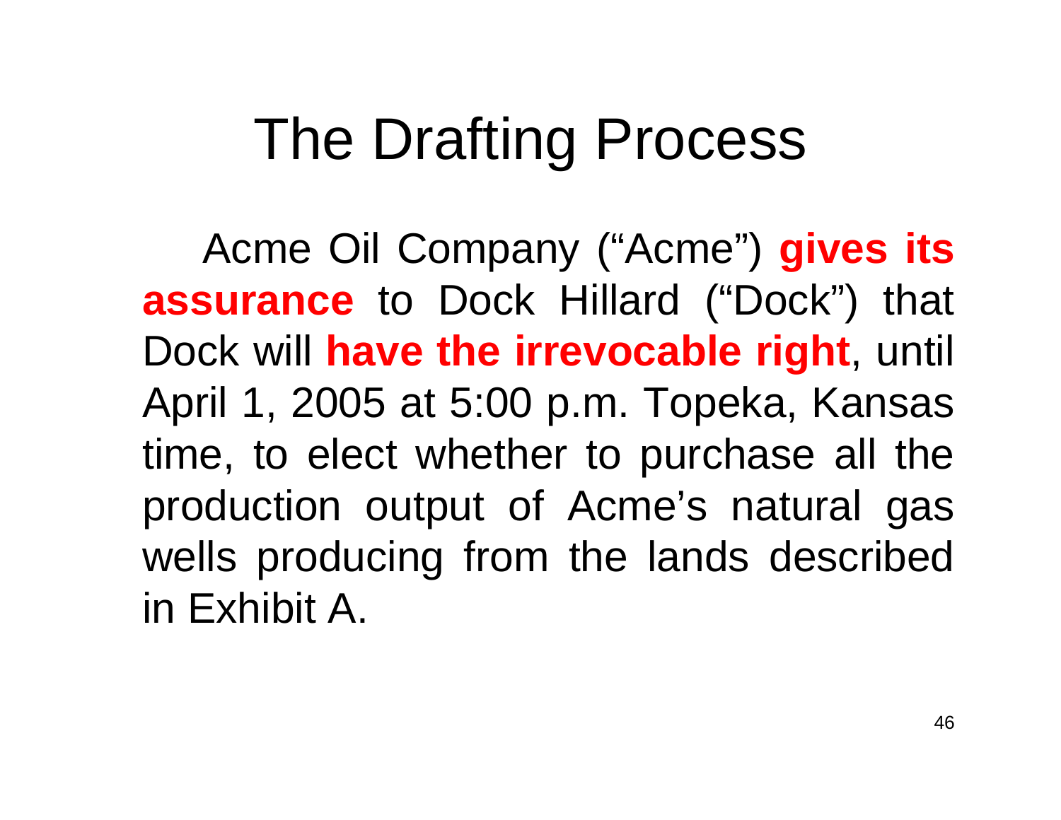# The Drafting Process

Acme Oil Company (“Acme”) **gives its assurance** to Dock Hillard (“Dock”) that Dock will **have the irrevocable right**, until April 1, 2005 at 5:00 p.m. Topeka, Kansas time, to elect whether to purchase all the production output of Acme’s natural gas wells producing from the lands described in Exhibit A.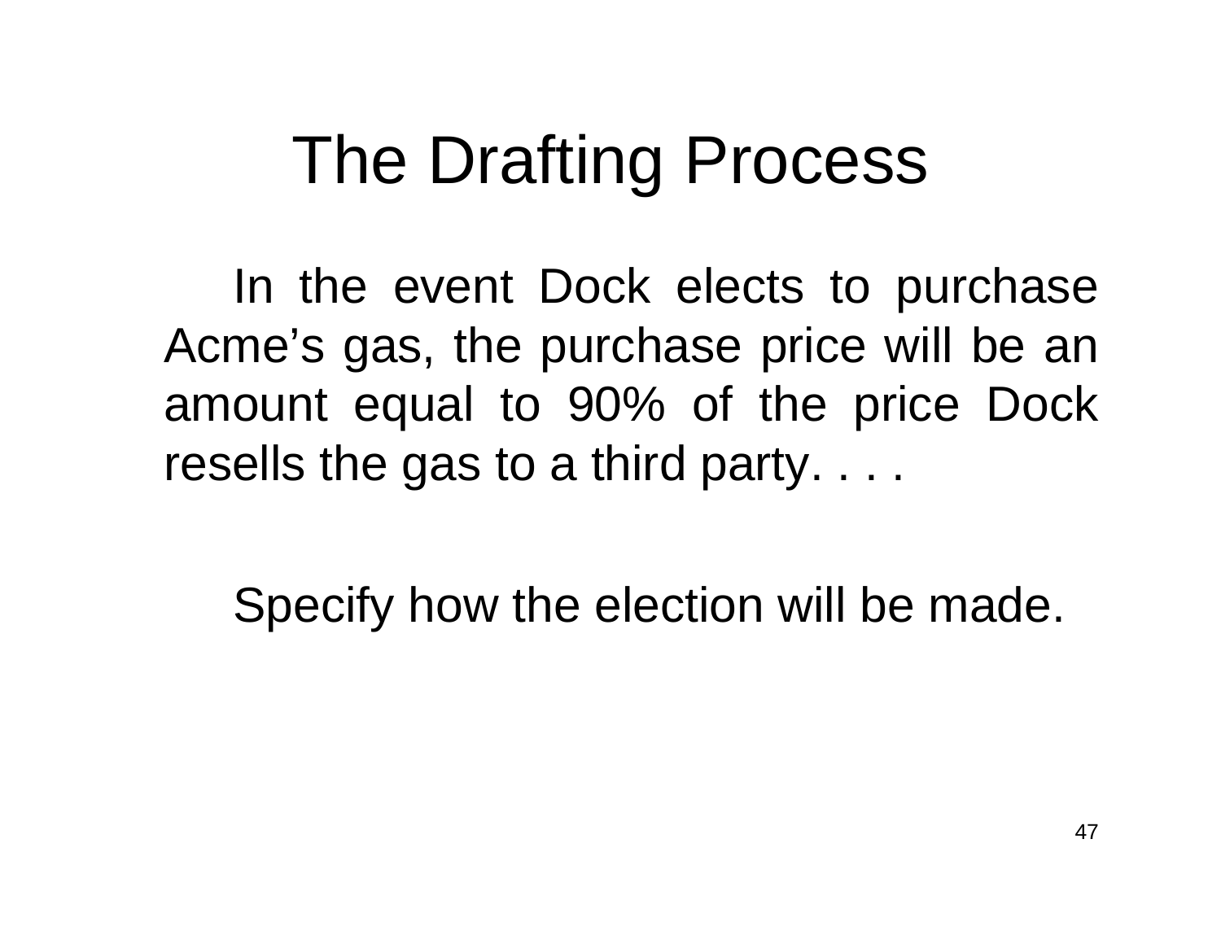# The Drafting Process

In the event Dock elects to purchase Acme's gas, the purchase price will be an amount equal to 90% of the price Dock resells the gas to a third party. . . .

Specify how the election will be made.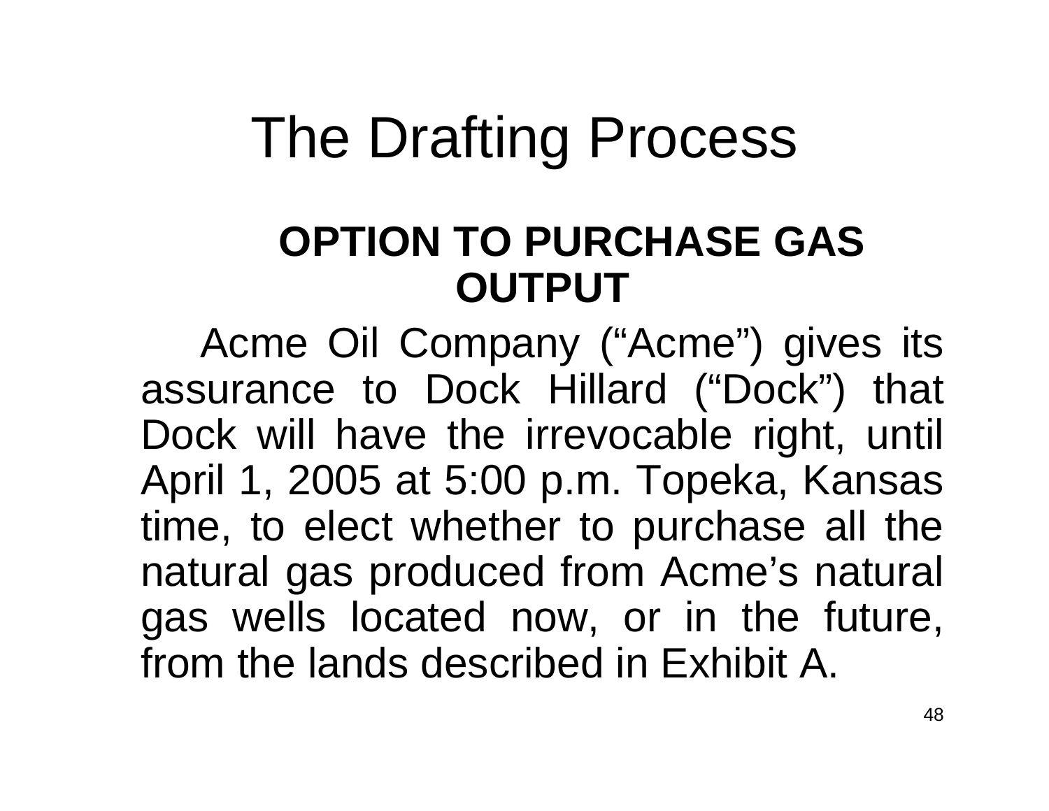# The Drafting Process

**OPTION TO PURCHASE GAS OUTPUT**

Acme Oil Company ("Acme") gives its assurance to Dock Hillard ("Dock") that Dock will have the irrevocable right, until April 1, 2005 at 5:00 p.m. Topeka, Kansas time, to elect whether to purchase all the natural gas produced from Acme's natural gas wells located now, or in the future, from the lands described in Exhibit A.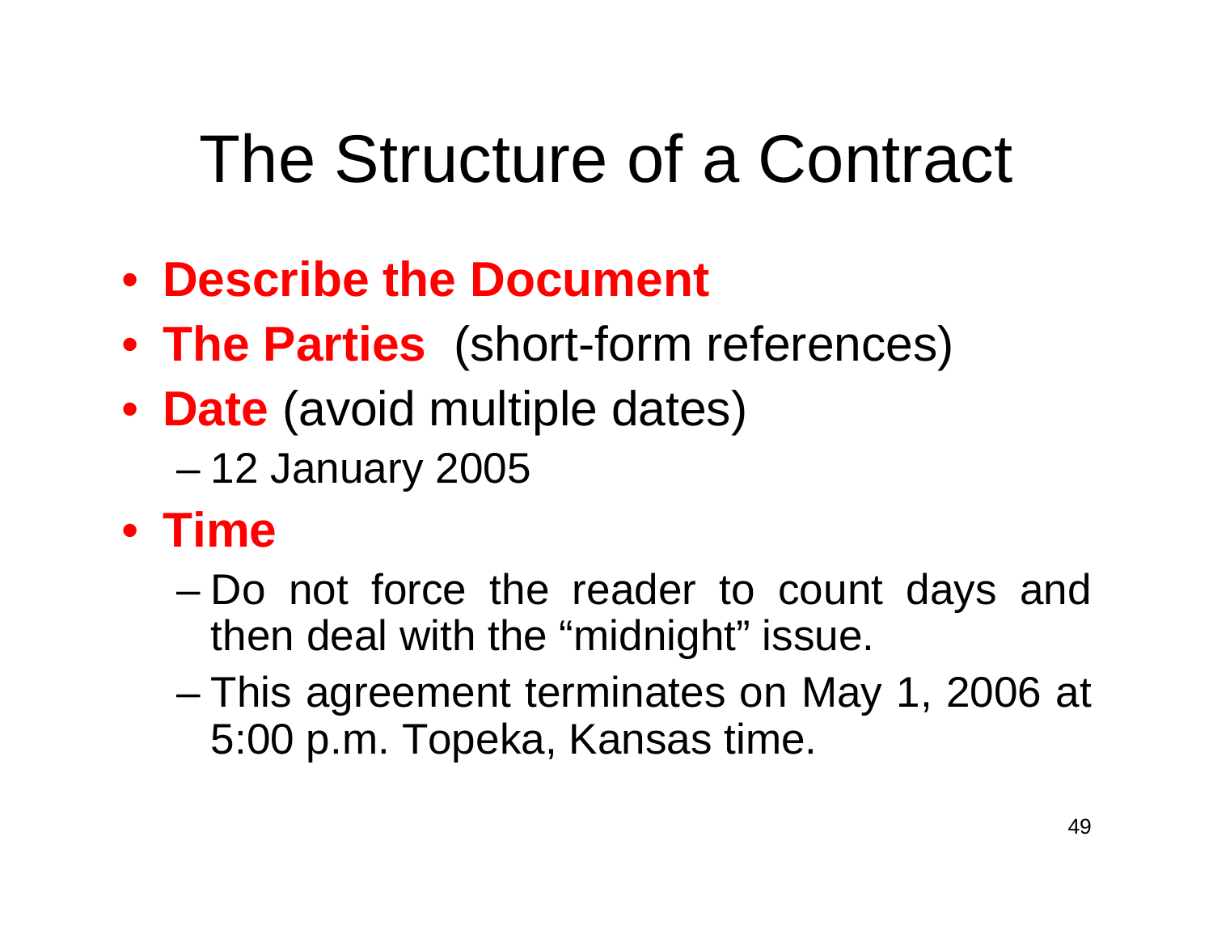# The Structure of a Contract

- **Describe the Document**
- **The Parties** (short-form references)
- **Date** (avoid multiple dates)
  - 12 January 2005
- **Time**
  - Do not force the reader to count days and then deal with the "midnight" issue.
  - This agreement terminates on May 1, 2006 at 5:00 p.m. Topeka, Kansas time.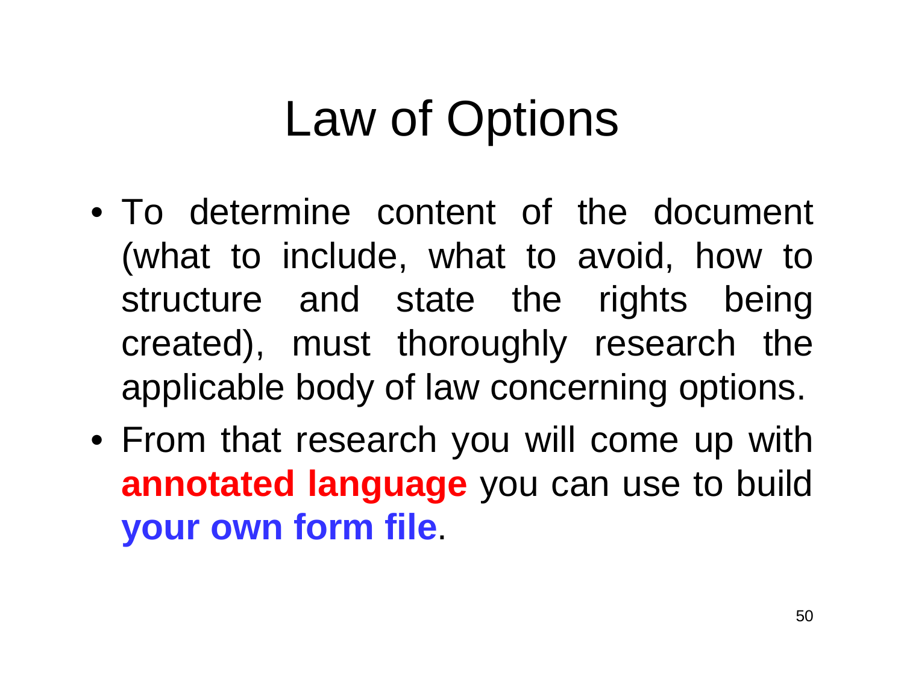# Law of Options

- To determine content of the document (what to include, what to avoid, how to structure and state the rights being created), must thoroughly research the applicable body of law concerning options.
- From that research you will come up with **annotated language** you can use to build **your own form file**.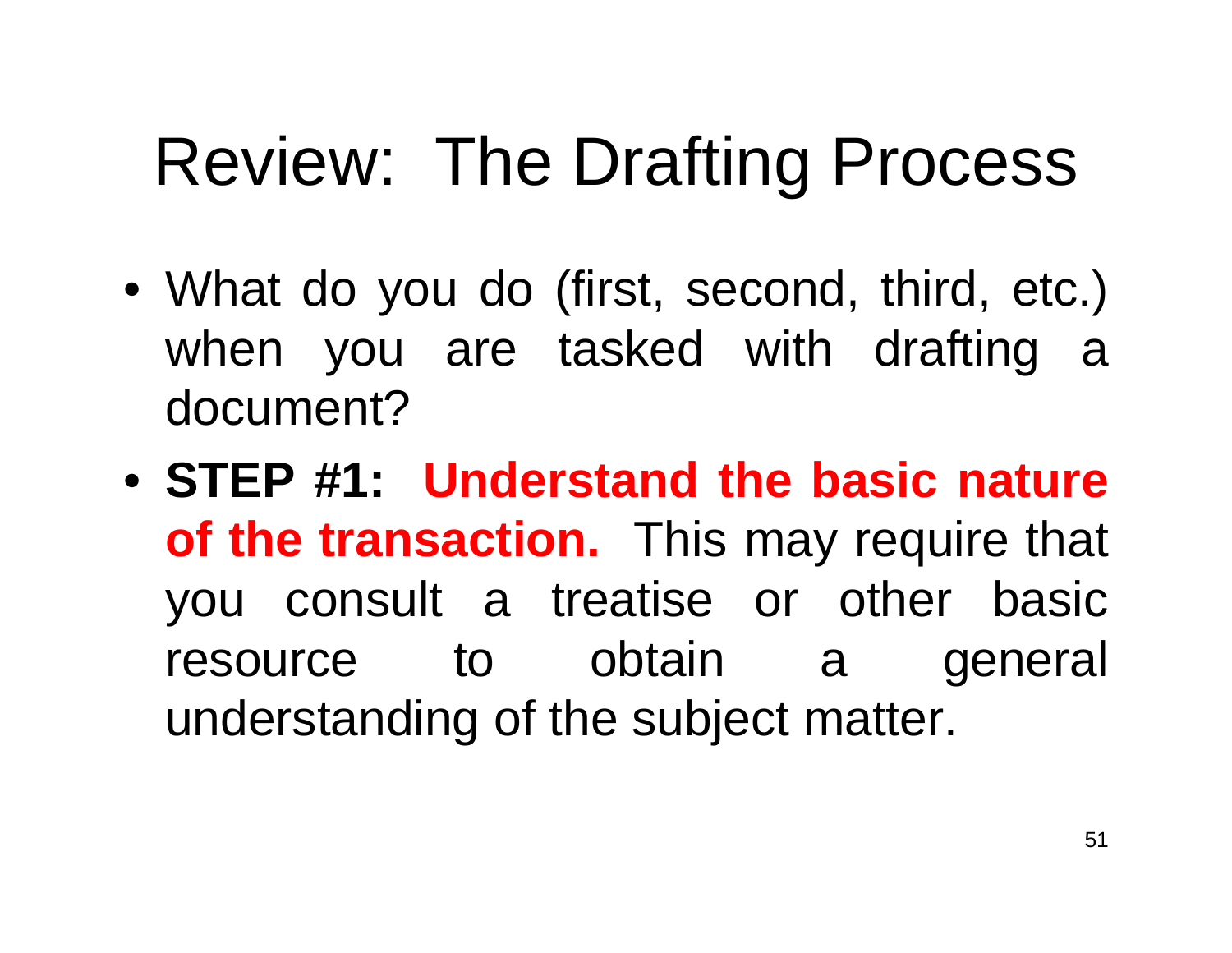# Review: The Drafting Process

- What do you do (first, second, third, etc.) when you are tasked with drafting a document?
- **STEP #1: Understand the basic nature of the transaction.** This may require that you consult a treatise or other basic resource to obtain a general understanding of the subject matter.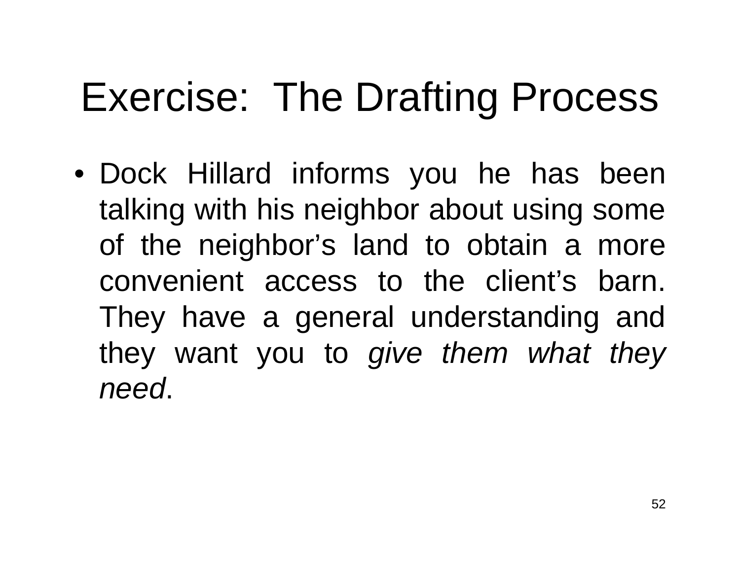# Exercise: The Drafting Process

- Dock Hillard informs you he has been talking with his neighbor about using some of the neighbor's land to obtain a more convenient access to the client's barn. They have a general understanding and they want you to *give them what they need*.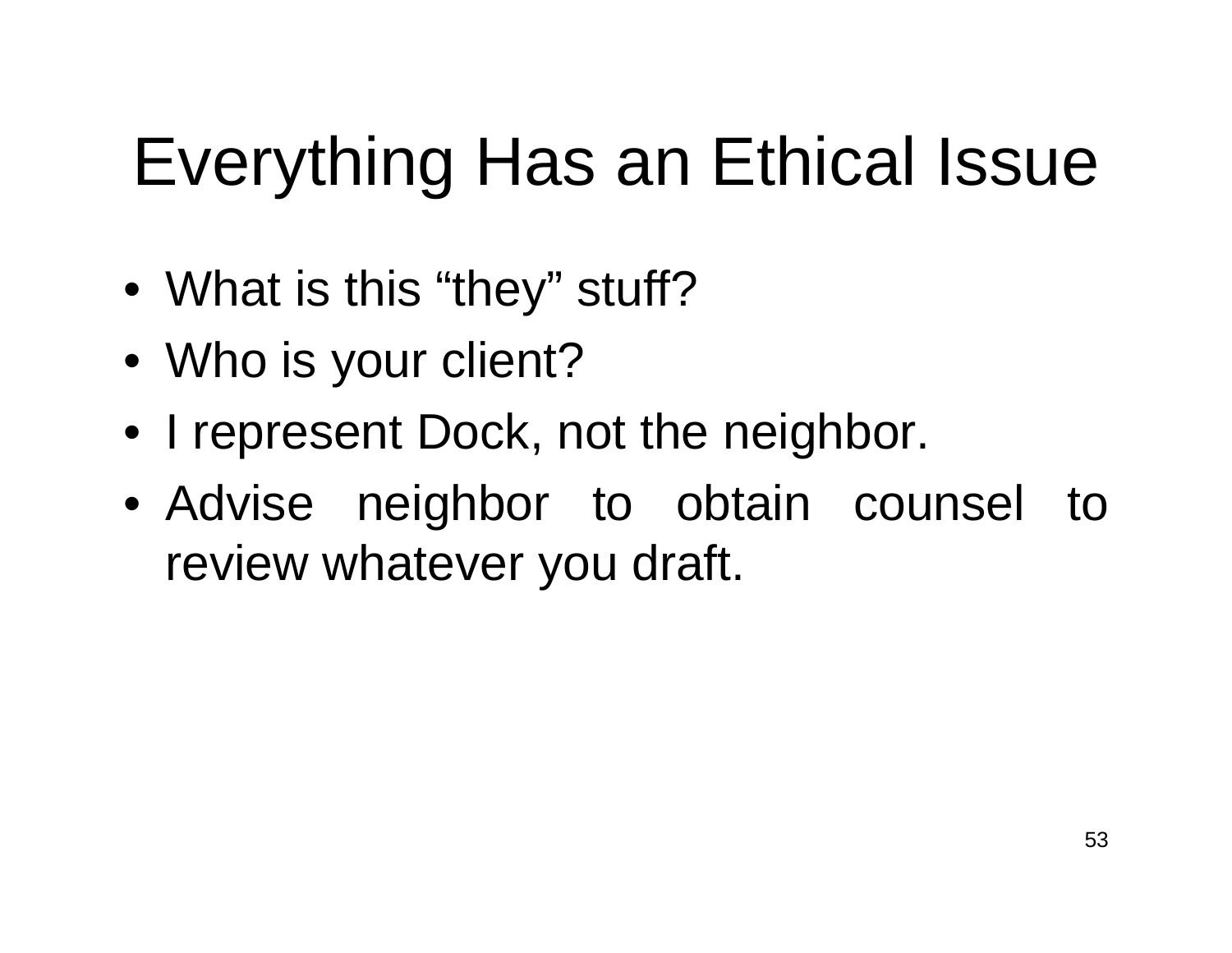# Everything Has an Ethical Issue

- What is this "they" stuff?
- Who is your client?
- I represent Dock, not the neighbor.
- Advise neighbor to obtain counsel to review whatever you draft.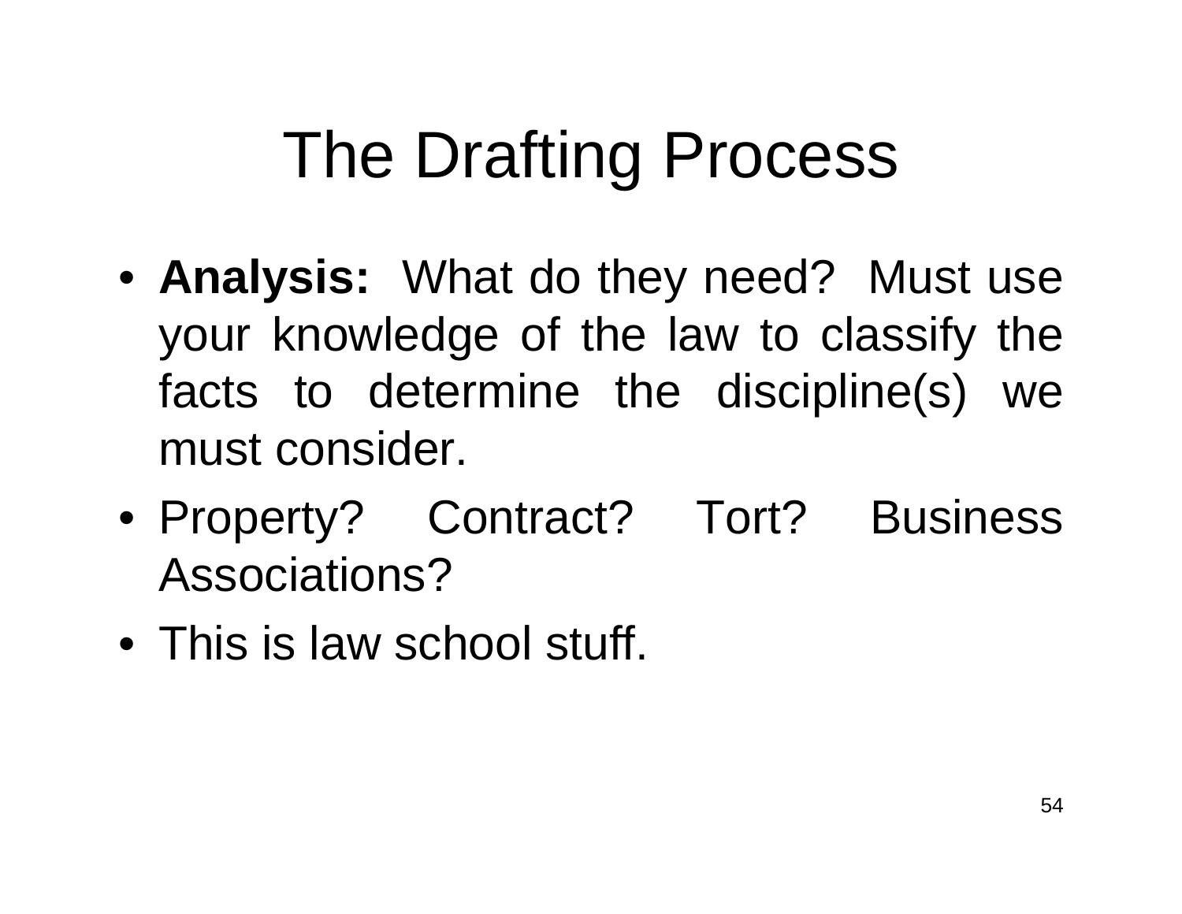# The Drafting Process

- **Analysis:** What do they need? Must use your knowledge of the law to classify the facts to determine the discipline(s) we must consider.
- Property? Contract? Tort? Business Associations?
- This is law school stuff.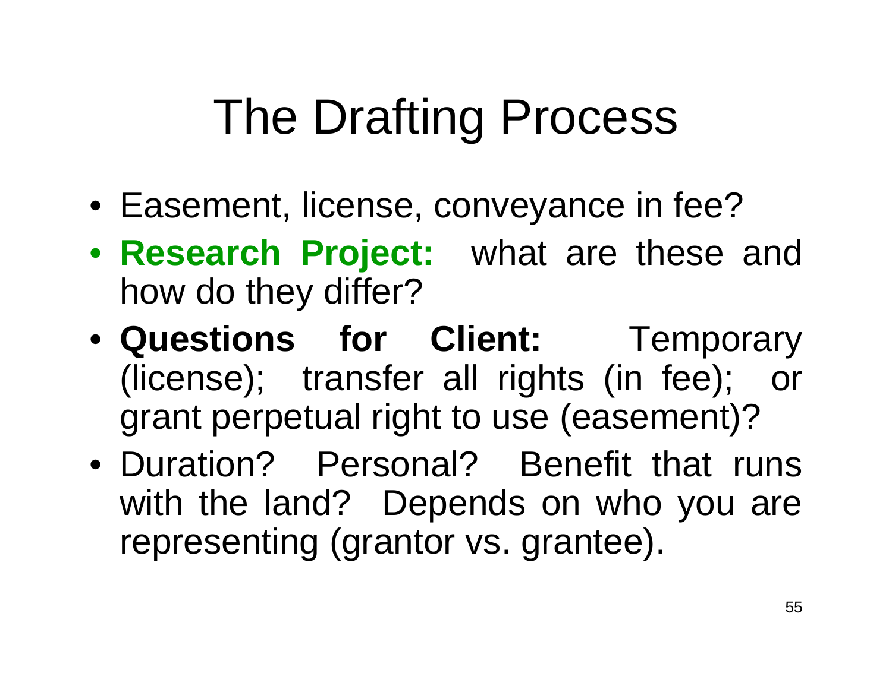# The Drafting Process

- Easement, license, conveyance in fee?
- **Research Project:** what are these and how do they differ?
- **Questions for Client:** Temporary (license); transfer all rights (in fee); or grant perpetual right to use (easement)?
- Duration? Personal? Benefit that runs with the land? Depends on who you are representing (grantor vs. grantee).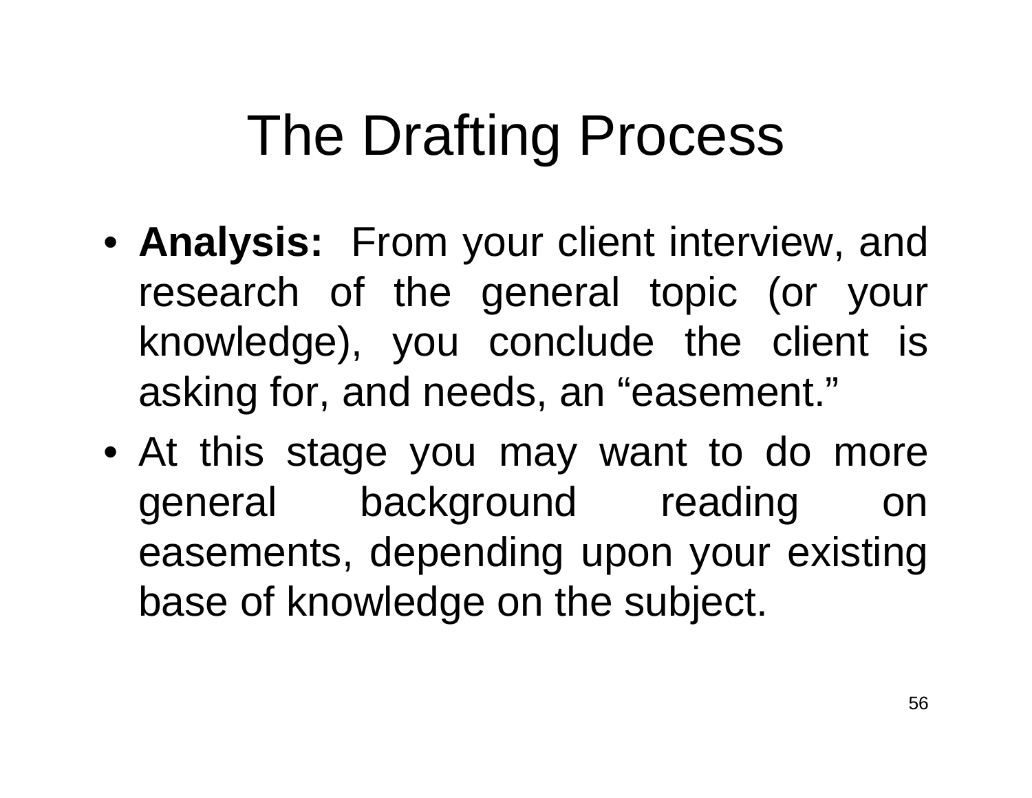# The Drafting Process

- **Analysis:** From your client interview, and research of the general topic (or your knowledge), you conclude the client is asking for, and needs, an "easement."
- At this stage you may want to do more general background reading on easements, depending upon your existing base of knowledge on the subject.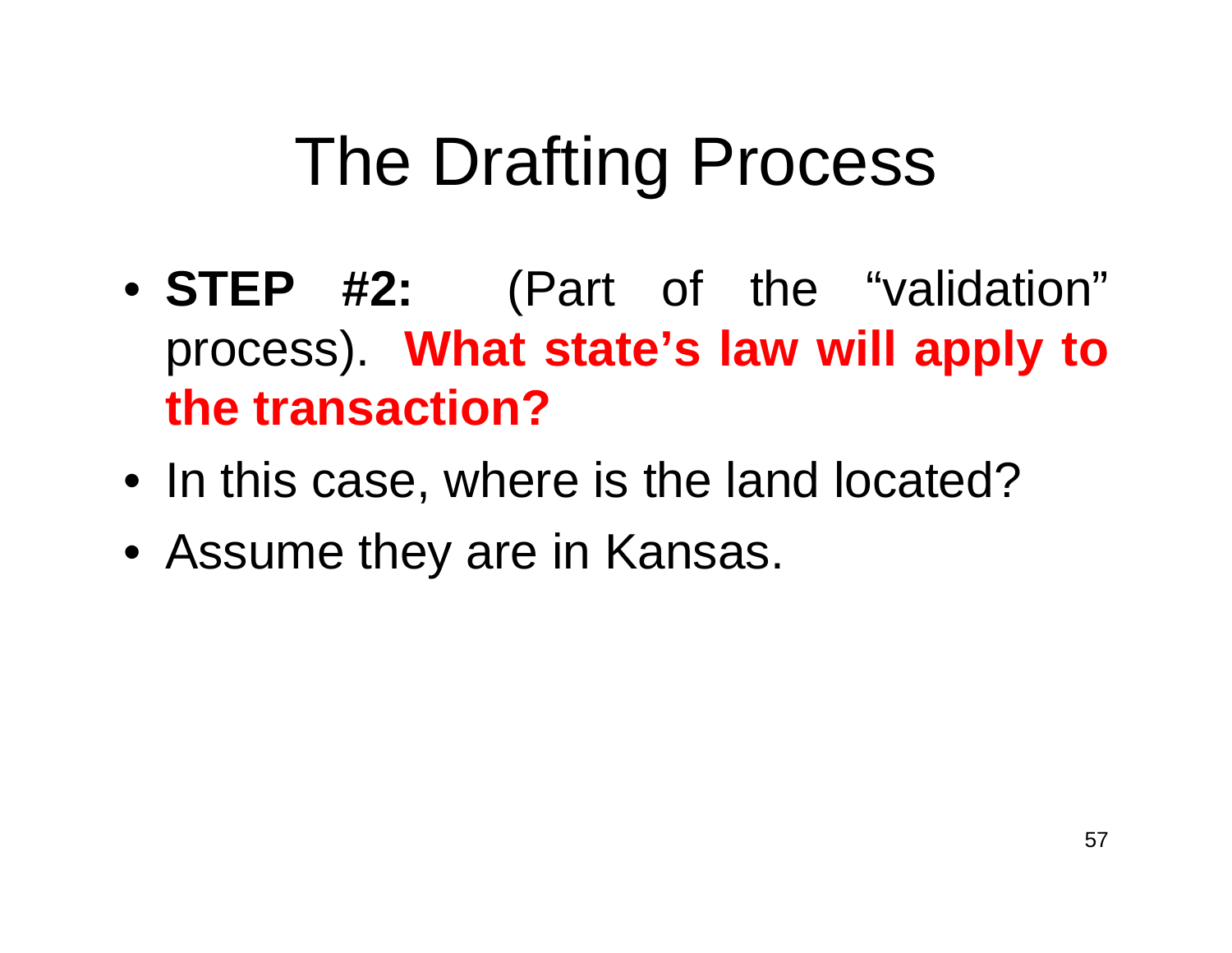# The Drafting Process

- **STEP #2:** (Part of the "validation" process). **What state's law will apply to the transaction?**
- In this case, where is the land located?
- Assume they are in Kansas.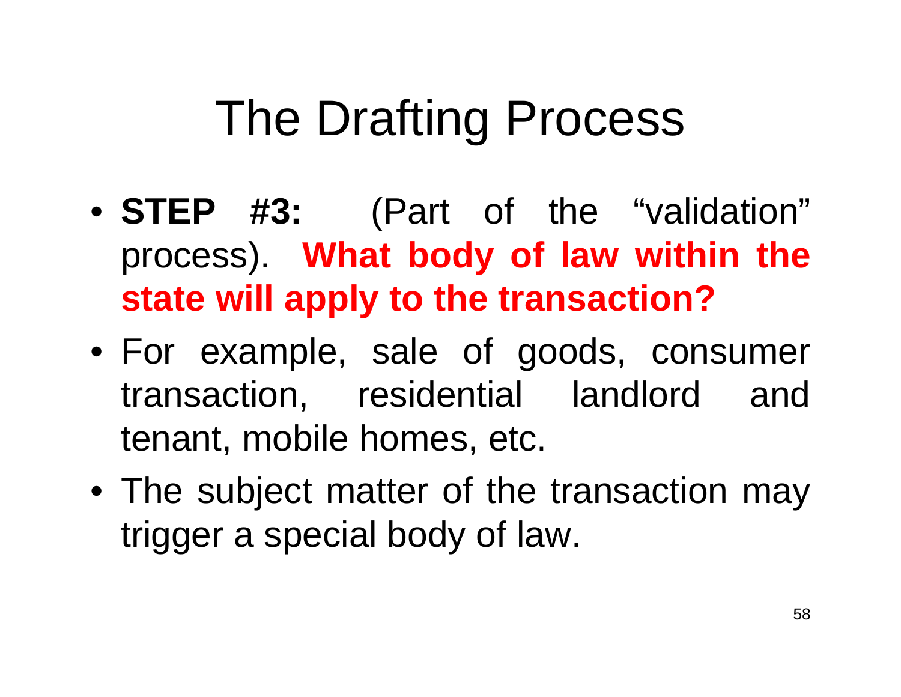# The Drafting Process

- **STEP #3:** (Part of the "validation" process). **What body of law within the state will apply to the transaction?**
- For example, sale of goods, consumer transaction, residential landlord and tenant, mobile homes, etc.
- The subject matter of the transaction may trigger a special body of law.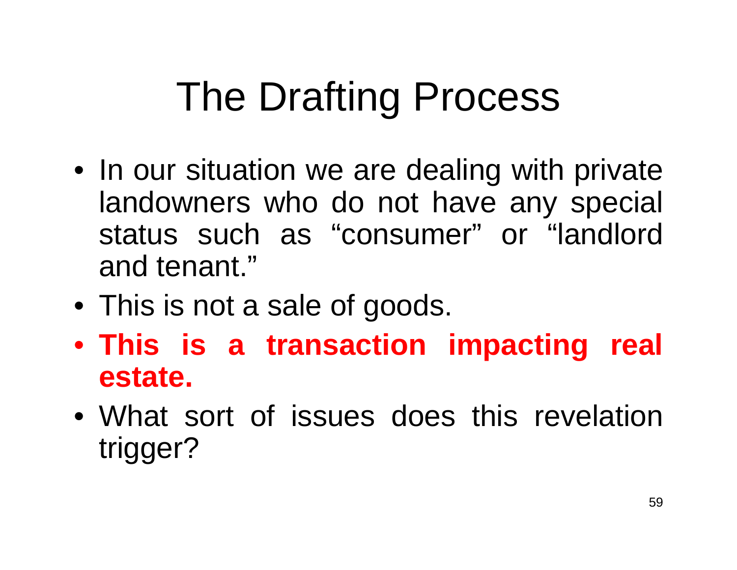# The Drafting Process

- In our situation we are dealing with private landowners who do not have any special status such as "consumer" or "landlord and tenant."
- This is not a sale of goods.
- **This is a transaction impacting real estate.**
- What sort of issues does this revelation trigger?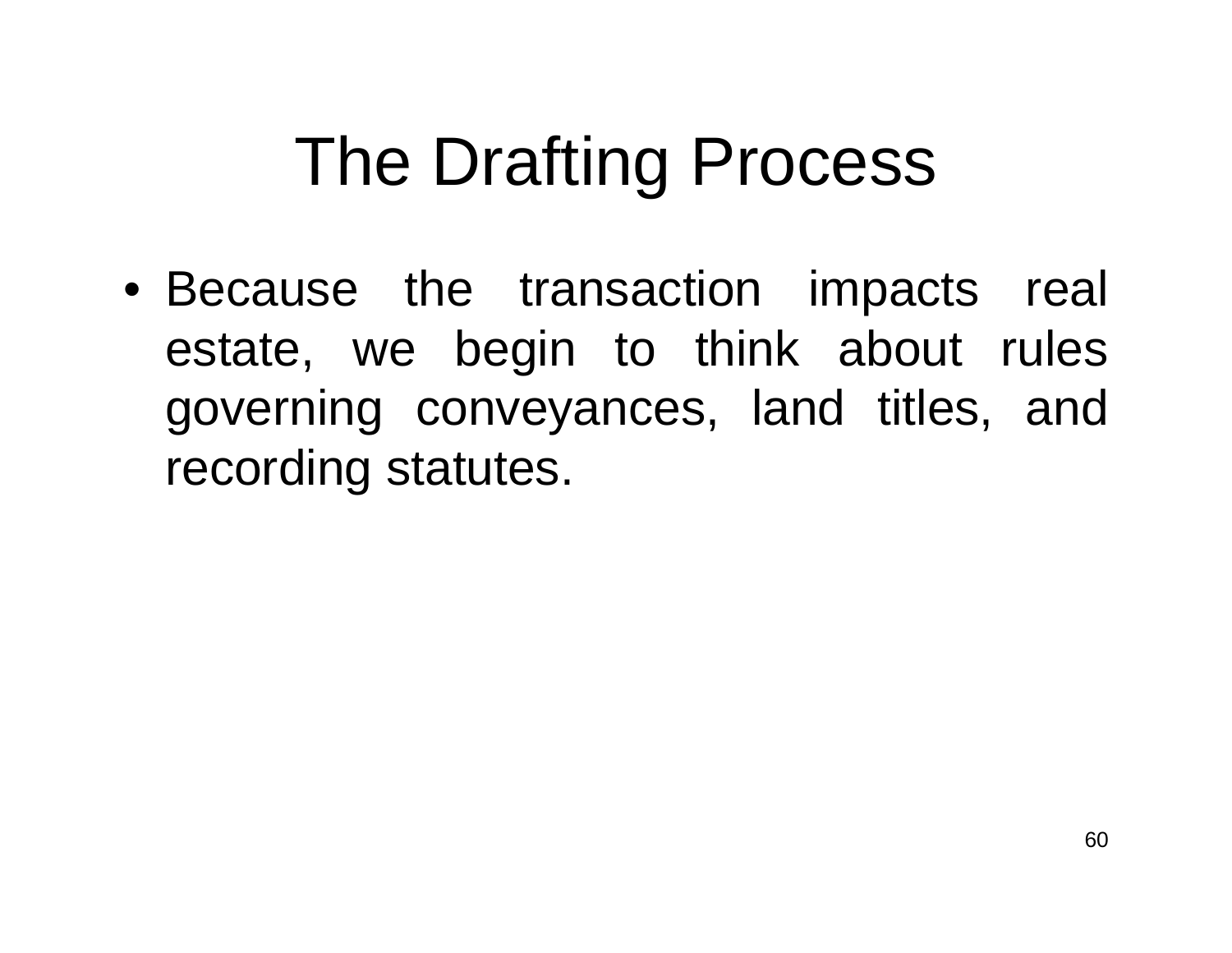# The Drafting Process

- Because the transaction impacts real estate, we begin to think about rules governing conveyances, land titles, and recording statutes.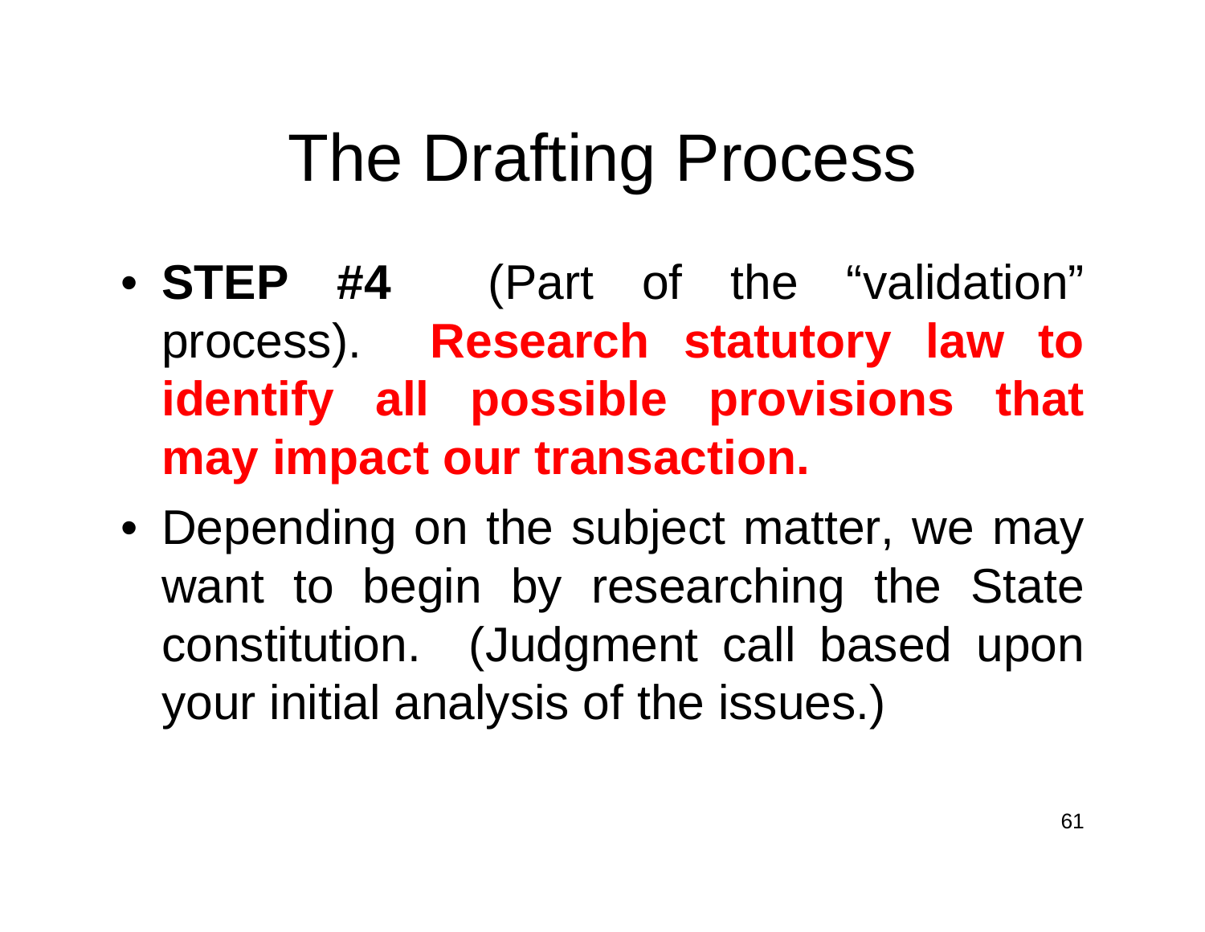# The Drafting Process

- **STEP #4** (Part of the "validation" process). **Research statutory law to identify all possible provisions that may impact our transaction.**
- Depending on the subject matter, we may want to begin by researching the State constitution. (Judgment call based upon your initial analysis of the issues.)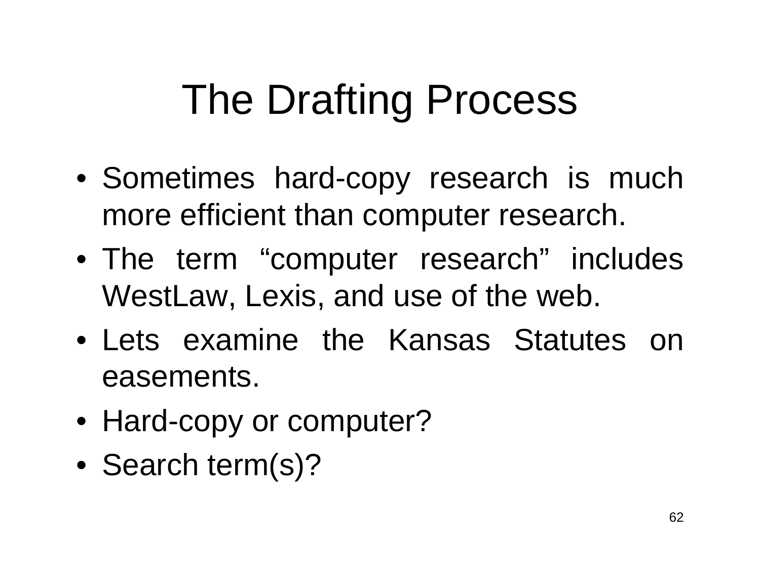# The Drafting Process

- Sometimes hard-copy research is much more efficient than computer research.
- The term "computer research" includes WestLaw, Lexis, and use of the web.
- Lets examine the Kansas Statutes on easements.
- Hard-copy or computer?
- Search term(s)?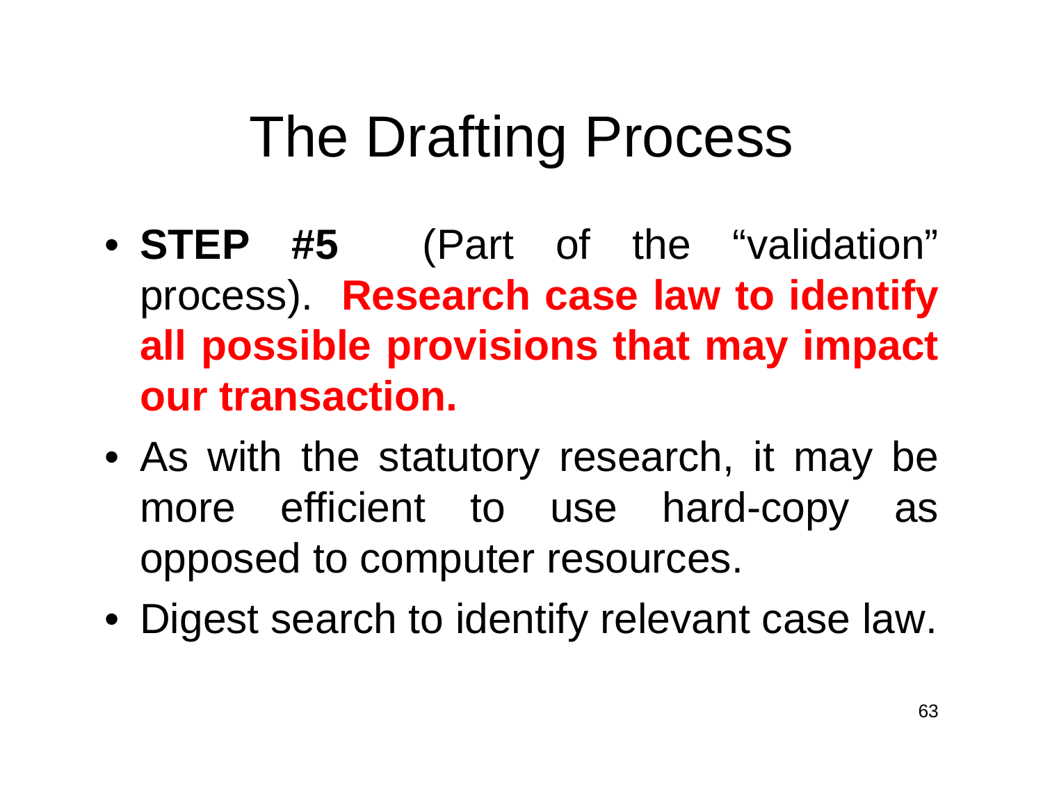# The Drafting Process

- **STEP #5** (Part of the "validation" process). **Research case law to identify all possible provisions that may impact our transaction.**
- As with the statutory research, it may be more efficient to use hard-copy as opposed to computer resources.
- Digest search to identify relevant case law.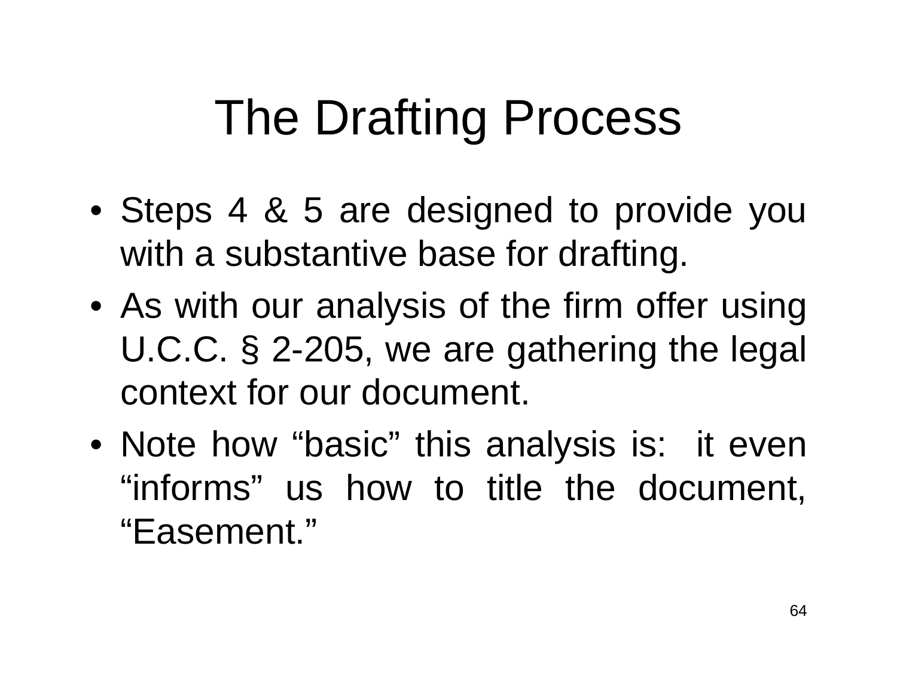# The Drafting Process

- Steps 4 & 5 are designed to provide you with a substantive base for drafting.
- As with our analysis of the firm offer using U.C.C. § 2-205, we are gathering the legal context for our document.
- Note how "basic" this analysis is: it even "informs" us how to title the document, "Easement."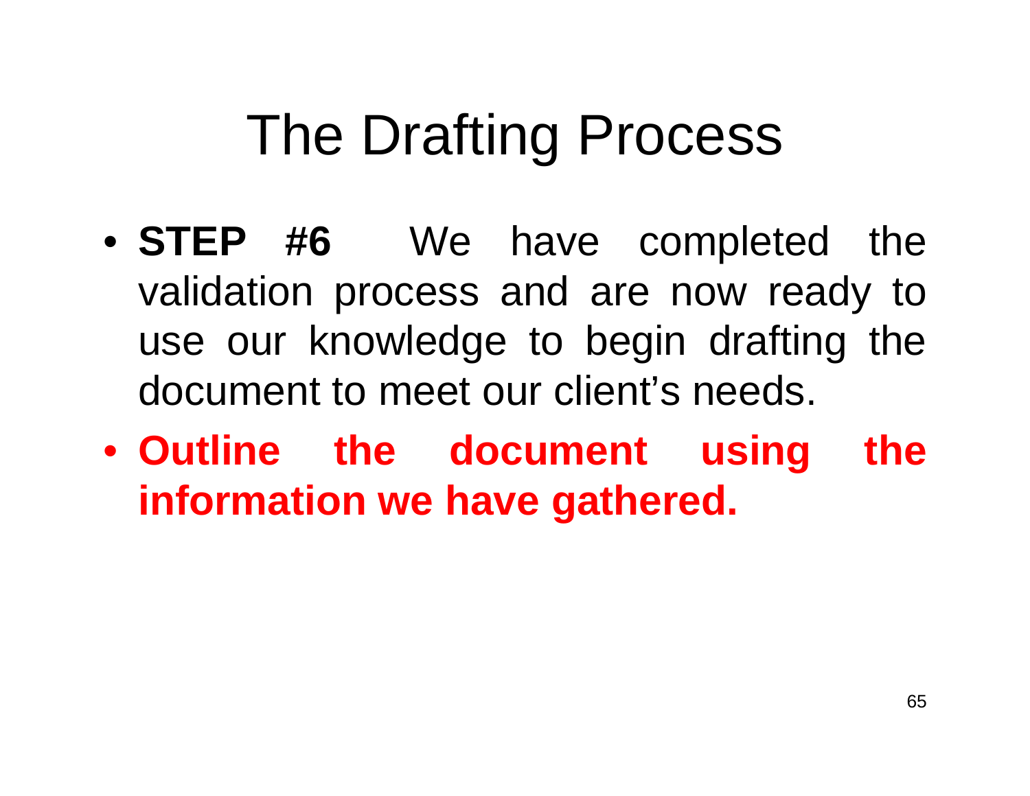# The Drafting Process

- **STEP #6** We have completed the validation process and are now ready to use our knowledge to begin drafting the document to meet our client's needs.
- **Outline the document using the information we have gathered.**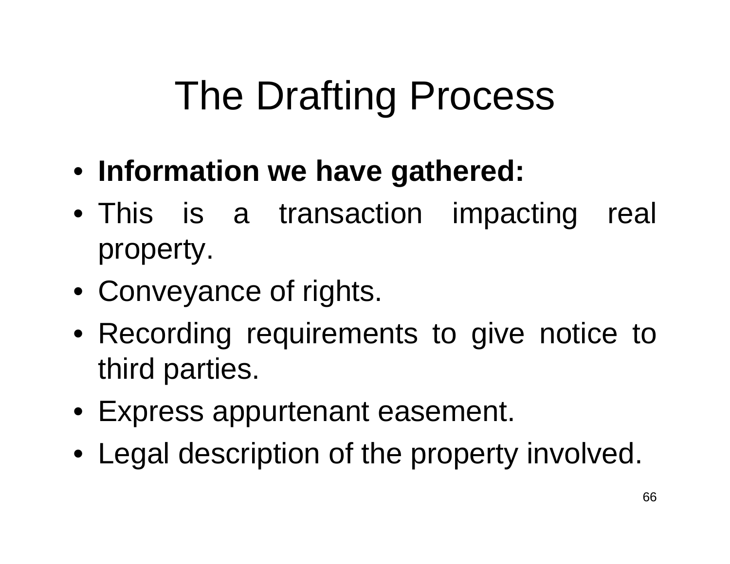# The Drafting Process

- **Information we have gathered:**
- This is a transaction impacting real property.
- Conveyance of rights.
- Recording requirements to give notice to third parties.
- Express appurtenant easement.
- Legal description of the property involved.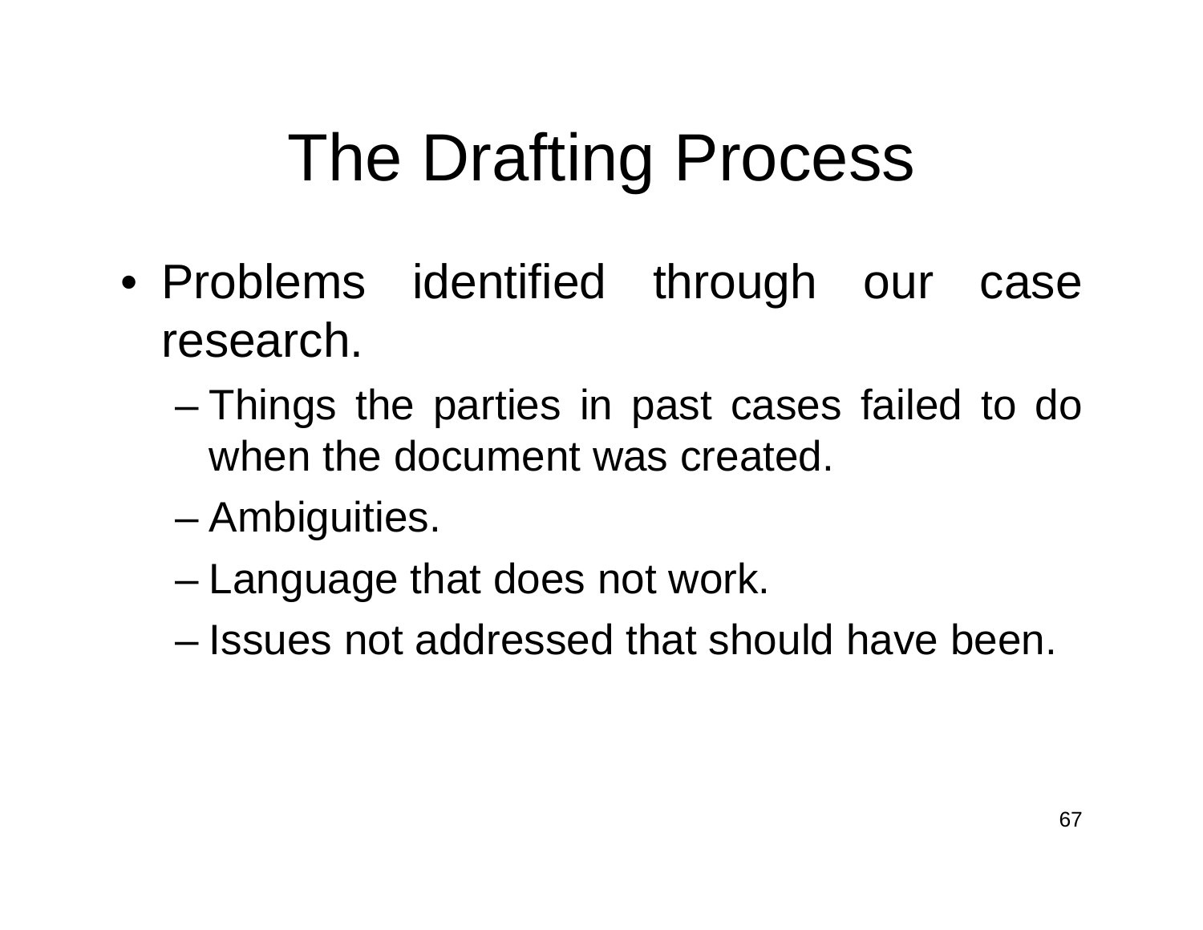# The Drafting Process

- Problems identified through our case research.
  - Things the parties in past cases failed to do when the document was created.
  - Ambiguities.
  - Language that does not work.
  - Issues not addressed that should have been.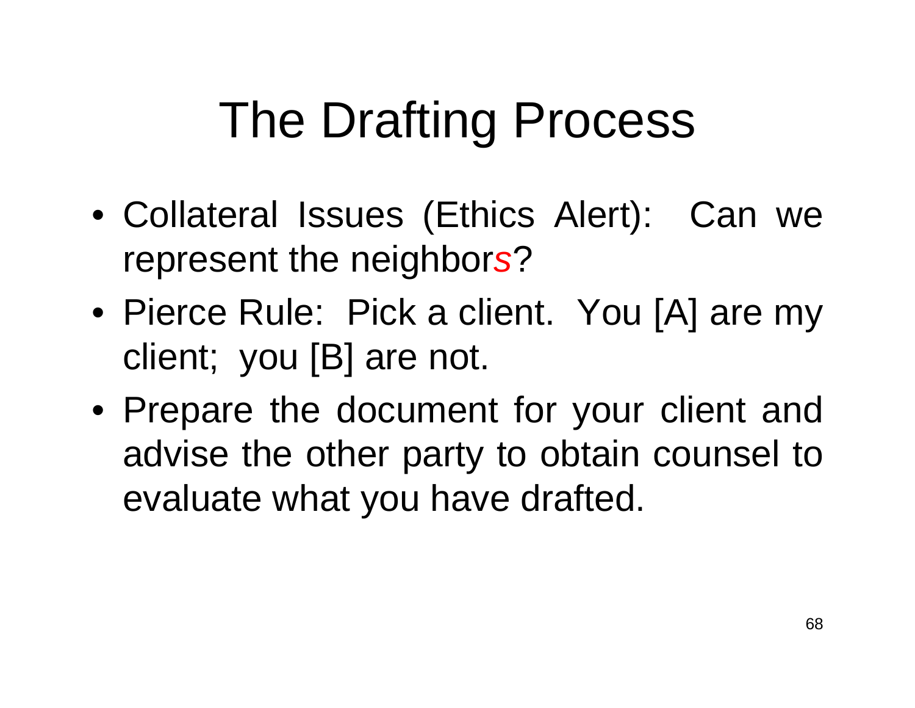# The Drafting Process

- Collateral Issues (Ethics Alert): Can we represent the neighbor*s*?
- Pierce Rule: Pick a client. You [A] are my client; you [B] are not.
- Prepare the document for your client and advise the other party to obtain counsel to evaluate what you have drafted.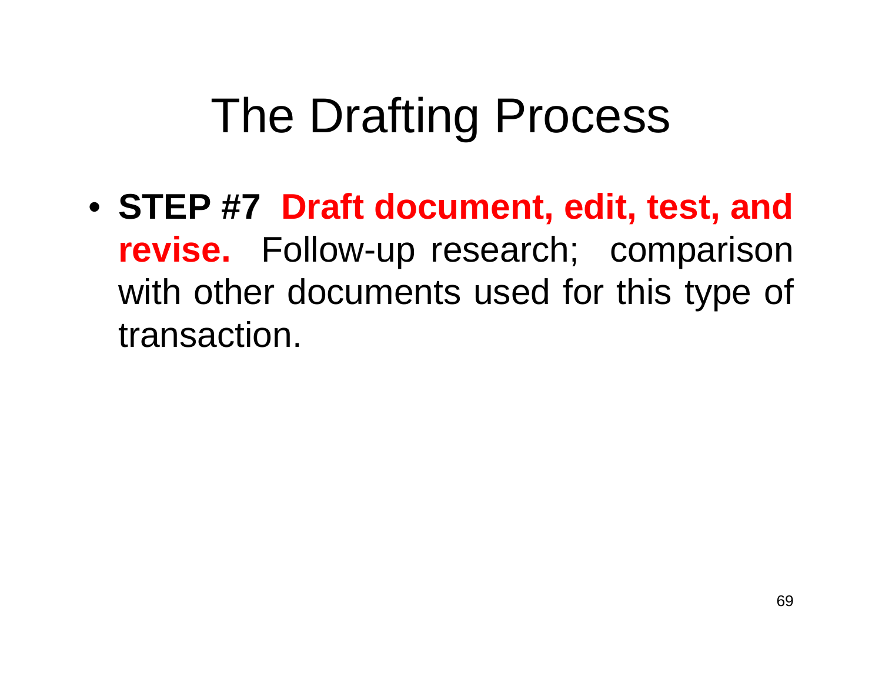# The Drafting Process

- **STEP #7 Draft document, edit, test, and revise.** Follow-up research; comparison with other documents used for this type of transaction.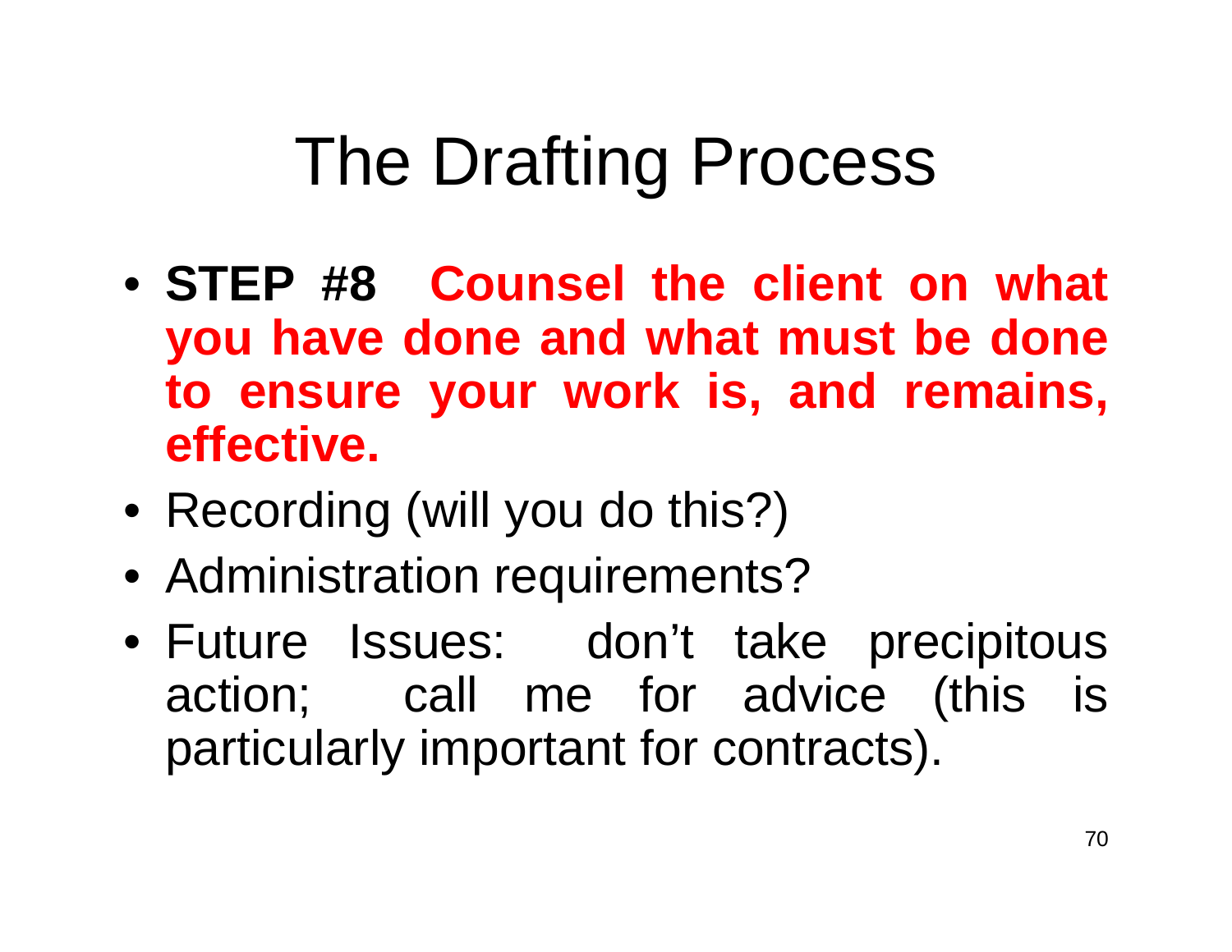# The Drafting Process

- **STEP #8 Counsel the client on what you have done and what must be done to ensure your work is, and remains, effective.**
- Recording (will you do this?)
- Administration requirements?
- Future Issues: don't take precipitous action; call me for advice (this is particularly important for contracts).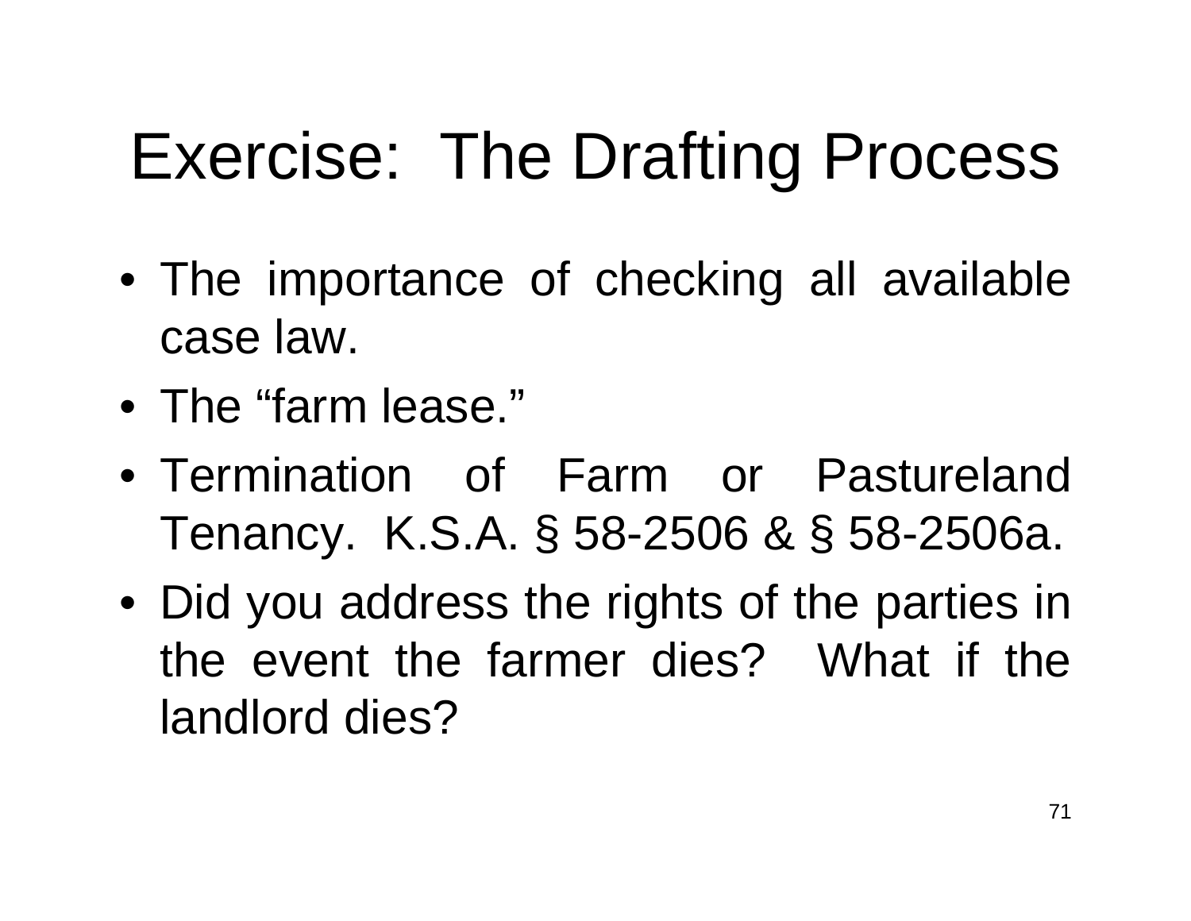# Exercise: The Drafting Process

- The importance of checking all available case law.
- The "farm lease."
- Termination of Farm or Pastureland Tenancy. K.S.A. § 58-2506 & § 58-2506a.
- Did you address the rights of the parties in the event the farmer dies? What if the landlord dies?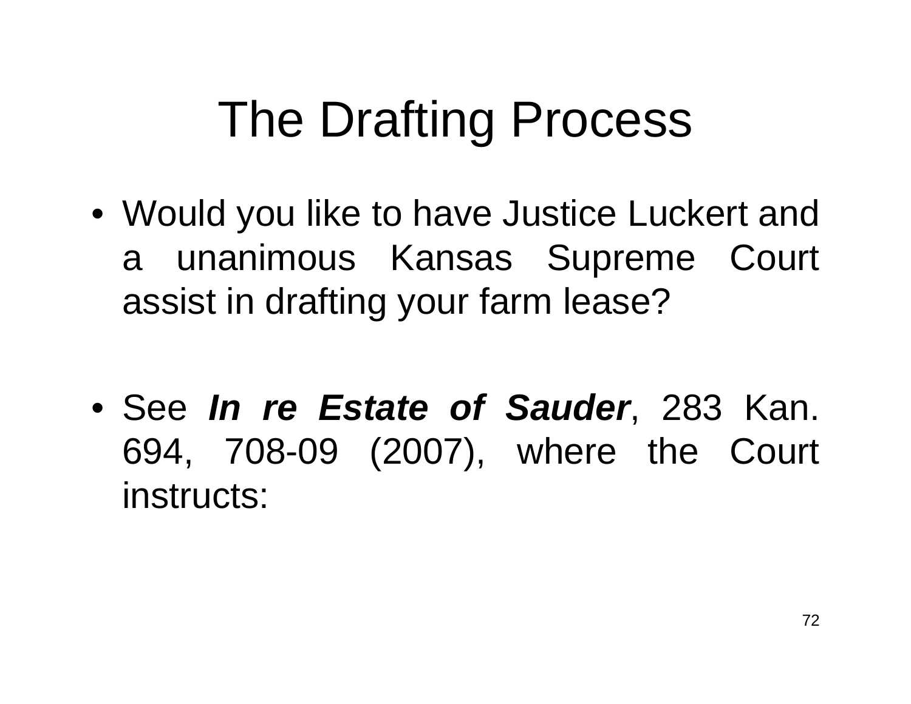# The Drafting Process

- Would you like to have Justice Luckert and a unanimous Kansas Supreme Court assist in drafting your farm lease?

- See ***In re Estate of Sauder***, 283 Kan. 694, 708-09 (2007), where the Court instructs: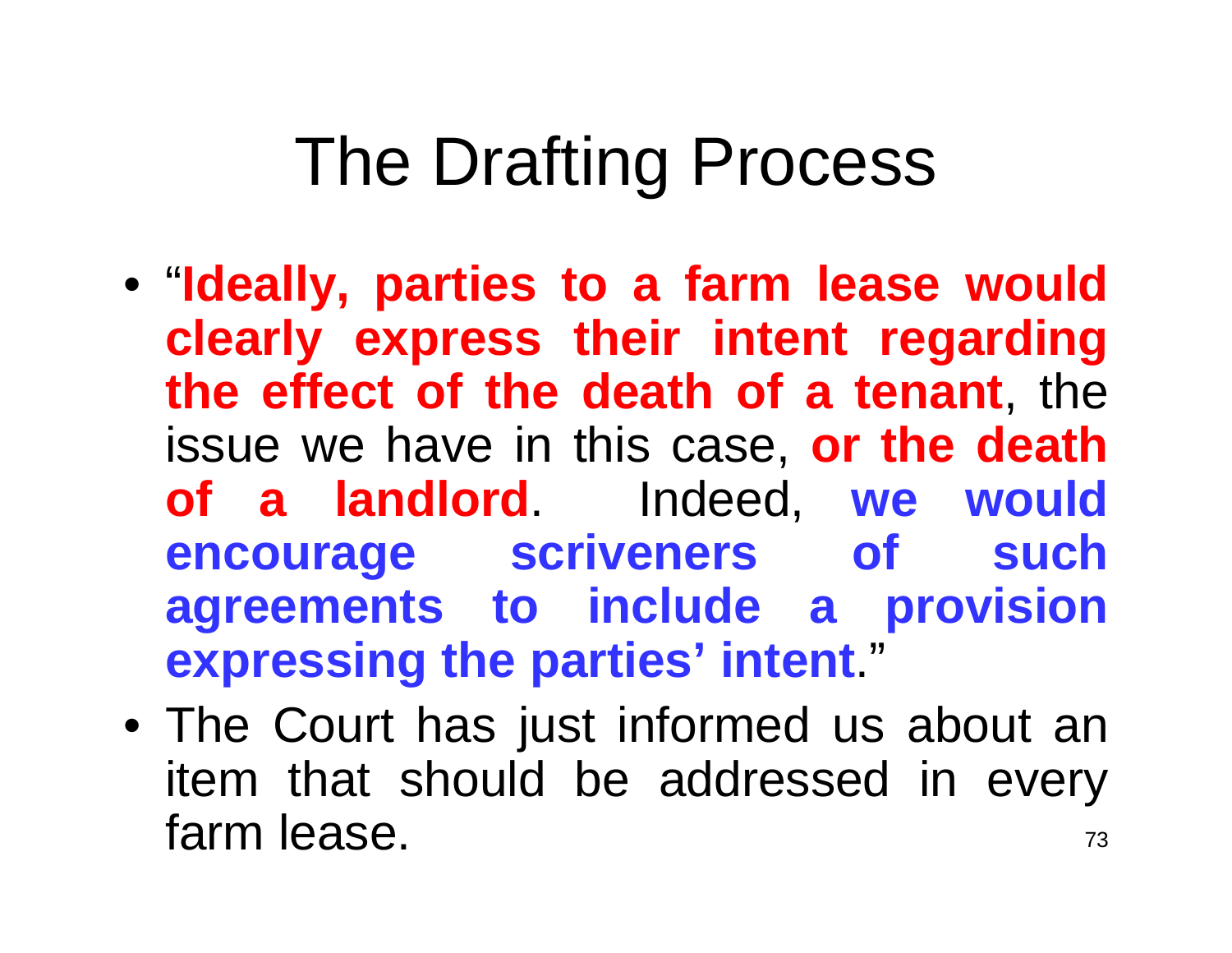# The Drafting Process

- "**Ideally, parties to a farm lease would clearly express their intent regarding the effect of the death of a tenant**, the issue we have in this case, **or the death of a landlord**. Indeed, **we would encourage scriveners of such agreements to include a provision expressing the parties' intent**."
- The Court has just informed us about an item that should be addressed in every farm lease.